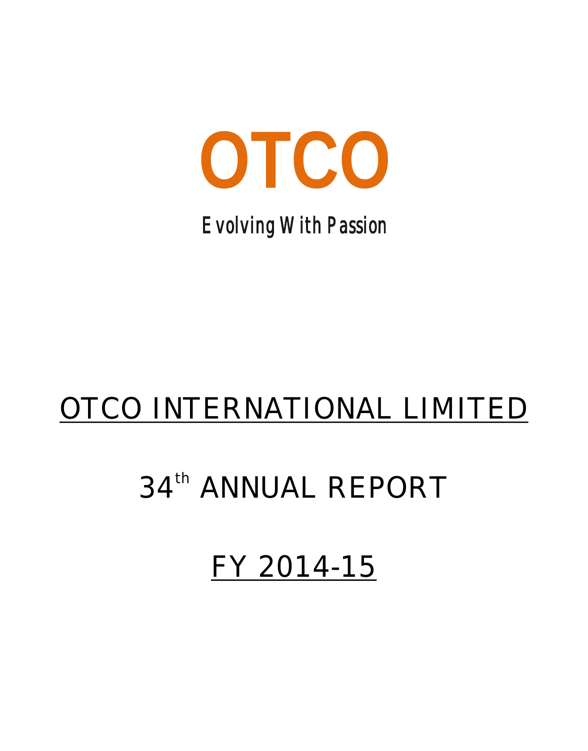# OTCO

**Evolving With Passion**

## OTCO INTERNATIONAL LIMITED

## 34th ANNUAL REPORT

## FY 2014-15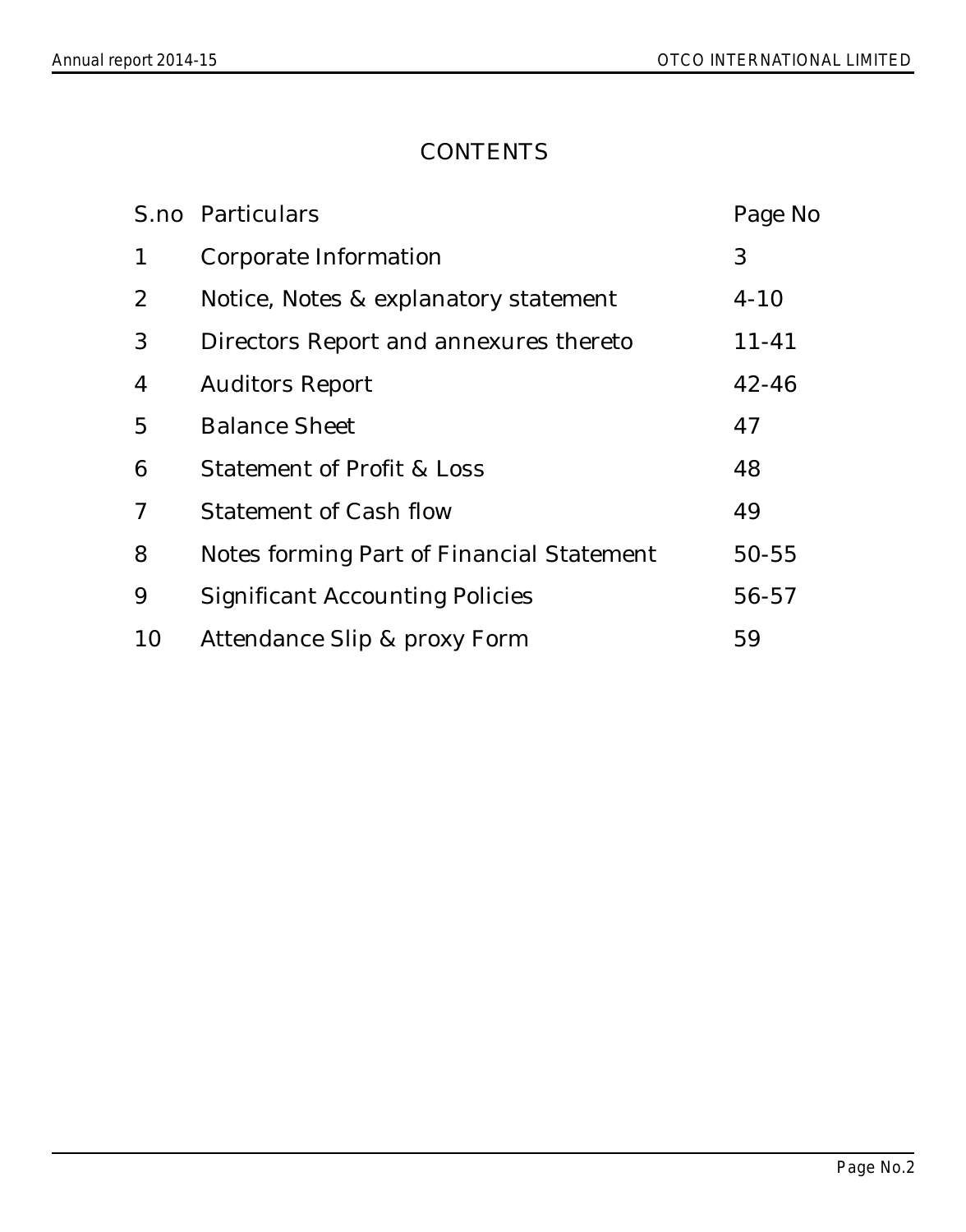# CONTENTS

| S.no | Particulars | Page No |
|---|---|---|
| 1 | Corporate Information | 3 |
| 2 | Notice, Notes & explanatory statement | 4-10 |
| 3 | Directors Report and annexures thereto | 11-41 |
| 4 | Auditors Report | 42-46 |
| 5 | Balance Sheet | 47 |
| 6 | Statement of Profit & Loss | 48 |
| 7 | Statement of Cash flow | 49 |
| 8 | Notes forming Part of Financial Statement | 50-55 |
| 9 | Significant Accounting Policies | 56-57 |
| 10 | Attendance Slip & proxy Form | 59 |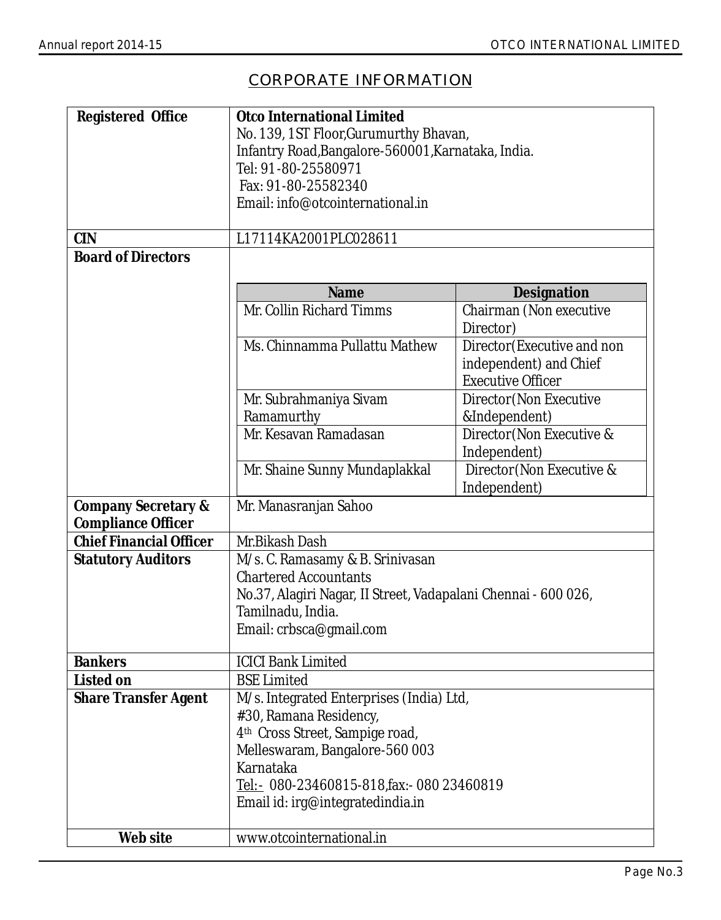# CORPORATE INFORMATION

| | |
|---|---|
| **Registered Office** | **Otco International Limited**<br>No. 139, 1ST Floor,Gurumurthy Bhavan,<br>Infantry Road,Bangalore-560001,Karnataka, India.<br>Tel: 91-80-25580971<br>Fax: 91-80-25582340<br>Email: info@otcointernational.in |
| **CIN** | L17114KA2001PLC028611 |
| **Board of Directors** | |
| **Company Secretary & Compliance Officer** | Mr. Manasranjan Sahoo |
| **Chief Financial Officer** | Mr.Bikash Dash |
| **Statutory Auditors** | M/s. C. Ramasamy & B. Srinivasan<br>Chartered Accountants<br>No.37, Alagiri Nagar, II Street, Vadapalani Chennai - 600 026,<br>Tamilnadu, India.<br>Email: crbsca@gmail.com |
| **Bankers** | ICICI Bank Limited |
| **Listed on** | BSE Limited |
| **Share Transfer Agent** | M/s. Integrated Enterprises (India) Ltd,<br>#30, Ramana Residency,<br>4th Cross Street, Sampige road,<br>Melleswaram, Bangalore-560 003<br>Karnataka<br>Tel:- 080-23460815-818,fax:- 080 23460819<br>Email id: irg@integratedindia.in |
| **Web site** | www.otcointernational.in |

**Board of Directors**

| Name | Designation |
|---|---|
| Mr. Collin Richard Timms | Chairman (Non executive Director) |
| Ms. Chinnamma Pullattu Mathew | Director(Executive and non independent) and Chief Executive Officer |
| Mr. Subrahmaniya Sivam Ramamurthy | Director(Non Executive &Independent) |
| Mr. Kesavan Ramadasan | Director(Non Executive & Independent) |
| Mr. Shaine Sunny Mundaplakkal | Director(Non Executive & Independent) |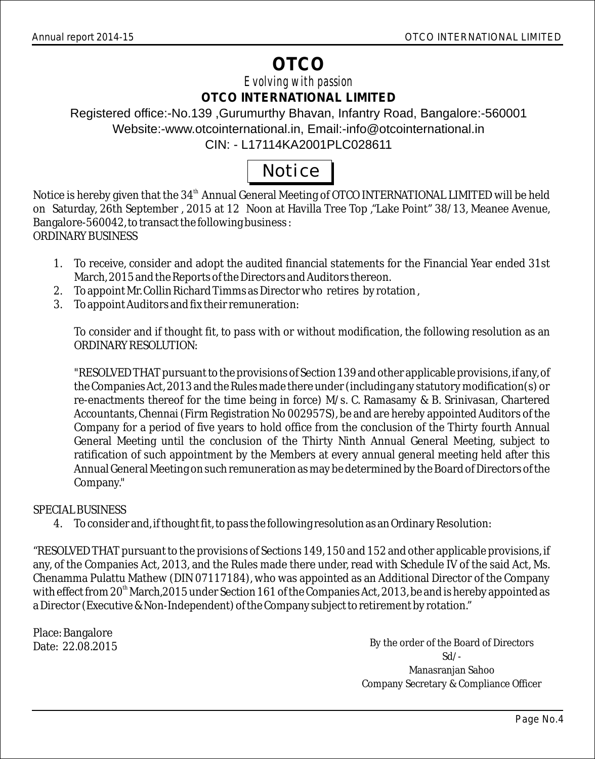# OTCO

*Evolving with passion*

**OTCO INTERNATIONAL LIMITED**

Registered office:-No.139 ,Gurumurthy Bhavan, Infantry Road, Bangalore:-560001

Website:-www.otcointernational.in, Email:-info@otcointernational.in

CIN: - L17114KA2001PLC028611

## Notice

Notice is hereby given that the 34th Annual General Meeting of OTCO INTERNATIONAL LIMITED will be held on Saturday, 26th September , 2015 at 12 Noon at Havilla Tree Top ,"Lake Point" 38/13, Meanee Avenue, Bangalore-560042, to transact the following business :

ORDINARY BUSINESS

1. To receive, consider and adopt the audited financial statements for the Financial Year ended 31st March, 2015 and the Reports of the Directors and Auditors thereon.
2. To appoint Mr. Collin Richard Timms as Director who retires by rotation ,
3. To appoint Auditors and fix their remuneration:

   To consider and if thought fit, to pass with or without modification, the following resolution as an ORDINARY RESOLUTION:

   "RESOLVED THAT pursuant to the provisions of Section 139 and other applicable provisions, if any, of the Companies Act, 2013 and the Rules made there under (including any statutory modification(s) or re-enactments thereof for the time being in force) M/s. C. Ramasamy & B. Srinivasan, Chartered Accountants, Chennai (Firm Registration No 002957S), be and are hereby appointed Auditors of the Company for a period of five years to hold office from the conclusion of the Thirty fourth Annual General Meeting until the conclusion of the Thirty Ninth Annual General Meeting, subject to ratification of such appointment by the Members at every annual general meeting held after this Annual General Meeting on such remuneration as may be determined by the Board of Directors of the Company."

SPECIAL BUSINESS

4. To consider and, if thought fit, to pass the following resolution as an Ordinary Resolution:

"RESOLVED THAT pursuant to the provisions of Sections 149, 150 and 152 and other applicable provisions, if any, of the Companies Act, 2013, and the Rules made there under, read with Schedule IV of the said Act, Ms. Chenamma Pulattu Mathew (DIN 07117184), who was appointed as an Additional Director of the Company with effect from 20th March,2015 under Section 161 of the Companies Act, 2013, be and is hereby appointed as a Director (Executive & Non-Independent) of the Company subject to retirement by rotation."

Place: Bangalore
Date: 22.08.2015

By the order of the Board of Directors
Sd/-
Manasranjan Sahoo
Company Secretary & Compliance Officer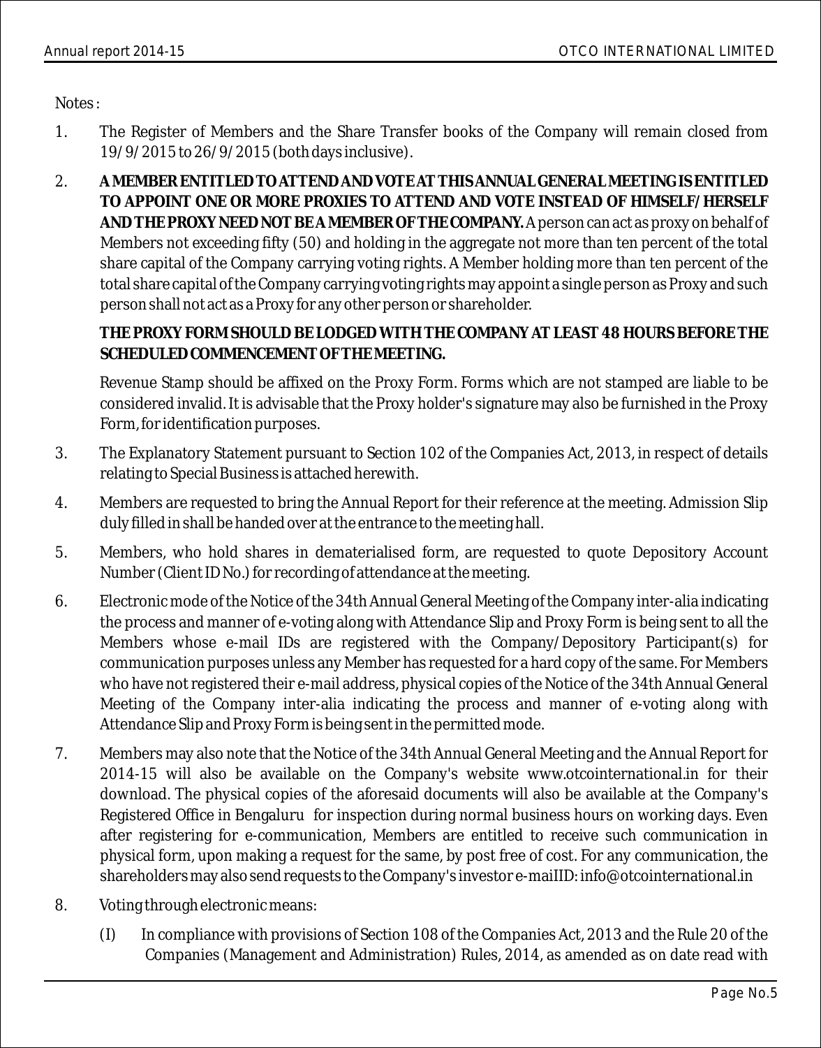Notes :

1. The Register of Members and the Share Transfer books of the Company will remain closed from 19/9/2015 to 26/9/2015 (both days inclusive).

2. **A MEMBER ENTITLED TO ATTEND AND VOTE AT THIS ANNUAL GENERAL MEETING IS ENTITLED TO APPOINT ONE OR MORE PROXIES TO ATTEND AND VOTE INSTEAD OF HIMSELF/HERSELF AND THE PROXY NEED NOT BE A MEMBER OF THE COMPANY.** A person can act as proxy on behalf of Members not exceeding fifty (50) and holding in the aggregate not more than ten percent of the total share capital of the Company carrying voting rights. A Member holding more than ten percent of the total share capital of the Company carrying voting rights may appoint a single person as Proxy and such person shall not act as a Proxy for any other person or shareholder.

   **THE PROXY FORM SHOULD BE LODGED WITH THE COMPANY AT LEAST 48 HOURS BEFORE THE SCHEDULED COMMENCEMENT OF THE MEETING.**

   Revenue Stamp should be affixed on the Proxy Form. Forms which are not stamped are liable to be considered invalid. It is advisable that the Proxy holder's signature may also be furnished in the Proxy Form, for identification purposes.

3. The Explanatory Statement pursuant to Section 102 of the Companies Act, 2013, in respect of details relating to Special Business is attached herewith.

4. Members are requested to bring the Annual Report for their reference at the meeting. Admission Slip duly filled in shall be handed over at the entrance to the meeting hall.

5. Members, who hold shares in dematerialised form, are requested to quote Depository Account Number (Client ID No.) for recording of attendance at the meeting.

6. Electronic mode of the Notice of the 34th Annual General Meeting of the Company inter-alia indicating the process and manner of e-voting along with Attendance Slip and Proxy Form is being sent to all the Members whose e-mail IDs are registered with the Company/Depository Participant(s) for communication purposes unless any Member has requested for a hard copy of the same. For Members who have not registered their e-mail address, physical copies of the Notice of the 34th Annual General Meeting of the Company inter-alia indicating the process and manner of e-voting along with Attendance Slip and Proxy Form is being sent in the permitted mode.

7. Members may also note that the Notice of the 34th Annual General Meeting and the Annual Report for 2014-15 will also be available on the Company's website www.otcointernational.in for their download. The physical copies of the aforesaid documents will also be available at the Company's Registered Office in Bengaluru for inspection during normal business hours on working days. Even after registering for e-communication, Members are entitled to receive such communication in physical form, upon making a request for the same, by post free of cost. For any communication, the shareholders may also send requests to the Company's investor e-mailID: info@otcointernational.in

8. Voting through electronic means:

   (I) In compliance with provisions of Section 108 of the Companies Act, 2013 and the Rule 20 of the Companies (Management and Administration) Rules, 2014, as amended as on date read with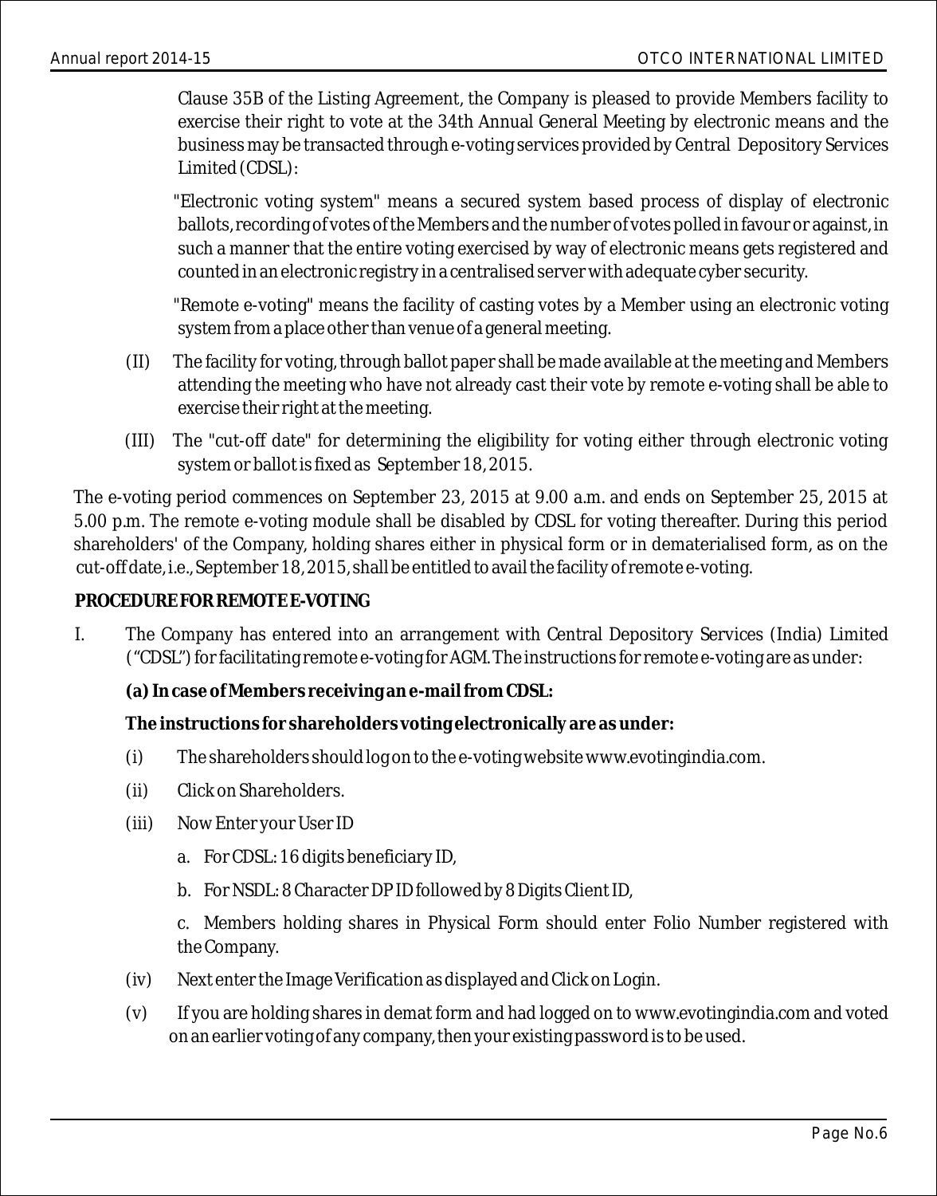Clause 35B of the Listing Agreement, the Company is pleased to provide Members facility to exercise their right to vote at the 34th Annual General Meeting by electronic means and the business may be transacted through e-voting services provided by Central Depository Services Limited (CDSL):

"Electronic voting system" means a secured system based process of display of electronic ballots, recording of votes of the Members and the number of votes polled in favour or against, in such a manner that the entire voting exercised by way of electronic means gets registered and counted in an electronic registry in a centralised server with adequate cyber security.

"Remote e-voting" means the facility of casting votes by a Member using an electronic voting system from a place other than venue of a general meeting.

(II) The facility for voting, through ballot paper shall be made available at the meeting and Members attending the meeting who have not already cast their vote by remote e-voting shall be able to exercise their right at the meeting.

(III) The "cut-off date" for determining the eligibility for voting either through electronic voting system or ballot is fixed as September 18, 2015.

The e-voting period commences on September 23, 2015 at 9.00 a.m. and ends on September 25, 2015 at 5.00 p.m. The remote e-voting module shall be disabled by CDSL for voting thereafter. During this period shareholders' of the Company, holding shares either in physical form or in dematerialised form, as on the cut-off date, i.e., September 18, 2015, shall be entitled to avail the facility of remote e-voting.

**PROCEDURE FOR REMOTE E-VOTING**

I. The Company has entered into an arrangement with Central Depository Services (India) Limited ("CDSL") for facilitating remote e-voting for AGM. The instructions for remote e-voting are as under:

**(a) In case of Members receiving an e-mail from CDSL:**

**The instructions for shareholders voting electronically are as under:**

(i) The shareholders should log on to the e-voting website www.evotingindia.com.

(ii) Click on Shareholders.

(iii) Now Enter your User ID

a. For CDSL: 16 digits beneficiary ID,

b. For NSDL: 8 Character DP ID followed by 8 Digits Client ID,

c. Members holding shares in Physical Form should enter Folio Number registered with the Company.

(iv) Next enter the Image Verification as displayed and Click on Login.

(v) If you are holding shares in demat form and had logged on to www.evotingindia.com and voted on an earlier voting of any company, then your existing password is to be used.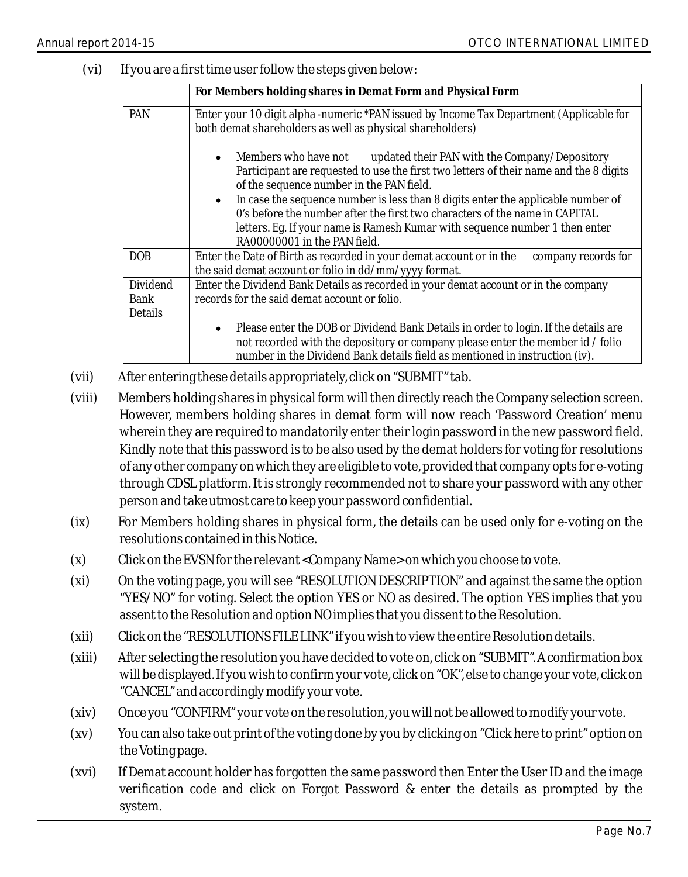(vi) If you are a first time user follow the steps given below:

| | For Members holding shares in Demat Form and Physical Form |
|---|---|
| PAN | Enter your 10 digit alpha -numeric *PAN issued by Income Tax Department (Applicable for both demat shareholders as well as physical shareholders)<br>• Members who have not updated their PAN with the Company/Depository Participant are requested to use the first two letters of their name and the 8 digits of the sequence number in the PAN field.<br>• In case the sequence number is less than 8 digits enter the applicable number of 0's before the number after the first two characters of the name in CAPITAL letters. Eg. If your name is Ramesh Kumar with sequence number 1 then enter RA00000001 in the PAN field. |
| DOB | Enter the Date of Birth as recorded in your demat account or in the company records for the said demat account or folio in dd/mm/yyyy format. |
| Dividend Bank Details | Enter the Dividend Bank Details as recorded in your demat account or in the company records for the said demat account or folio.<br>• Please enter the DOB or Dividend Bank Details in order to login. If the details are not recorded with the depository or company please enter the member id / folio number in the Dividend Bank details field as mentioned in instruction (iv). |

(vii) After entering these details appropriately, click on "SUBMIT" tab.

(viii) Members holding shares in physical form will then directly reach the Company selection screen. However, members holding shares in demat form will now reach 'Password Creation' menu wherein they are required to mandatorily enter their login password in the new password field. Kindly note that this password is to be also used by the demat holders for voting for resolutions of any other company on which they are eligible to vote, provided that company opts for e-voting through CDSL platform. It is strongly recommended not to share your password with any other person and take utmost care to keep your password confidential.

(ix) For Members holding shares in physical form, the details can be used only for e-voting on the resolutions contained in this Notice.

(x) Click on the EVSN for the relevant <Company Name> on which you choose to vote.

(xi) On the voting page, you will see "RESOLUTION DESCRIPTION" and against the same the option "YES/NO" for voting. Select the option YES or NO as desired. The option YES implies that you assent to the Resolution and option NO implies that you dissent to the Resolution.

(xii) Click on the "RESOLUTIONS FILE LINK" if you wish to view the entire Resolution details.

(xiii) After selecting the resolution you have decided to vote on, click on "SUBMIT". A confirmation box will be displayed. If you wish to confirm your vote, click on "OK", else to change your vote, click on "CANCEL" and accordingly modify your vote.

(xiv) Once you "CONFIRM" your vote on the resolution, you will not be allowed to modify your vote.

(xv) You can also take out print of the voting done by you by clicking on "Click here to print" option on the Voting page.

(xvi) If Demat account holder has forgotten the same password then Enter the User ID and the image verification code and click on Forgot Password & enter the details as prompted by the system.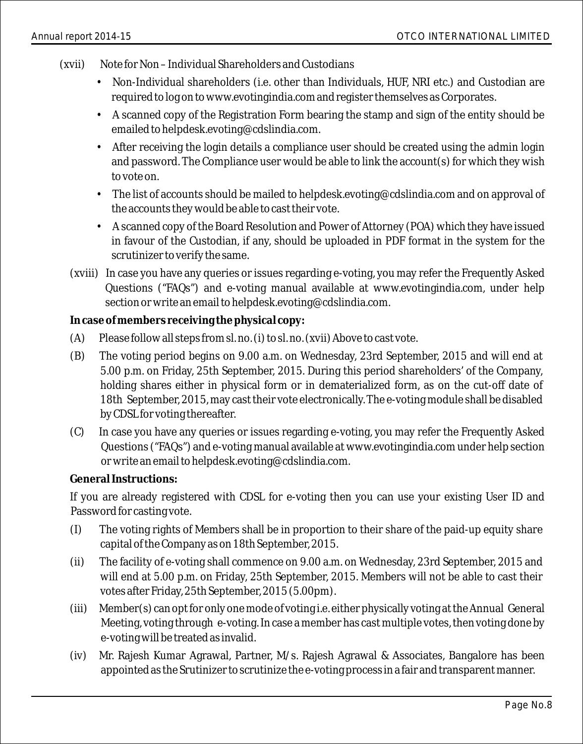(xvii) Note for Non – Individual Shareholders and Custodians

- Non-Individual shareholders (i.e. other than Individuals, HUF, NRI etc.) and Custodian are required to log on to www.evotingindia.com and register themselves as Corporates.
- A scanned copy of the Registration Form bearing the stamp and sign of the entity should be emailed to helpdesk.evoting@cdslindia.com.
- After receiving the login details a compliance user should be created using the admin login and password. The Compliance user would be able to link the account(s) for which they wish to vote on.
- The list of accounts should be mailed to helpdesk.evoting@cdslindia.com and on approval of the accounts they would be able to cast their vote.
- A scanned copy of the Board Resolution and Power of Attorney (POA) which they have issued in favour of the Custodian, if any, should be uploaded in PDF format in the system for the scrutinizer to verify the same.

(xviii) In case you have any queries or issues regarding e-voting, you may refer the Frequently Asked Questions ("FAQs") and e-voting manual available at www.evotingindia.com, under help section or write an email to helpdesk.evoting@cdslindia.com.

**In case of members receiving the physical copy:**

(A) Please follow all steps from sl. no. (i) to sl. no. (xvii) Above to cast vote.

(B) The voting period begins on 9.00 a.m. on Wednesday, 23rd September, 2015 and will end at 5.00 p.m. on Friday, 25th September, 2015. During this period shareholders' of the Company, holding shares either in physical form or in dematerialized form, as on the cut-off date of 18th September, 2015, may cast their vote electronically. The e-voting module shall be disabled by CDSL for voting thereafter.

(C) In case you have any queries or issues regarding e-voting, you may refer the Frequently Asked Questions ("FAQs") and e-voting manual available at www.evotingindia.com under help section or write an email to helpdesk.evoting@cdslindia.com.

**General Instructions:**

If you are already registered with CDSL for e-voting then you can use your existing User ID and Password for casting vote.

(I) The voting rights of Members shall be in proportion to their share of the paid-up equity share capital of the Company as on 18th September, 2015.

(ii) The facility of e-voting shall commence on 9.00 a.m. on Wednesday, 23rd September, 2015 and will end at 5.00 p.m. on Friday, 25th September, 2015. Members will not be able to cast their votes after Friday, 25th September, 2015 (5.00pm).

(iii) Member(s) can opt for only one mode of voting i.e. either physically voting at the Annual General Meeting, voting through e-voting. In case a member has cast multiple votes, then voting done by e-voting will be treated as invalid.

(iv) Mr. Rajesh Kumar Agrawal, Partner, M/s. Rajesh Agrawal & Associates, Bangalore has been appointed as the Srutinizer to scrutinize the e-voting process in a fair and transparent manner.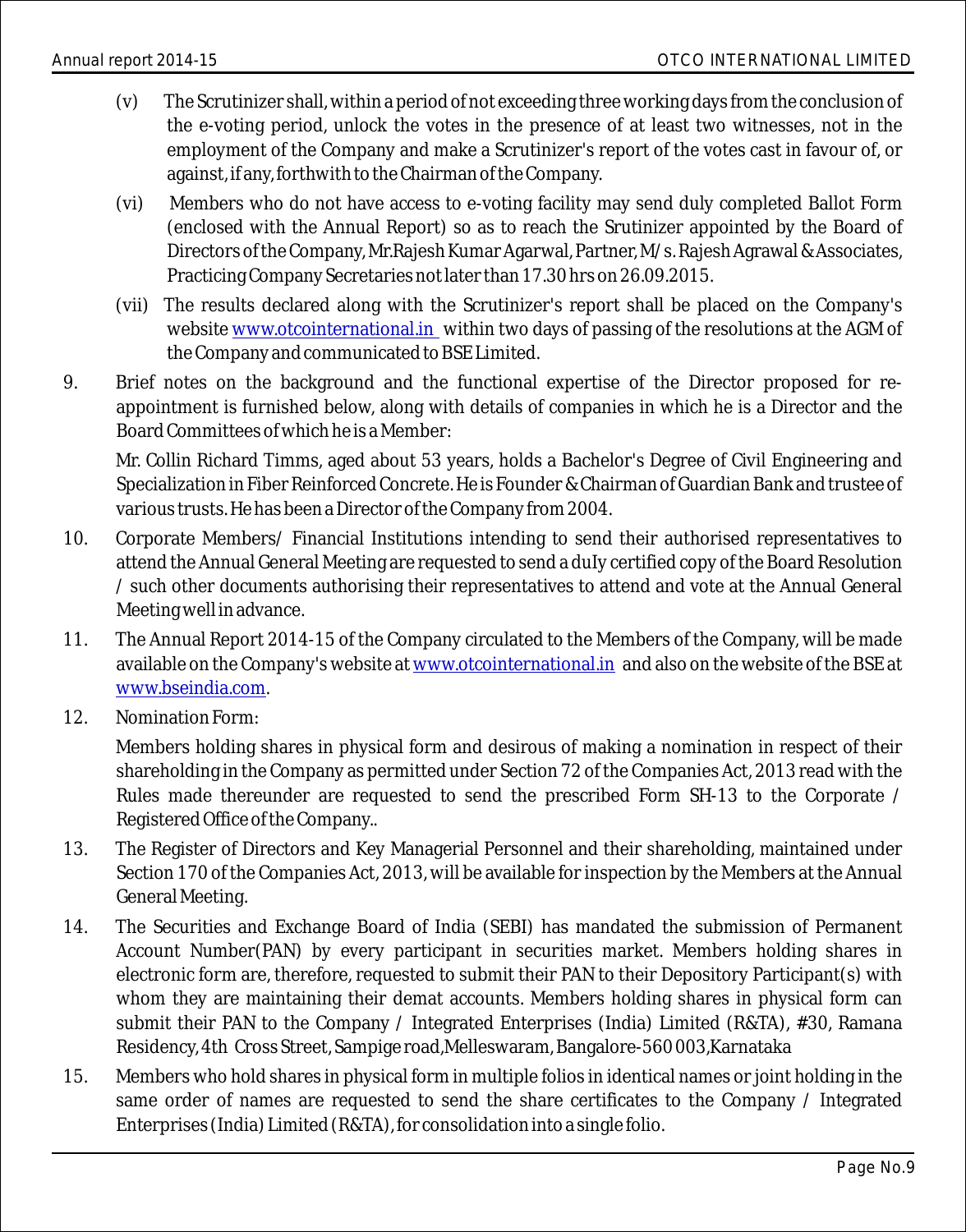(v) The Scrutinizer shall, within a period of not exceeding three working days from the conclusion of the e-voting period, unlock the votes in the presence of at least two witnesses, not in the employment of the Company and make a Scrutinizer's report of the votes cast in favour of, or against, if any, forthwith to the Chairman of the Company.

(vi) Members who do not have access to e-voting facility may send duly completed Ballot Form (enclosed with the Annual Report) so as to reach the Srutinizer appointed by the Board of Directors of the Company, Mr.Rajesh Kumar Agarwal, Partner, M/s. Rajesh Agrawal & Associates, Practicing Company Secretaries not later than 17.30 hrs on 26.09.2015.

(vii) The results declared along with the Scrutinizer's report shall be placed on the Company's website www.otcointernational.in within two days of passing of the resolutions at the AGM of the Company and communicated to BSE Limited.

9. Brief notes on the background and the functional expertise of the Director proposed for re-appointment is furnished below, along with details of companies in which he is a Director and the Board Committees of which he is a Member:

   Mr. Collin Richard Timms, aged about 53 years, holds a Bachelor's Degree of Civil Engineering and Specialization in Fiber Reinforced Concrete. He is Founder & Chairman of Guardian Bank and trustee of various trusts. He has been a Director of the Company from 2004.

10. Corporate Members/ Financial Institutions intending to send their authorised representatives to attend the Annual General Meeting are requested to send a duIy certified copy of the Board Resolution / such other documents authorising their representatives to attend and vote at the Annual General Meeting well in advance.

11. The Annual Report 2014-15 of the Company circulated to the Members of the Company, will be made available on the Company's website at www.otcointernational.in and also on the website of the BSE at www.bseindia.com.

12. Nomination Form:

    Members holding shares in physical form and desirous of making a nomination in respect of their shareholding in the Company as permitted under Section 72 of the Companies Act, 2013 read with the Rules made thereunder are requested to send the prescribed Form SH-13 to the Corporate / Registered Office of the Company..

13. The Register of Directors and Key Managerial Personnel and their shareholding, maintained under Section 170 of the Companies Act, 2013, will be available for inspection by the Members at the Annual General Meeting.

14. The Securities and Exchange Board of India (SEBI) has mandated the submission of Permanent Account Number(PAN) by every participant in securities market. Members holding shares in electronic form are, therefore, requested to submit their PAN to their Depository Participant(s) with whom they are maintaining their demat accounts. Members holding shares in physical form can submit their PAN to the Company / Integrated Enterprises (India) Limited (R&TA), #30, Ramana Residency, 4th Cross Street, Sampige road, Melleswaram, Bangalore-560 003, Karnataka

15. Members who hold shares in physical form in multiple folios in identical names or joint holding in the same order of names are requested to send the share certificates to the Company / Integrated Enterprises (India) Limited (R&TA), for consolidation into a single folio.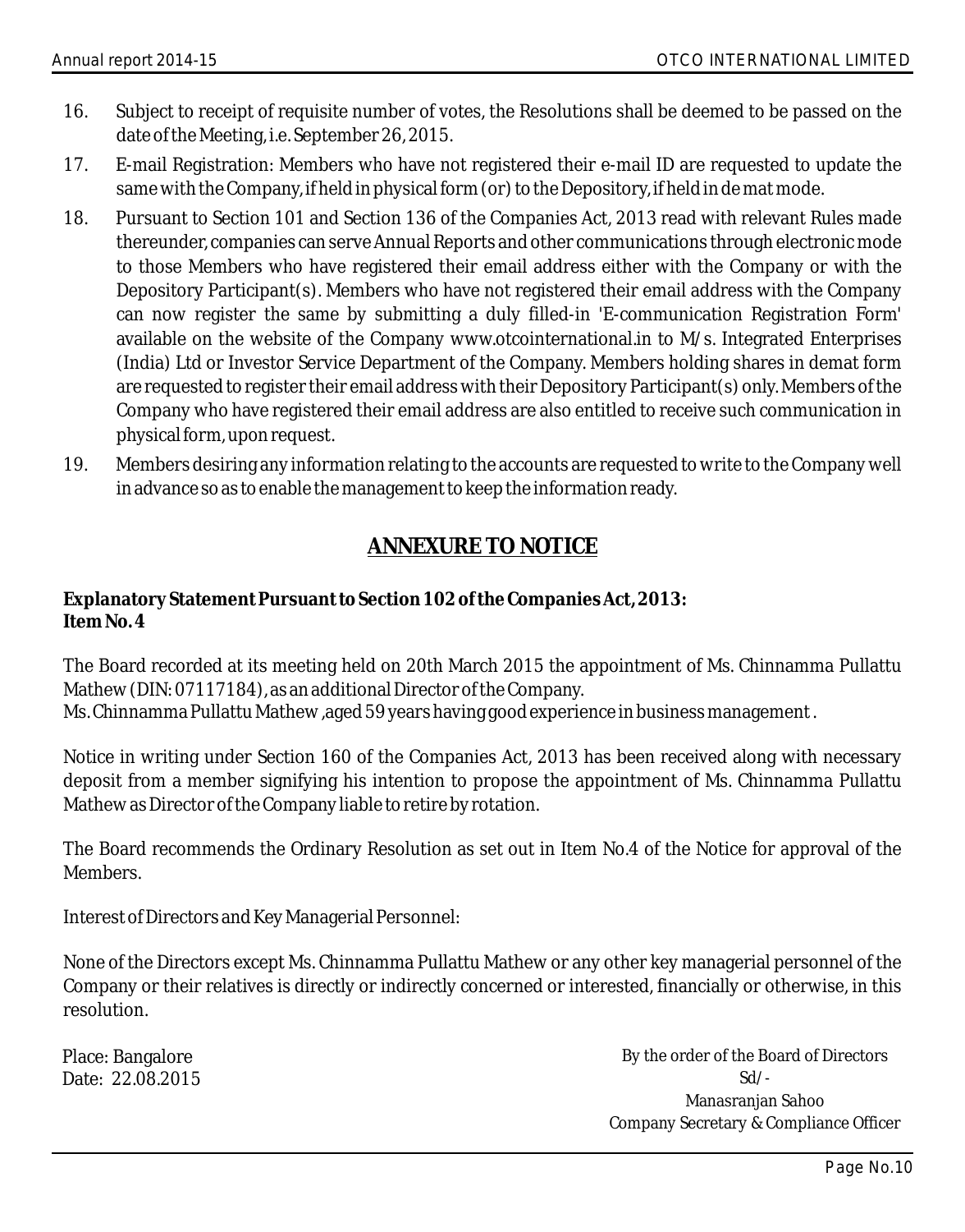16. Subject to receipt of requisite number of votes, the Resolutions shall be deemed to be passed on the date of the Meeting, i.e. September 26, 2015.
17. E-mail Registration: Members who have not registered their e-mail ID are requested to update the same with the Company, if held in physical form (or) to the Depository, if held in de mat mode.
18. Pursuant to Section 101 and Section 136 of the Companies Act, 2013 read with relevant Rules made thereunder, companies can serve Annual Reports and other communications through electronic mode to those Members who have registered their email address either with the Company or with the Depository Participant(s). Members who have not registered their email address with the Company can now register the same by submitting a duly filled-in 'E-communication Registration Form' available on the website of the Company www.otcointernational.in to M/s. Integrated Enterprises (India) Ltd or Investor Service Department of the Company. Members holding shares in demat form are requested to register their email address with their Depository Participant(s) only. Members of the Company who have registered their email address are also entitled to receive such communication in physical form, upon request.
19. Members desiring any information relating to the accounts are requested to write to the Company well in advance so as to enable the management to keep the information ready.

## ANNEXURE TO NOTICE

**Explanatory Statement Pursuant to Section 102 of the Companies Act, 2013:**
**Item No. 4**

The Board recorded at its meeting held on 20th March 2015 the appointment of Ms. Chinnamma Pullattu Mathew (DIN: 07117184), as an additional Director of the Company.
Ms. Chinnamma Pullattu Mathew ,aged 59 years having good experience in business management .

Notice in writing under Section 160 of the Companies Act, 2013 has been received along with necessary deposit from a member signifying his intention to propose the appointment of Ms. Chinnamma Pullattu Mathew as Director of the Company liable to retire by rotation.

The Board recommends the Ordinary Resolution as set out in Item No.4 of the Notice for approval of the Members.

Interest of Directors and Key Managerial Personnel:

None of the Directors except Ms. Chinnamma Pullattu Mathew or any other key managerial personnel of the Company or their relatives is directly or indirectly concerned or interested, financially or otherwise, in this resolution.

Place: Bangalore
Date: 22.08.2015

By the order of the Board of Directors
Sd/-
Manasranjan Sahoo
Company Secretary & Compliance Officer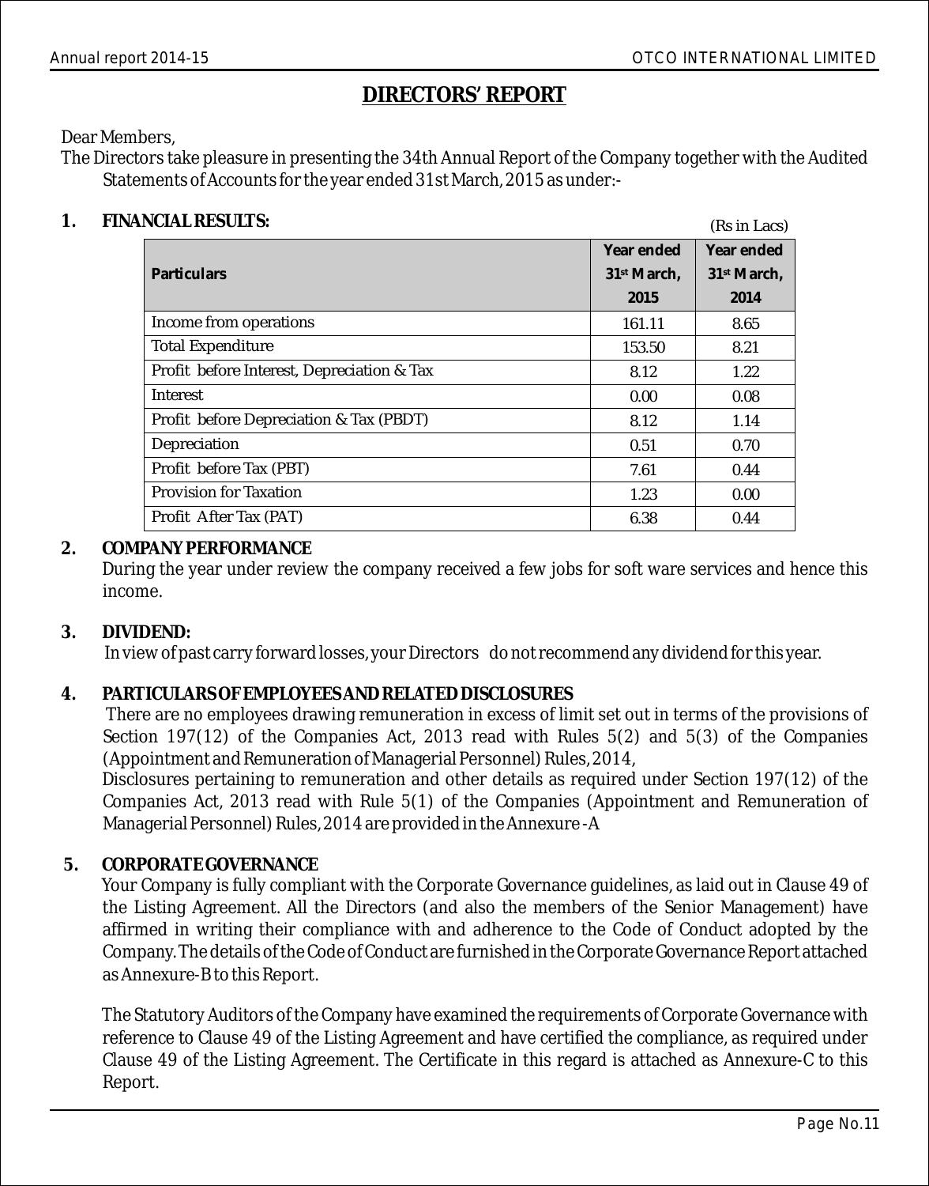# DIRECTORS' REPORT

Dear Members,

The Directors take pleasure in presenting the 34th Annual Report of the Company together with the Audited Statements of Accounts for the year ended 31st March, 2015 as under:-

## 1. FINANCIAL RESULTS:

(Rs in Lacs)

| Particulars | Year ended 31st March, 2015 | Year ended 31st March, 2014 |
|---|---|---|
| Income from operations | 161.11 | 8.65 |
| Total Expenditure | 153.50 | 8.21 |
| Profit before Interest, Depreciation & Tax | 8.12 | 1.22 |
| Interest | 0.00 | 0.08 |
| Profit before Depreciation & Tax (PBDT) | 8.12 | 1.14 |
| Depreciation | 0.51 | 0.70 |
| Profit before Tax (PBT) | 7.61 | 0.44 |
| Provision for Taxation | 1.23 | 0.00 |
| Profit After Tax (PAT) | 6.38 | 0.44 |

## 2. COMPANY PERFORMANCE

During the year under review the company received a few jobs for soft ware services and hence this income.

## 3. DIVIDEND:

In view of past carry forward losses, your Directors do not recommend any dividend for this year.

## 4. PARTICULARS OF EMPLOYEES AND RELATED DISCLOSURES

There are no employees drawing remuneration in excess of limit set out in terms of the provisions of Section 197(12) of the Companies Act, 2013 read with Rules 5(2) and 5(3) of the Companies (Appointment and Remuneration of Managerial Personnel) Rules, 2014,

Disclosures pertaining to remuneration and other details as required under Section 197(12) of the Companies Act, 2013 read with Rule 5(1) of the Companies (Appointment and Remuneration of Managerial Personnel) Rules, 2014 are provided in the Annexure -A

## 5. CORPORATE GOVERNANCE

Your Company is fully compliant with the Corporate Governance guidelines, as laid out in Clause 49 of the Listing Agreement. All the Directors (and also the members of the Senior Management) have affirmed in writing their compliance with and adherence to the Code of Conduct adopted by the Company. The details of the Code of Conduct are furnished in the Corporate Governance Report attached as Annexure-B to this Report.

The Statutory Auditors of the Company have examined the requirements of Corporate Governance with reference to Clause 49 of the Listing Agreement and have certified the compliance, as required under Clause 49 of the Listing Agreement. The Certificate in this regard is attached as Annexure-C to this Report.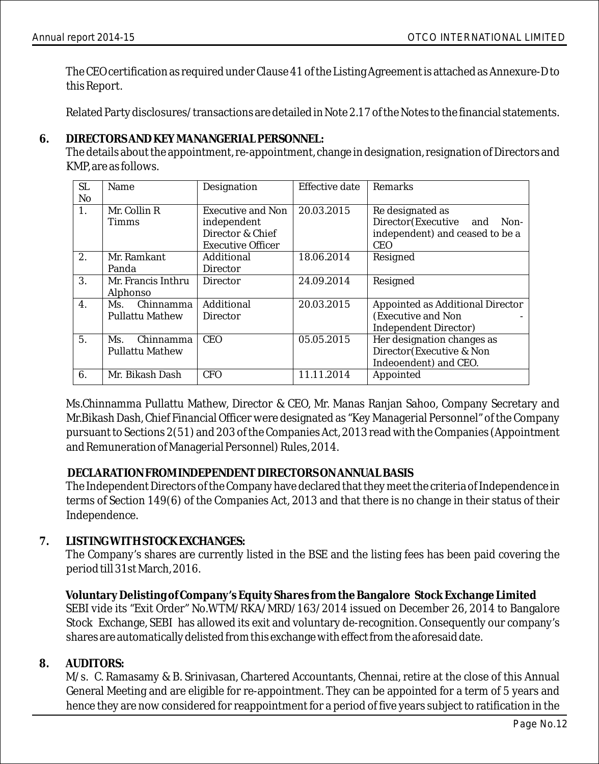The CEO certification as required under Clause 41 of the Listing Agreement is attached as Annexure-D to this Report.

Related Party disclosures/transactions are detailed in Note 2.17 of the Notes to the financial statements.

**6. DIRECTORS AND KEY MANANGERIAL PERSONNEL:**

The details about the appointment, re-appointment, change in designation, resignation of Directors and KMP, are as follows.

| SL No | Name | Designation | Effective date | Remarks |
|---|---|---|---|---|
| 1. | Mr. Collin R Timms | Executive and Non independent Director & Chief Executive Officer | 20.03.2015 | Re designated as Director(Executive and Non-independent) and ceased to be a CEO |
| 2. | Mr. Ramkant Panda | Additional Director | 18.06.2014 | Resigned |
| 3. | Mr. Francis Inthru Alphonso | Director | 24.09.2014 | Resigned |
| 4. | Ms. Chinnamma Pullattu Mathew | Additional Director | 20.03.2015 | Appointed as Additional Director (Executive and Non - Independent Director) |
| 5. | Ms. Chinnamma Pullattu Mathew | CEO | 05.05.2015 | Her designation changes as Director(Executive & Non Indeoendent) and CEO. |
| 6. | Mr. Bikash Dash | CFO | 11.11.2014 | Appointed |

Ms.Chinnamma Pullattu Mathew, Director & CEO, Mr. Manas Ranjan Sahoo, Company Secretary and Mr.Bikash Dash, Chief Financial Officer were designated as "Key Managerial Personnel" of the Company pursuant to Sections 2(51) and 203 of the Companies Act, 2013 read with the Companies (Appointment and Remuneration of Managerial Personnel) Rules, 2014.

**DECLARATION FROM INDEPENDENT DIRECTORS ON ANNUAL BASIS**

The Independent Directors of the Company have declared that they meet the criteria of Independence in terms of Section 149(6) of the Companies Act, 2013 and that there is no change in their status of their Independence.

**7. LISTING WITH STOCK EXCHANGES:**

The Company's shares are currently listed in the BSE and the listing fees has been paid covering the period till 31st March, 2016.

**Voluntary Delisting of Company's Equity Shares from the Bangalore Stock Exchange Limited**

SEBI vide its "Exit Order" No.WTM/RKA/MRD/163/2014 issued on December 26, 2014 to Bangalore Stock Exchange, SEBI has allowed its exit and voluntary de-recognition. Consequently our company's shares are automatically delisted from this exchange with effect from the aforesaid date.

**8. AUDITORS:**

M/s. C. Ramasamy & B. Srinivasan, Chartered Accountants, Chennai, retire at the close of this Annual General Meeting and are eligible for re-appointment. They can be appointed for a term of 5 years and hence they are now considered for reappointment for a period of five years subject to ratification in the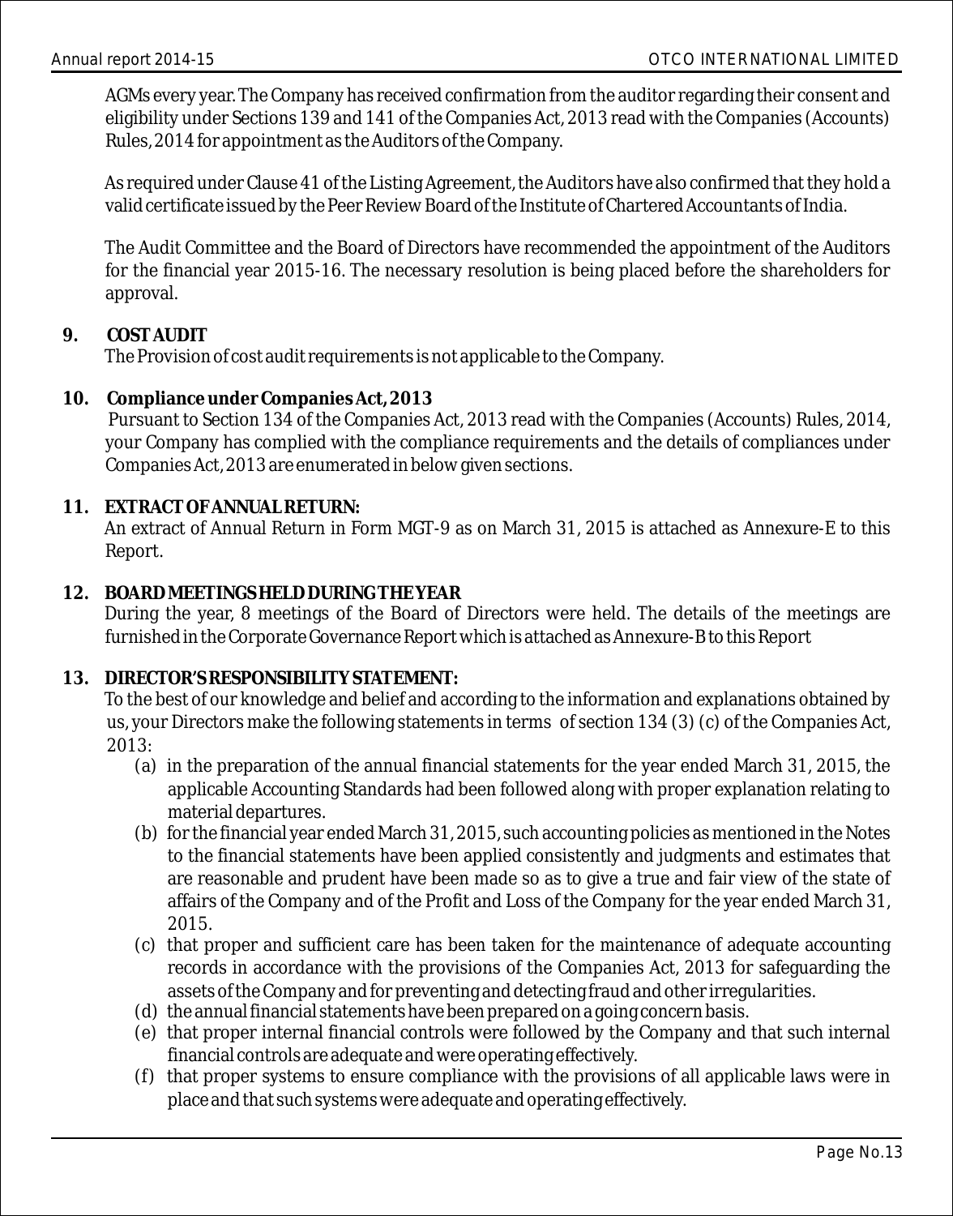AGMs every year. The Company has received confirmation from the auditor regarding their consent and eligibility under Sections 139 and 141 of the Companies Act, 2013 read with the Companies (Accounts) Rules, 2014 for appointment as the Auditors of the Company.

As required under Clause 41 of the Listing Agreement, the Auditors have also confirmed that they hold a valid certificate issued by the Peer Review Board of the Institute of Chartered Accountants of India.

The Audit Committee and the Board of Directors have recommended the appointment of the Auditors for the financial year 2015-16. The necessary resolution is being placed before the shareholders for approval.

**9. COST AUDIT**

The Provision of cost audit requirements is not applicable to the Company.

**10. Compliance under Companies Act, 2013**

Pursuant to Section 134 of the Companies Act, 2013 read with the Companies (Accounts) Rules, 2014, your Company has complied with the compliance requirements and the details of compliances under Companies Act, 2013 are enumerated in below given sections.

**11. EXTRACT OF ANNUAL RETURN:**

An extract of Annual Return in Form MGT-9 as on March 31, 2015 is attached as Annexure-E to this Report.

**12. BOARD MEETINGS HELD DURING THE YEAR**

During the year, 8 meetings of the Board of Directors were held. The details of the meetings are furnished in the Corporate Governance Report which is attached as Annexure-B to this Report

**13. DIRECTOR'S RESPONSIBILITY STATEMENT:**

To the best of our knowledge and belief and according to the information and explanations obtained by us, your Directors make the following statements in terms of section 134 (3) (c) of the Companies Act, 2013:

(a) in the preparation of the annual financial statements for the year ended March 31, 2015, the applicable Accounting Standards had been followed along with proper explanation relating to material departures.

(b) for the financial year ended March 31, 2015, such accounting policies as mentioned in the Notes to the financial statements have been applied consistently and judgments and estimates that are reasonable and prudent have been made so as to give a true and fair view of the state of affairs of the Company and of the Profit and Loss of the Company for the year ended March 31, 2015.

(c) that proper and sufficient care has been taken for the maintenance of adequate accounting records in accordance with the provisions of the Companies Act, 2013 for safeguarding the assets of the Company and for preventing and detecting fraud and other irregularities.

(d) the annual financial statements have been prepared on a going concern basis.

(e) that proper internal financial controls were followed by the Company and that such internal financial controls are adequate and were operating effectively.

(f) that proper systems to ensure compliance with the provisions of all applicable laws were in place and that such systems were adequate and operating effectively.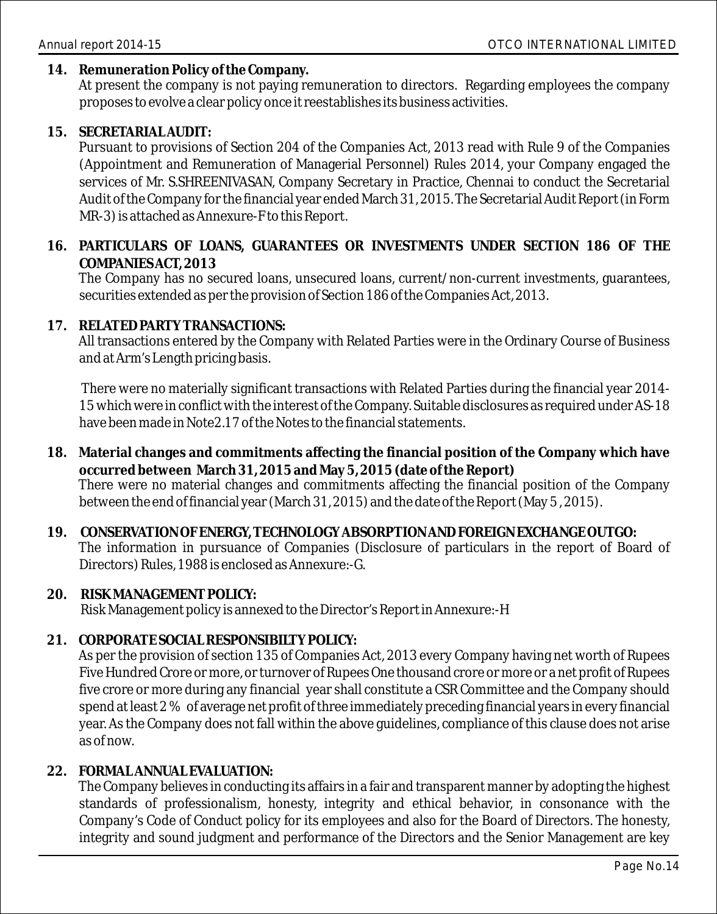**14. Remuneration Policy of the Company.**

At present the company is not paying remuneration to directors. Regarding employees the company proposes to evolve a clear policy once it reestablishes its business activities.

**15. SECRETARIAL AUDIT:**

Pursuant to provisions of Section 204 of the Companies Act, 2013 read with Rule 9 of the Companies (Appointment and Remuneration of Managerial Personnel) Rules 2014, your Company engaged the services of Mr. S.SHREENIVASAN, Company Secretary in Practice, Chennai to conduct the Secretarial Audit of the Company for the financial year ended March 31, 2015. The Secretarial Audit Report (in Form MR-3) is attached as Annexure-F to this Report.

**16. PARTICULARS OF LOANS, GUARANTEES OR INVESTMENTS UNDER SECTION 186 OF THE COMPANIES ACT, 2013**

The Company has no secured loans, unsecured loans, current/non-current investments, guarantees, securities extended as per the provision of Section 186 of the Companies Act, 2013.

**17. RELATED PARTY TRANSACTIONS:**

All transactions entered by the Company with Related Parties were in the Ordinary Course of Business and at Arm's Length pricing basis.

There were no materially significant transactions with Related Parties during the financial year 2014-15 which were in conflict with the interest of the Company. Suitable disclosures as required under AS-18 have been made in Note2.17 of the Notes to the financial statements.

**18. Material changes and commitments affecting the financial position of the Company which have occurred between March 31, 2015 and May 5, 2015 (date of the Report)**

There were no material changes and commitments affecting the financial position of the Company between the end of financial year (March 31, 2015) and the date of the Report (May 5 , 2015).

**19. CONSERVATION OF ENERGY, TECHNOLOGY ABSORPTION AND FOREIGN EXCHANGE OUTGO:**

The information in pursuance of Companies (Disclosure of particulars in the report of Board of Directors) Rules, 1988 is enclosed as Annexure:-G.

**20. RISK MANAGEMENT POLICY:**

Risk Management policy is annexed to the Director's Report in Annexure:-H

**21. CORPORATE SOCIAL RESPONSIBILTY POLICY:**

As per the provision of section 135 of Companies Act, 2013 every Company having net worth of Rupees Five Hundred Crore or more, or turnover of Rupees One thousand crore or more or a net profit of Rupees five crore or more during any financial year shall constitute a CSR Committee and the Company should spend at least 2 % of average net profit of three immediately preceding financial years in every financial year. As the Company does not fall within the above guidelines, compliance of this clause does not arise as of now.

**22. FORMAL ANNUAL EVALUATION:**

The Company believes in conducting its affairs in a fair and transparent manner by adopting the highest standards of professionalism, honesty, integrity and ethical behavior, in consonance with the Company's Code of Conduct policy for its employees and also for the Board of Directors. The honesty, integrity and sound judgment and performance of the Directors and the Senior Management are key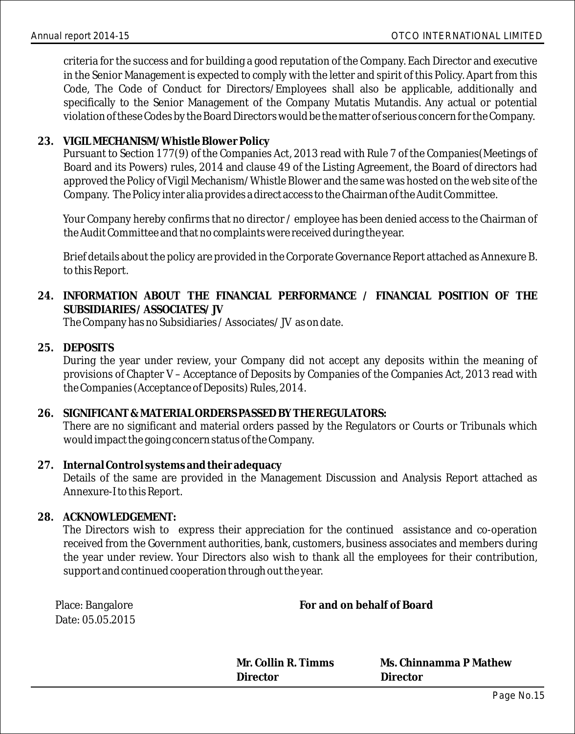criteria for the success and for building a good reputation of the Company. Each Director and executive in the Senior Management is expected to comply with the letter and spirit of this Policy. Apart from this Code, The Code of Conduct for Directors/Employees shall also be applicable, additionally and specifically to the Senior Management of the Company Mutatis Mutandis. Any actual or potential violation of these Codes by the Board Directors would be the matter of serious concern for the Company.

**23. VIGIL MECHANISM/ Whistle Blower Policy**

Pursuant to Section 177(9) of the Companies Act, 2013 read with Rule 7 of the Companies(Meetings of Board and its Powers) rules, 2014 and clause 49 of the Listing Agreement, the Board of directors had approved the Policy of Vigil Mechanism/Whistle Blower and the same was hosted on the web site of the Company. The Policy inter alia provides a direct access to the Chairman of the Audit Committee.

Your Company hereby confirms that no director / employee has been denied access to the Chairman of the Audit Committee and that no complaints were received during the year.

Brief details about the policy are provided in the Corporate Governance Report attached as Annexure B. to this Report.

**24. INFORMATION ABOUT THE FINANCIAL PERFORMANCE / FINANCIAL POSITION OF THE SUBSIDIARIES / ASSOCIATES/ JV**

The Company has no Subsidiaries / Associates/ JV as on date.

**25. DEPOSITS**

During the year under review, your Company did not accept any deposits within the meaning of provisions of Chapter V – Acceptance of Deposits by Companies of the Companies Act, 2013 read with the Companies (Acceptance of Deposits) Rules, 2014.

**26. SIGNIFICANT & MATERIAL ORDERS PASSED BY THE REGULATORS:**

There are no significant and material orders passed by the Regulators or Courts or Tribunals which would impact the going concern status of the Company.

**27. Internal Control systems and their adequacy**

Details of the same are provided in the Management Discussion and Analysis Report attached as Annexure-I to this Report.

**28. ACKNOWLEDGEMENT:**

The Directors wish to express their appreciation for the continued assistance and co-operation received from the Government authorities, bank, customers, business associates and members during the year under review. Your Directors also wish to thank all the employees for their contribution, support and continued cooperation through out the year.

Place: Bangalore
Date: 05.05.2015

**For and on behalf of Board**

**Mr. Collin R. Timms**
**Director**

**Ms. Chinnamma P Mathew**
**Director**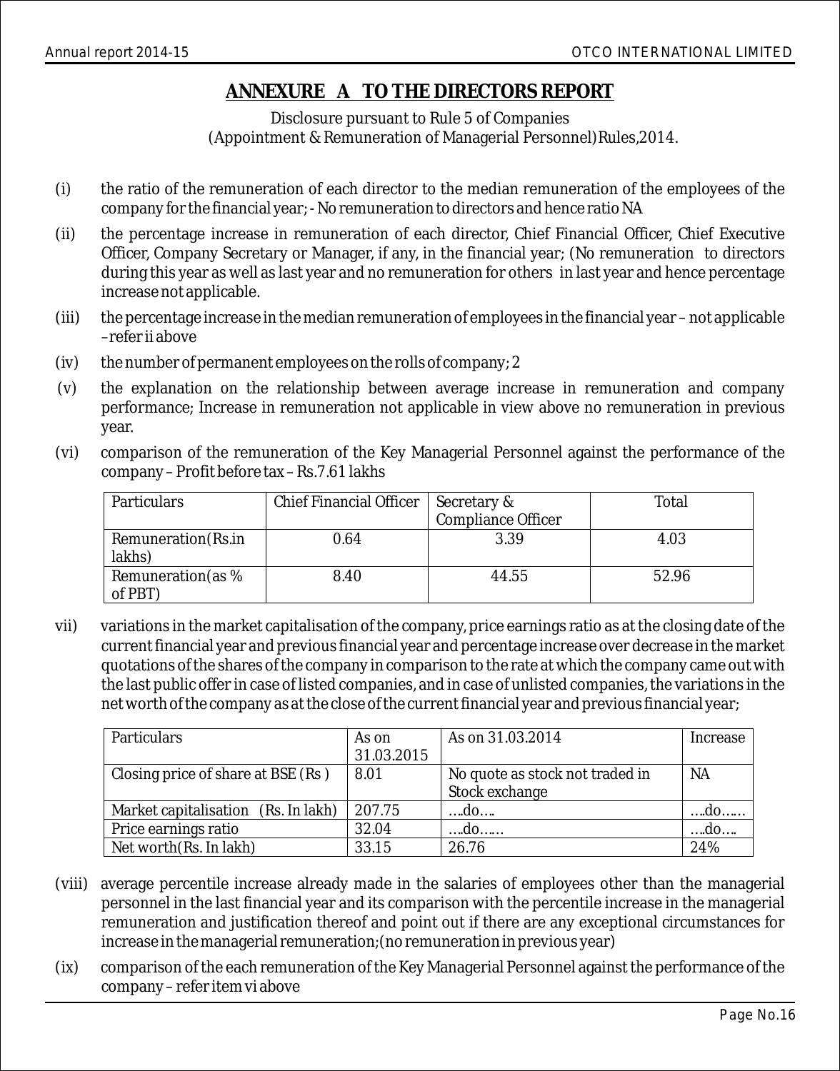# ANNEXURE A TO THE DIRECTORS REPORT

Disclosure pursuant to Rule 5 of Companies (Appointment & Remuneration of Managerial Personnel) Rules,2014.

(i) the ratio of the remuneration of each director to the median remuneration of the employees of the company for the financial year; - No remuneration to directors and hence ratio NA

(ii) the percentage increase in remuneration of each director, Chief Financial Officer, Chief Executive Officer, Company Secretary or Manager, if any, in the financial year; (No remuneration to directors during this year as well as last year and no remuneration for others in last year and hence percentage increase not applicable.

(iii) the percentage increase in the median remuneration of employees in the financial year – not applicable – refer ii above

(iv) the number of permanent employees on the rolls of company; 2

(v) the explanation on the relationship between average increase in remuneration and company performance; Increase in remuneration not applicable in view above no remuneration in previous year.

(vi) comparison of the remuneration of the Key Managerial Personnel against the performance of the company – Profit before tax – Rs.7.61 lakhs

| Particulars | Chief Financial Officer | Secretary & Compliance Officer | Total |
|---|---|---|---|
| Remuneration(Rs.in lakhs) | 0.64 | 3.39 | 4.03 |
| Remuneration(as % of PBT) | 8.40 | 44.55 | 52.96 |

vii) variations in the market capitalisation of the company, price earnings ratio as at the closing date of the current financial year and previous financial year and percentage increase over decrease in the market quotations of the shares of the company in comparison to the rate at which the company came out with the last public offer in case of listed companies, and in case of unlisted companies, the variations in the net worth of the company as at the close of the current financial year and previous financial year;

| Particulars | As on 31.03.2015 | As on 31.03.2014 | Increase |
|---|---|---|---|
| Closing price of share at BSE (Rs ) | 8.01 | No quote as stock not traded in Stock exchange | NA |
| Market capitalisation (Rs. In lakh) | 207.75 | ….do…. | ….do…… |
| Price earnings ratio | 32.04 | ….do…… | ….do…. |
| Net worth(Rs. In lakh) | 33.15 | 26.76 | 24% |

(viii) average percentile increase already made in the salaries of employees other than the managerial personnel in the last financial year and its comparison with the percentile increase in the managerial remuneration and justification thereof and point out if there are any exceptional circumstances for increase in the managerial remuneration;(no remuneration in previous year)

(ix) comparison of the each remuneration of the Key Managerial Personnel against the performance of the company – refer item vi above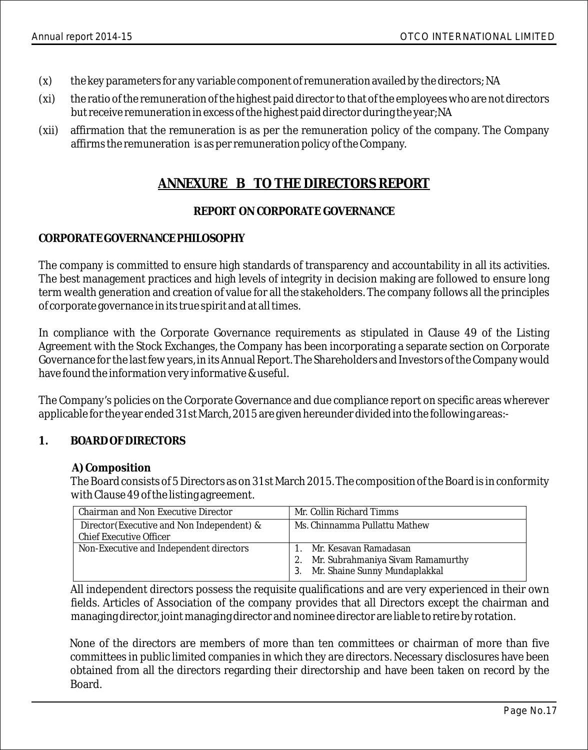(x) the key parameters for any variable component of remuneration availed by the directors; NA

(xi) the ratio of the remuneration of the highest paid director to that of the employees who are not directors but receive remuneration in excess of the highest paid director during the year;NA

(xii) affirmation that the remuneration is as per the remuneration policy of the company. The Company affirms the remuneration is as per remuneration policy of the Company.

# ANNEXURE B TO THE DIRECTORS REPORT

## REPORT ON CORPORATE GOVERNANCE

### CORPORATE GOVERNANCE PHILOSOPHY

The company is committed to ensure high standards of transparency and accountability in all its activities. The best management practices and high levels of integrity in decision making are followed to ensure long term wealth generation and creation of value for all the stakeholders. The company follows all the principles of corporate governance in its true spirit and at all times.

In compliance with the Corporate Governance requirements as stipulated in Clause 49 of the Listing Agreement with the Stock Exchanges, the Company has been incorporating a separate section on Corporate Governance for the last few years, in its Annual Report. The Shareholders and Investors of the Company would have found the information very informative & useful.

The Company's policies on the Corporate Governance and due compliance report on specific areas wherever applicable for the year ended 31st March, 2015 are given hereunder divided into the following areas:-

### 1. BOARD OF DIRECTORS

**A) Composition**

The Board consists of 5 Directors as on 31st March 2015. The composition of the Board is in conformity with Clause 49 of the listing agreement.

| Chairman and Non Executive Director | Mr. Collin Richard Timms |
|---|---|
| Director(Executive and Non Independent) & Chief Executive Officer | Ms. Chinnamma Pullattu Mathew |
| Non-Executive and Independent directors | 1. Mr. Kesavan Ramadasan<br>2. Mr. Subrahmaniya Sivam Ramamurthy<br>3. Mr. Shaine Sunny Mundaplakkal |

All independent directors possess the requisite qualifications and are very experienced in their own fields. Articles of Association of the company provides that all Directors except the chairman and managing director, joint managing director and nominee director are liable to retire by rotation.

None of the directors are members of more than ten committees or chairman of more than five committees in public limited companies in which they are directors. Necessary disclosures have been obtained from all the directors regarding their directorship and have been taken on record by the Board.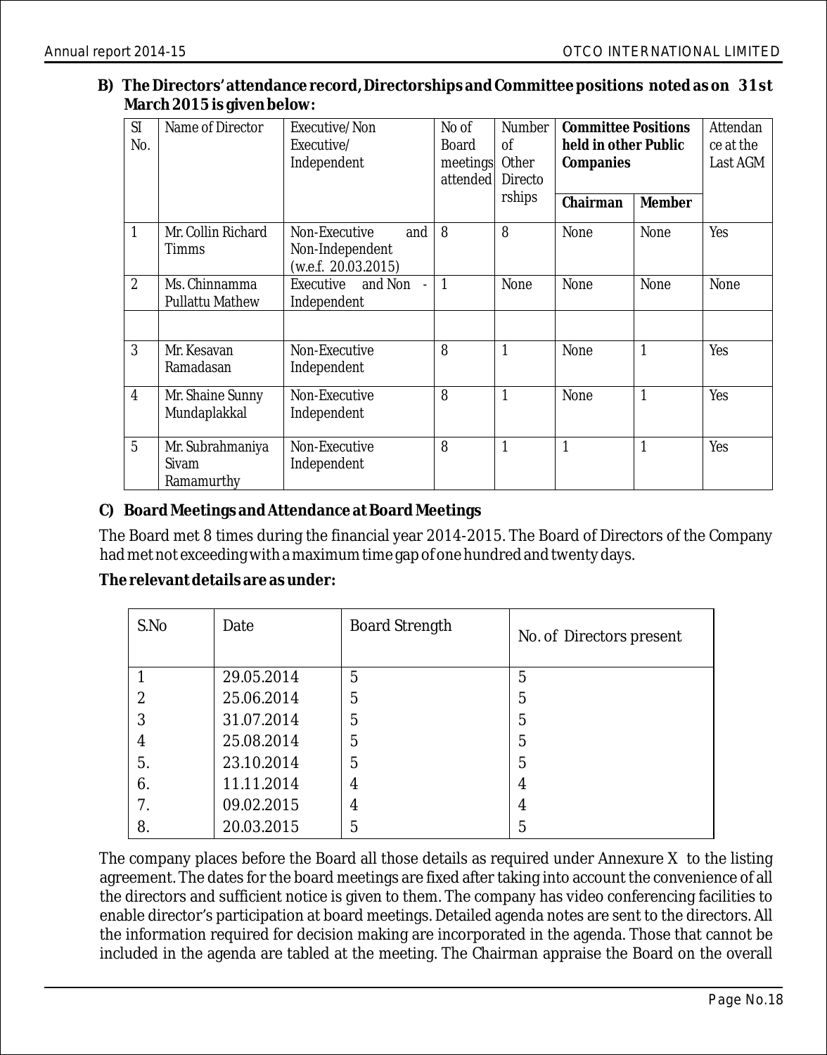**B) The Directors' attendance record, Directorships and Committee positions noted as on 31st March 2015 is given below:**

| SI No. | Name of Director | Executive/ Non Executive/ Independent | No of Board meetings attended | Number of Other Directorships | Committee Positions held in other Public Companies | | Attendance at the Last AGM |
|---|---|---|---|---|---|---|---|
| | | | | | Chairman | Member | |
| 1 | Mr. Collin Richard Timms | Non-Executive and Non-Independent (w.e.f. 20.03.2015) | 8 | 8 | None | None | Yes |
| 2 | Ms. Chinnamma Pullattu Mathew | Executive and Non - Independent | 1 | None | None | None | None |
| | | | | | | | |
| 3 | Mr. Kesavan Ramadasan | Non-Executive Independent | 8 | 1 | None | 1 | Yes |
| 4 | Mr. Shaine Sunny Mundaplakkal | Non-Executive Independent | 8 | 1 | None | 1 | Yes |
| 5 | Mr. Subrahmaniya Sivam Ramamurthy | Non-Executive Independent | 8 | 1 | 1 | 1 | Yes |

**C) Board Meetings and Attendance at Board Meetings**

The Board met 8 times during the financial year 2014-2015. The Board of Directors of the Company had met not exceeding with a maximum time gap of one hundred and twenty days.

**The relevant details are as under:**

| S.No | Date | Board Strength | No. of Directors present |
|---|---|---|---|
| 1 | 29.05.2014 | 5 | 5 |
| 2 | 25.06.2014 | 5 | 5 |
| 3 | 31.07.2014 | 5 | 5 |
| 4 | 25.08.2014 | 5 | 5 |
| 5. | 23.10.2014 | 5 | 5 |
| 6. | 11.11.2014 | 4 | 4 |
| 7. | 09.02.2015 | 4 | 4 |
| 8. | 20.03.2015 | 5 | 5 |

The company places before the Board all those details as required under Annexure X to the listing agreement. The dates for the board meetings are fixed after taking into account the convenience of all the directors and sufficient notice is given to them. The company has video conferencing facilities to enable director's participation at board meetings. Detailed agenda notes are sent to the directors. All the information required for decision making are incorporated in the agenda. Those that cannot be included in the agenda are tabled at the meeting. The Chairman appraise the Board on the overall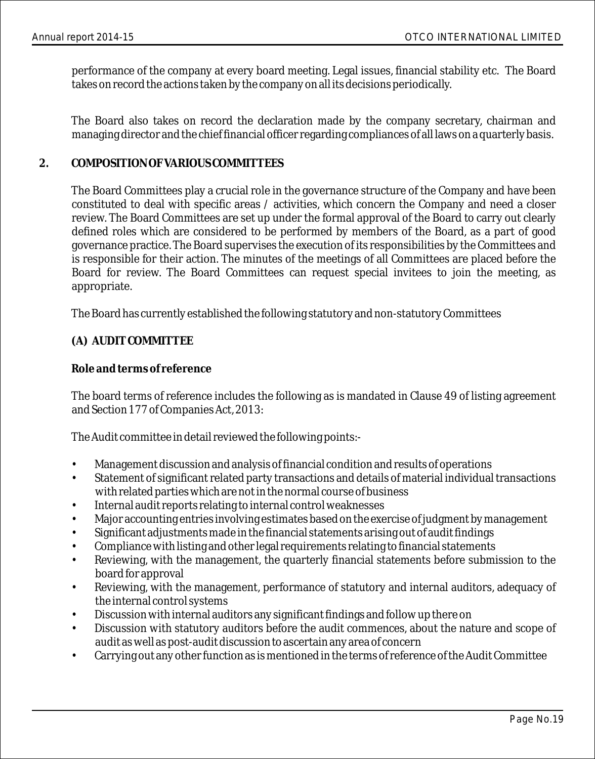performance of the company at every board meeting. Legal issues, financial stability etc. The Board takes on record the actions taken by the company on all its decisions periodically.

The Board also takes on record the declaration made by the company secretary, chairman and managing director and the chief financial officer regarding compliances of all laws on a quarterly basis.

## 2. COMPOSITION OF VARIOUS COMMITTEES

The Board Committees play a crucial role in the governance structure of the Company and have been constituted to deal with specific areas / activities, which concern the Company and need a closer review. The Board Committees are set up under the formal approval of the Board to carry out clearly defined roles which are considered to be performed by members of the Board, as a part of good governance practice. The Board supervises the execution of its responsibilities by the Committees and is responsible for their action. The minutes of the meetings of all Committees are placed before the Board for review. The Board Committees can request special invitees to join the meeting, as appropriate.

The Board has currently established the following statutory and non-statutory Committees

### (A) AUDIT COMMITTEE

**Role and terms of reference**

The board terms of reference includes the following as is mandated in Clause 49 of listing agreement and Section 177 of Companies Act, 2013:

The Audit committee in detail reviewed the following points:-

- Management discussion and analysis of financial condition and results of operations
- Statement of significant related party transactions and details of material individual transactions with related parties which are not in the normal course of business
- Internal audit reports relating to internal control weaknesses
- Major accounting entries involving estimates based on the exercise of judgment by management
- Significant adjustments made in the financial statements arising out of audit findings
- Compliance with listing and other legal requirements relating to financial statements
- Reviewing, with the management, the quarterly financial statements before submission to the board for approval
- Reviewing, with the management, performance of statutory and internal auditors, adequacy of the internal control systems
- Discussion with internal auditors any significant findings and follow up there on
- Discussion with statutory auditors before the audit commences, about the nature and scope of audit as well as post-audit discussion to ascertain any area of concern
- Carrying out any other function as is mentioned in the terms of reference of the Audit Committee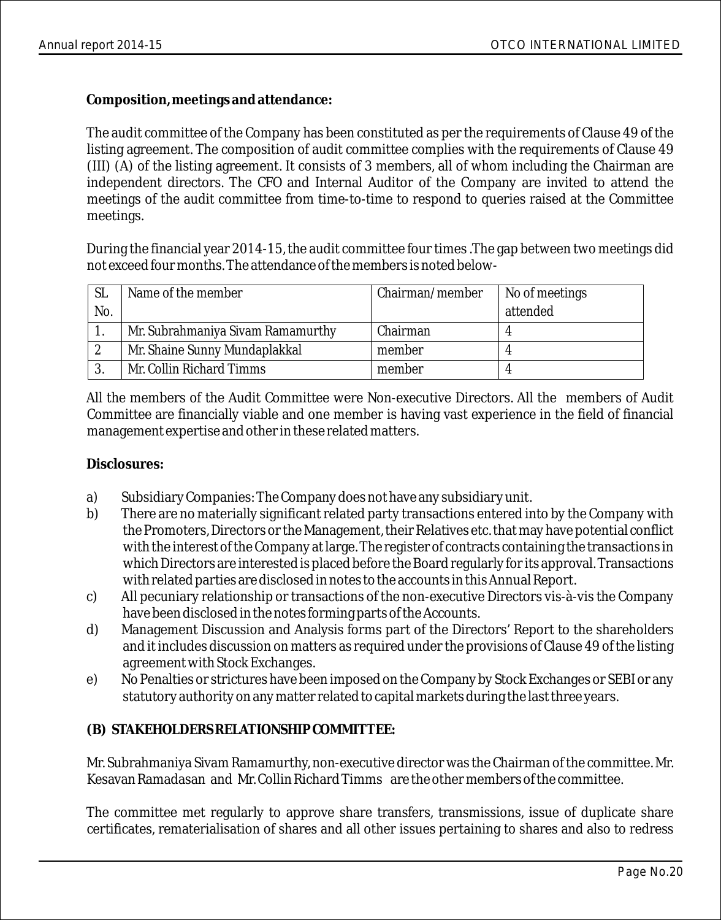**Composition, meetings and attendance:**

The audit committee of the Company has been constituted as per the requirements of Clause 49 of the listing agreement. The composition of audit committee complies with the requirements of Clause 49 (III) (A) of the listing agreement. It consists of 3 members, all of whom including the Chairman are independent directors. The CFO and Internal Auditor of the Company are invited to attend the meetings of the audit committee from time-to-time to respond to queries raised at the Committee meetings.

During the financial year 2014-15, the audit committee four times .The gap between two meetings did not exceed four months. The attendance of the members is noted below-

| SL No. | Name of the member | Chairman/member | No of meetings attended |
|---|---|---|---|
| 1. | Mr. Subrahmaniya Sivam Ramamurthy | Chairman | 4 |
| 2 | Mr. Shaine Sunny Mundaplakkal | member | 4 |
| 3. | Mr. Collin Richard Timms | member | 4 |

All the members of the Audit Committee were Non-executive Directors. All the members of Audit Committee are financially viable and one member is having vast experience in the field of financial management expertise and other in these related matters.

**Disclosures:**

a) Subsidiary Companies: The Company does not have any subsidiary unit.

b) There are no materially significant related party transactions entered into by the Company with the Promoters, Directors or the Management, their Relatives etc. that may have potential conflict with the interest of the Company at large. The register of contracts containing the transactions in which Directors are interested is placed before the Board regularly for its approval. Transactions with related parties are disclosed in notes to the accounts in this Annual Report.

c) All pecuniary relationship or transactions of the non-executive Directors vis-à-vis the Company have been disclosed in the notes forming parts of the Accounts.

d) Management Discussion and Analysis forms part of the Directors' Report to the shareholders and it includes discussion on matters as required under the provisions of Clause 49 of the listing agreement with Stock Exchanges.

e) No Penalties or strictures have been imposed on the Company by Stock Exchanges or SEBI or any statutory authority on any matter related to capital markets during the last three years.

**(B) STAKEHOLDERS RELATIONSHIP COMMITTEE:**

Mr. Subrahmaniya Sivam Ramamurthy, non-executive director was the Chairman of the committee. Mr. Kesavan Ramadasan and Mr. Collin Richard Timms are the other members of the committee.

The committee met regularly to approve share transfers, transmissions, issue of duplicate share certificates, rematerialisation of shares and all other issues pertaining to shares and also to redress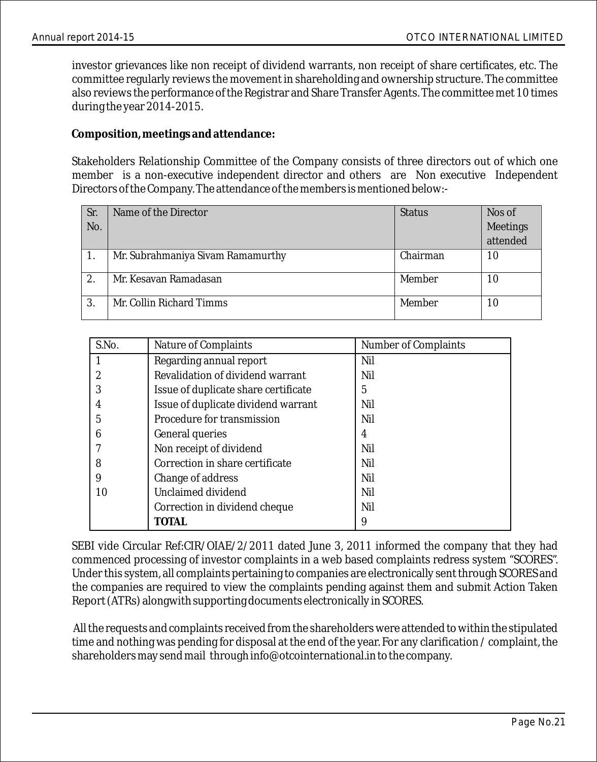investor grievances like non receipt of dividend warrants, non receipt of share certificates, etc. The committee regularly reviews the movement in shareholding and ownership structure. The committee also reviews the performance of the Registrar and Share Transfer Agents. The committee met 10 times during the year 2014-2015.

**Composition, meetings and attendance:**

Stakeholders Relationship Committee of the Company consists of three directors out of which one member is a non-executive independent director and others are Non executive Independent Directors of the Company. The attendance of the members is mentioned below:-

| Sr. No. | Name of the Director | Status | Nos of Meetings attended |
|---|---|---|---|
| 1. | Mr. Subrahmaniya Sivam Ramamurthy | Chairman | 10 |
| 2. | Mr. Kesavan Ramadasan | Member | 10 |
| 3. | Mr. Collin Richard Timms | Member | 10 |

| S.No. | Nature of Complaints | Number of Complaints |
|---|---|---|
| 1 | Regarding annual report | Nil |
| 2 | Revalidation of dividend warrant | Nil |
| 3 | Issue of duplicate share certificate | 5 |
| 4 | Issue of duplicate dividend warrant | Nil |
| 5 | Procedure for transmission | Nil |
| 6 | General queries | 4 |
| 7 | Non receipt of dividend | Nil |
| 8 | Correction in share certificate | Nil |
| 9 | Change of address | Nil |
| 10 | Unclaimed dividend | Nil |
| | Correction in dividend cheque | Nil |
| | **TOTAL** | 9 |

SEBI vide Circular Ref:CIR/OIAE/2/2011 dated June 3, 2011 informed the company that they had commenced processing of investor complaints in a web based complaints redress system "SCORES". Under this system, all complaints pertaining to companies are electronically sent through SCORES and the companies are required to view the complaints pending against them and submit Action Taken Report (ATRs) alongwith supporting documents electronically in SCORES.

All the requests and complaints received from the shareholders were attended to within the stipulated time and nothing was pending for disposal at the end of the year. For any clarification / complaint, the shareholders may send mail through info@otcointernational.in to the company.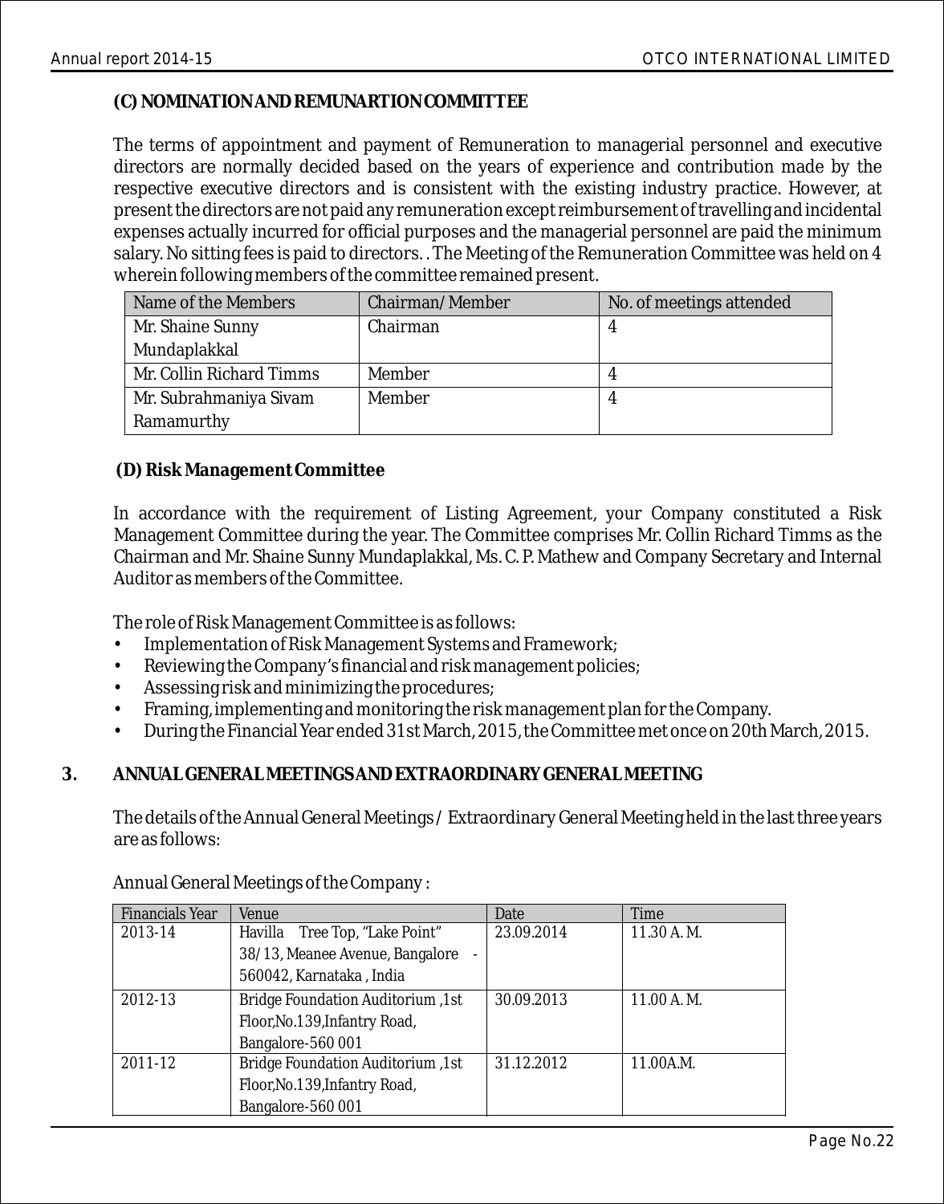**(C) NOMINATION AND REMUNARTION COMMITTEE**

The terms of appointment and payment of Remuneration to managerial personnel and executive directors are normally decided based on the years of experience and contribution made by the respective executive directors and is consistent with the existing industry practice. However, at present the directors are not paid any remuneration except reimbursement of travelling and incidental expenses actually incurred for official purposes and the managerial personnel are paid the minimum salary. No sitting fees is paid to directors. . The Meeting of the Remuneration Committee was held on 4 wherein following members of the committee remained present.

| Name of the Members | Chairman/Member | No. of meetings attended |
|---|---|---|
| Mr. Shaine Sunny Mundaplakkal | Chairman | 4 |
| Mr. Collin Richard Timms | Member | 4 |
| Mr. Subrahmaniya Sivam Ramamurthy | Member | 4 |

**(D) Risk Management Committee**

In accordance with the requirement of Listing Agreement, your Company constituted a Risk Management Committee during the year. The Committee comprises Mr. Collin Richard Timms as the Chairman and Mr. Shaine Sunny Mundaplakkal, Ms. C. P. Mathew and Company Secretary and Internal Auditor as members of the Committee.

The role of Risk Management Committee is as follows:

- Implementation of Risk Management Systems and Framework;
- Reviewing the Company's financial and risk management policies;
- Assessing risk and minimizing the procedures;
- Framing, implementing and monitoring the risk management plan for the Company.
- During the Financial Year ended 31st March, 2015, the Committee met once on 20th March, 2015.

**3. ANNUAL GENERAL MEETINGS AND EXTRAORDINARY GENERAL MEETING**

The details of the Annual General Meetings / Extraordinary General Meeting held in the last three years are as follows:

Annual General Meetings of the Company :

| Financials Year | Venue | Date | Time |
|---|---|---|---|
| 2013-14 | Havilla Tree Top, "Lake Point" 38/13, Meanee Avenue, Bangalore - 560042, Karnataka , India | 23.09.2014 | 11.30 A. M. |
| 2012-13 | Bridge Foundation Auditorium ,1st Floor,No.139,Infantry Road, Bangalore-560 001 | 30.09.2013 | 11.00 A. M. |
| 2011-12 | Bridge Foundation Auditorium ,1st Floor,No.139,Infantry Road, Bangalore-560 001 | 31.12.2012 | 11.00A.M. |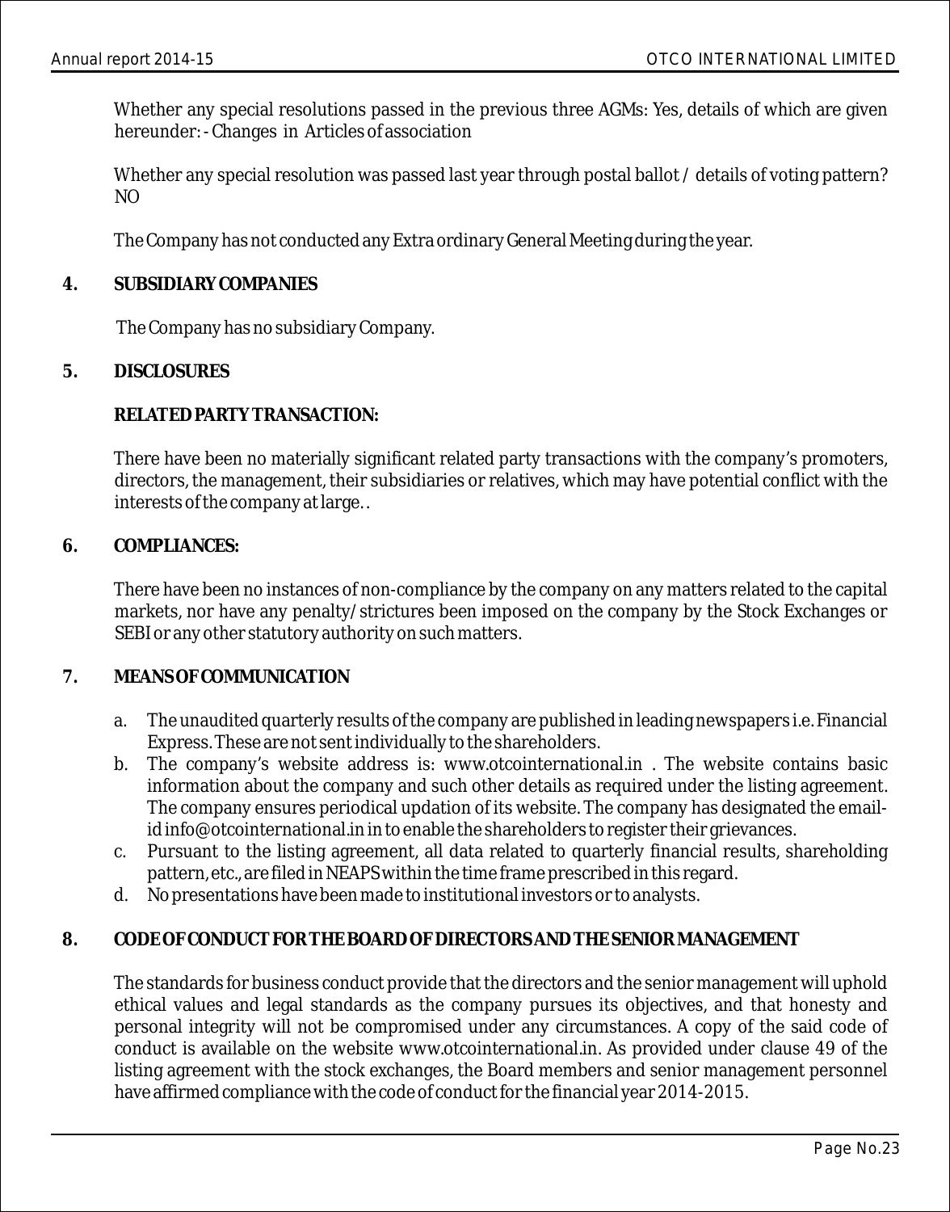Whether any special resolutions passed in the previous three AGMs: Yes, details of which are given hereunder: - Changes in Articles of association

Whether any special resolution was passed last year through postal ballot / details of voting pattern? NO

The Company has not conducted any Extra ordinary General Meeting during the year.

## 4. SUBSIDIARY COMPANIES

The Company has no subsidiary Company.

## 5. DISCLOSURES

**RELATED PARTY TRANSACTION:**

There have been no materially significant related party transactions with the company's promoters, directors, the management, their subsidiaries or relatives, which may have potential conflict with the interests of the company at large. .

## 6. COMPLIANCES:

There have been no instances of non-compliance by the company on any matters related to the capital markets, nor have any penalty/strictures been imposed on the company by the Stock Exchanges or SEBI or any other statutory authority on such matters.

## 7. MEANS OF COMMUNICATION

a. The unaudited quarterly results of the company are published in leading newspapers i.e. Financial Express. These are not sent individually to the shareholders.
b. The company's website address is: www.otcointernational.in . The website contains basic information about the company and such other details as required under the listing agreement. The company ensures periodical updation of its website. The company has designated the email-id info@otcointernational.in in to enable the shareholders to register their grievances.
c. Pursuant to the listing agreement, all data related to quarterly financial results, shareholding pattern, etc., are filed in NEAPS within the time frame prescribed in this regard.
d. No presentations have been made to institutional investors or to analysts.

## 8. CODE OF CONDUCT FOR THE BOARD OF DIRECTORS AND THE SENIOR MANAGEMENT

The standards for business conduct provide that the directors and the senior management will uphold ethical values and legal standards as the company pursues its objectives, and that honesty and personal integrity will not be compromised under any circumstances. A copy of the said code of conduct is available on the website www.otcointernational.in. As provided under clause 49 of the listing agreement with the stock exchanges, the Board members and senior management personnel have affirmed compliance with the code of conduct for the financial year 2014-2015.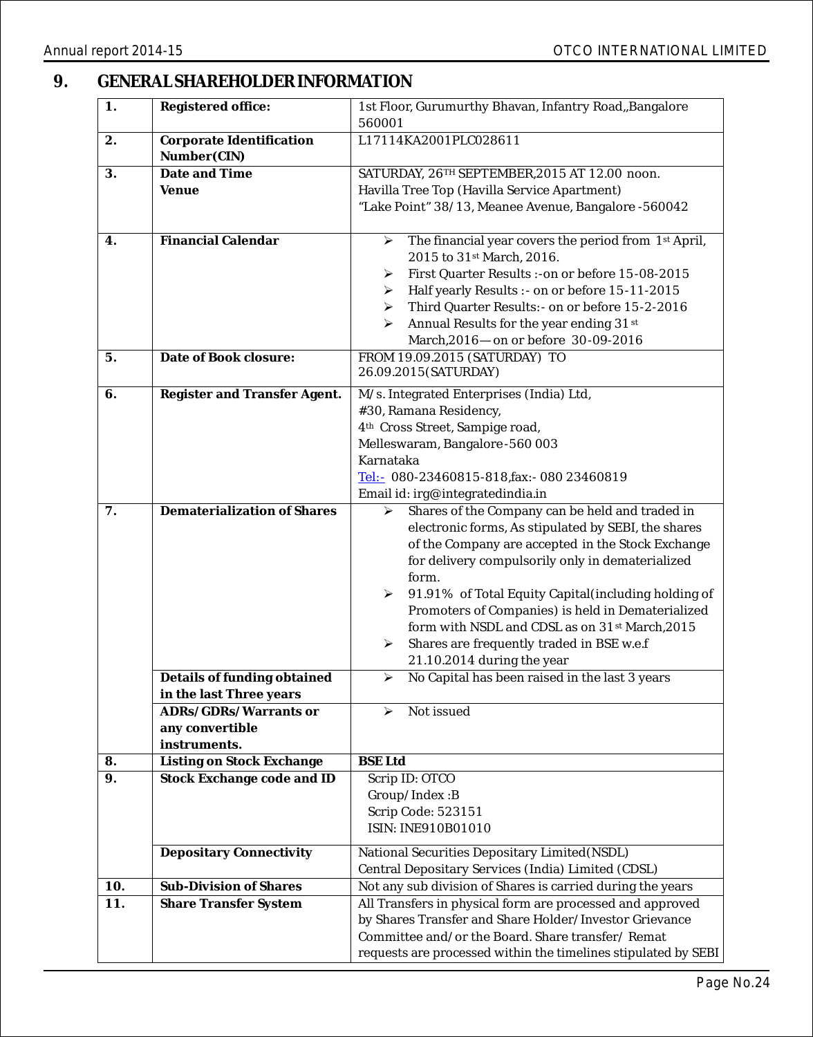## 9. GENERAL SHAREHOLDER INFORMATION

| | | |
|---|---|---|
| **1.** | **Registered office:** | 1st Floor, Gurumurthy Bhavan, Infantry Road,,Bangalore 560001 |
| **2.** | **Corporate Identification Number(CIN)** | L17114KA2001PLC028611 |
| **3.** | **Date and Time**<br>**Venue** | SATURDAY, 26TH SEPTEMBER,2015 AT 12.00 noon.<br>Havilla Tree Top (Havilla Service Apartment)<br>"Lake Point" 38/13, Meanee Avenue, Bangalore -560042 |
| **4.** | **Financial Calendar** | ➢ The financial year covers the period from 1st April, 2015 to 31st March, 2016.<br>➢ First Quarter Results :-on or before 15-08-2015<br>➢ Half yearly Results :- on or before 15-11-2015<br>➢ Third Quarter Results:- on or before 15-2-2016<br>➢ Annual Results for the year ending 31st March,2016—on or before 30-09-2016 |
| **5.** | **Date of Book closure:** | FROM 19.09.2015 (SATURDAY) TO 26.09.2015(SATURDAY) |
| **6.** | **Register and Transfer Agent.** | M/s. Integrated Enterprises (India) Ltd,<br>#30, Ramana Residency,<br>4th Cross Street, Sampige road,<br>Melleswaram, Bangalore-560 003<br>Karnataka<br>Tel:- 080-23460815-818,fax:- 080 23460819<br>Email id: irg@integratedindia.in |
| **7.** | **Dematerialization of Shares** | ➢ Shares of the Company can be held and traded in electronic forms, As stipulated by SEBI, the shares of the Company are accepted in the Stock Exchange for delivery compulsorily only in dematerialized form.<br>➢ 91.91% of Total Equity Capital(including holding of Promoters of Companies) is held in Dematerialized form with NSDL and CDSL as on 31st March,2015<br>➢ Shares are frequently traded in BSE w.e.f 21.10.2014 during the year |
| | **Details of funding obtained in the last Three years** | ➢ No Capital has been raised in the last 3 years |
| | **ADRs/GDRs/Warrants or any convertible instruments.** | ➢ Not issued |
| **8.** | **Listing on Stock Exchange** | **BSE Ltd** |
| **9.** | **Stock Exchange code and ID** | Scrip ID: OTCO<br>Group/Index :B<br>Scrip Code: 523151<br>ISIN: INE910B01010 |
| | **Depositary Connectivity** | National Securities Depositary Limited(NSDL)<br>Central Depositary Services (India) Limited (CDSL) |
| **10.** | **Sub-Division of Shares** | Not any sub division of Shares is carried during the years |
| **11.** | **Share Transfer System** | All Transfers in physical form are processed and approved by Shares Transfer and Share Holder/Investor Grievance Committee and/or the Board. Share transfer/ Remat requests are processed within the timelines stipulated by SEBI |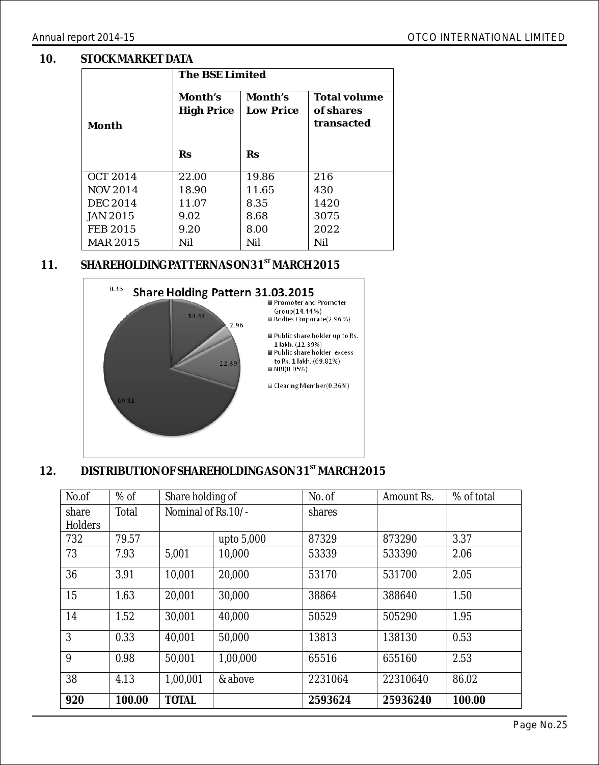## 10. STOCK MARKET DATA

| Month | The BSE Limited | | |
|---|---|---|---|
| | Month's High Price Rs | Month's Low Price Rs | Total volume of shares transacted |
| OCT 2014 | 22.00 | 19.86 | 216 |
| NOV 2014 | 18.90 | 11.65 | 430 |
| DEC 2014 | 11.07 | 8.35 | 1420 |
| JAN 2015 | 9.02 | 8.68 | 3075 |
| FEB 2015 | 9.20 | 8.00 | 2022 |
| MAR 2015 | Nil | Nil | Nil |

## 11. SHAREHOLDING PATTERN AS ON 31ST MARCH 2015

Share Holding Pattern 31.03.2015

- Promoter and Promoter Group (14.44%)
- Bodies Corporate (2.96%)
- Public share holder up to Rs. 1 lakh. (12.39%)
- Public share holder excess to Rs. 1 lakh. (69.81%)
- NRI (0.05%)
- Clearing Member (0.36%)

## 12. DISTRIBUTION OF SHAREHOLDING AS ON 31ST MARCH 2015

| No. of share Holders | % of Total | Share holding of Nominal of Rs.10/- | | No. of shares | Amount Rs. | % of total |
|---|---|---|---|---|---|---|
| 732 | 79.57 | | upto 5,000 | 87329 | 873290 | 3.37 |
| 73 | 7.93 | 5,001 | 10,000 | 53339 | 533390 | 2.06 |
| 36 | 3.91 | 10,001 | 20,000 | 53170 | 531700 | 2.05 |
| 15 | 1.63 | 20,001 | 30,000 | 38864 | 388640 | 1.50 |
| 14 | 1.52 | 30,001 | 40,000 | 50529 | 505290 | 1.95 |
| 3 | 0.33 | 40,001 | 50,000 | 13813 | 138130 | 0.53 |
| 9 | 0.98 | 50,001 | 1,00,000 | 65516 | 655160 | 2.53 |
| 38 | 4.13 | 1,00,001 | & above | 2231064 | 22310640 | 86.02 |
| **920** | **100.00** | **TOTAL** | | **2593624** | **25936240** | **100.00** |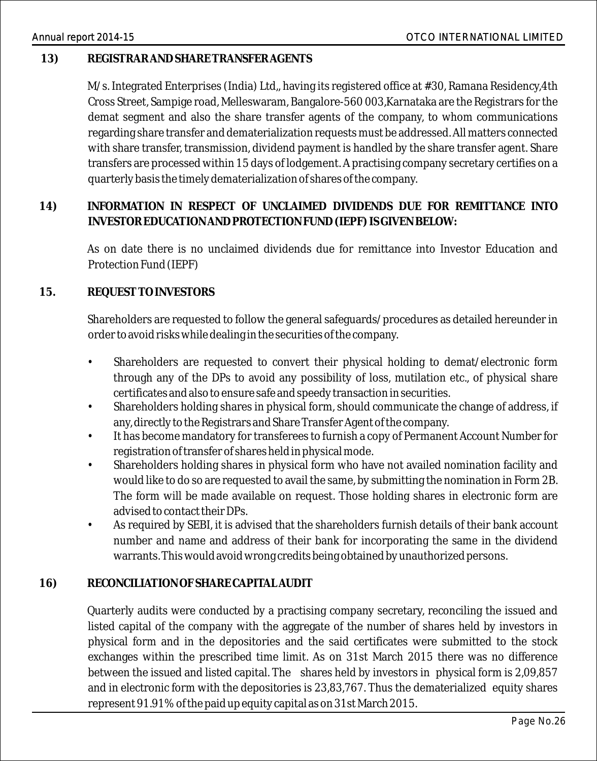## 13) REGISTRAR AND SHARE TRANSFER AGENTS

M/s. Integrated Enterprises (India) Ltd,, having its registered office at #30, Ramana Residency,4th Cross Street, Sampige road, Melleswaram, Bangalore-560 003,Karnataka are the Registrars for the demat segment and also the share transfer agents of the company, to whom communications regarding share transfer and dematerialization requests must be addressed. All matters connected with share transfer, transmission, dividend payment is handled by the share transfer agent. Share transfers are processed within 15 days of lodgement. A practising company secretary certifies on a quarterly basis the timely dematerialization of shares of the company.

## 14) INFORMATION IN RESPECT OF UNCLAIMED DIVIDENDS DUE FOR REMITTANCE INTO INVESTOR EDUCATION AND PROTECTION FUND (IEPF) IS GIVEN BELOW:

As on date there is no unclaimed dividends due for remittance into Investor Education and Protection Fund (IEPF)

## 15. REQUEST TO INVESTORS

Shareholders are requested to follow the general safeguards/procedures as detailed hereunder in order to avoid risks while dealing in the securities of the company.

- Shareholders are requested to convert their physical holding to demat/electronic form through any of the DPs to avoid any possibility of loss, mutilation etc., of physical share certificates and also to ensure safe and speedy transaction in securities.
- Shareholders holding shares in physical form, should communicate the change of address, if any, directly to the Registrars and Share Transfer Agent of the company.
- It has become mandatory for transferees to furnish a copy of Permanent Account Number for registration of transfer of shares held in physical mode.
- Shareholders holding shares in physical form who have not availed nomination facility and would like to do so are requested to avail the same, by submitting the nomination in Form 2B. The form will be made available on request. Those holding shares in electronic form are advised to contact their DPs.
- As required by SEBI, it is advised that the shareholders furnish details of their bank account number and name and address of their bank for incorporating the same in the dividend warrants. This would avoid wrong credits being obtained by unauthorized persons.

## 16) RECONCILIATION OF SHARE CAPITAL AUDIT

Quarterly audits were conducted by a practising company secretary, reconciling the issued and listed capital of the company with the aggregate of the number of shares held by investors in physical form and in the depositories and the said certificates were submitted to the stock exchanges within the prescribed time limit. As on 31st March 2015 there was no difference between the issued and listed capital. The shares held by investors in physical form is 2,09,857 and in electronic form with the depositories is 23,83,767. Thus the dematerialized equity shares represent 91.91% of the paid up equity capital as on 31st March 2015.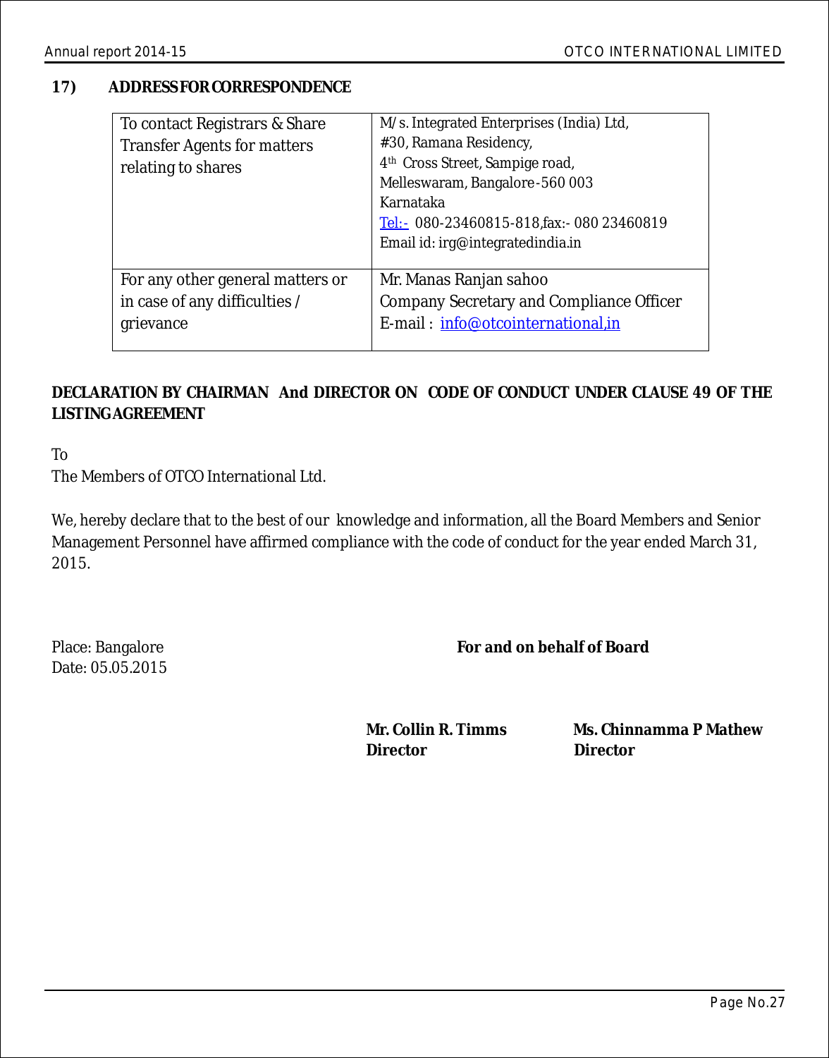## 17) ADDRESS FOR CORRESPONDENCE

| | |
|---|---|
| To contact Registrars & Share Transfer Agents for matters relating to shares | M/s. Integrated Enterprises (India) Ltd,<br>#30, Ramana Residency,<br>4th Cross Street, Sampige road,<br>Melleswaram, Bangalore-560 003<br>Karnataka<br>Tel:- 080-23460815-818,fax:- 080 23460819<br>Email id: irg@integratedindia.in |
| For any other general matters or in case of any difficulties / grievance | Mr. Manas Ranjan sahoo<br>Company Secretary and Compliance Officer<br>E-mail : info@otcointernational,in |

**DECLARATION BY CHAIRMAN And DIRECTOR ON CODE OF CONDUCT UNDER CLAUSE 49 OF THE LISTING AGREEMENT**

To
The Members of OTCO International Ltd.

We, hereby declare that to the best of our knowledge and information, all the Board Members and Senior Management Personnel have affirmed compliance with the code of conduct for the year ended March 31, 2015.

Place: Bangalore
Date: 05.05.2015

**For and on behalf of Board**

**Mr. Collin R. Timms**
**Director**

**Ms. Chinnamma P Mathew**
**Director**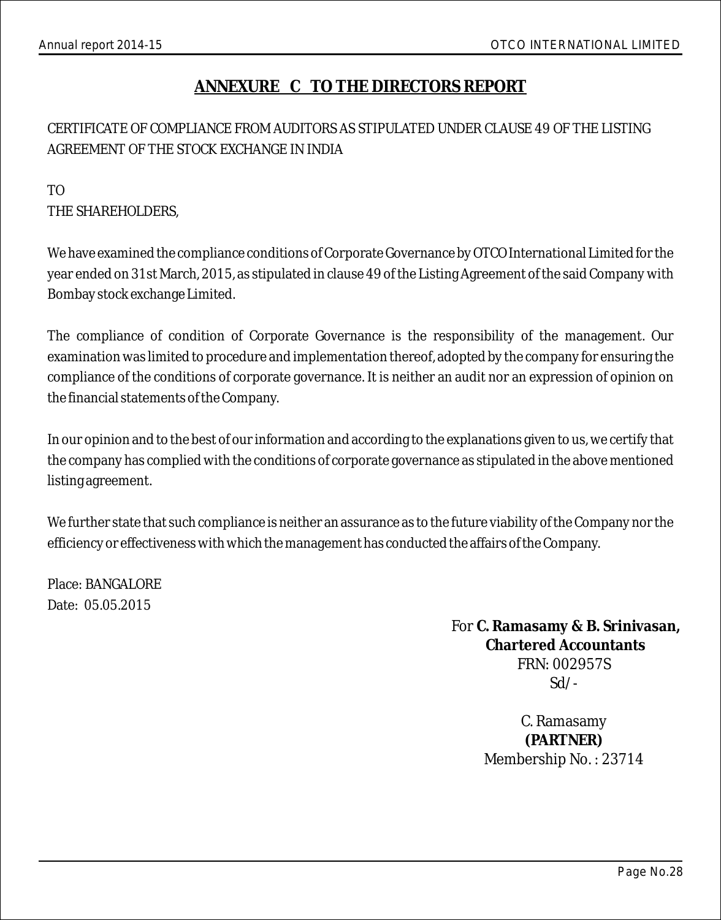# ANNEXURE C TO THE DIRECTORS REPORT

CERTIFICATE OF COMPLIANCE FROM AUDITORS AS STIPULATED UNDER CLAUSE 49 OF THE LISTING AGREEMENT OF THE STOCK EXCHANGE IN INDIA

TO
THE SHAREHOLDERS,

We have examined the compliance conditions of Corporate Governance by OTCO International Limited for the year ended on 31st March, 2015, as stipulated in clause 49 of the Listing Agreement of the said Company with Bombay stock exchange Limited.

The compliance of condition of Corporate Governance is the responsibility of the management. Our examination was limited to procedure and implementation thereof, adopted by the company for ensuring the compliance of the conditions of corporate governance. It is neither an audit nor an expression of opinion on the financial statements of the Company.

In our opinion and to the best of our information and according to the explanations given to us, we certify that the company has complied with the conditions of corporate governance as stipulated in the above mentioned listing agreement.

We further state that such compliance is neither an assurance as to the future viability of the Company nor the efficiency or effectiveness with which the management has conducted the affairs of the Company.

Place: BANGALORE
Date: 05.05.2015

For **C. Ramasamy & B. Srinivasan,**
**Chartered Accountants**
FRN: 002957S
Sd/-

C. Ramasamy
**(PARTNER)**
Membership No. : 23714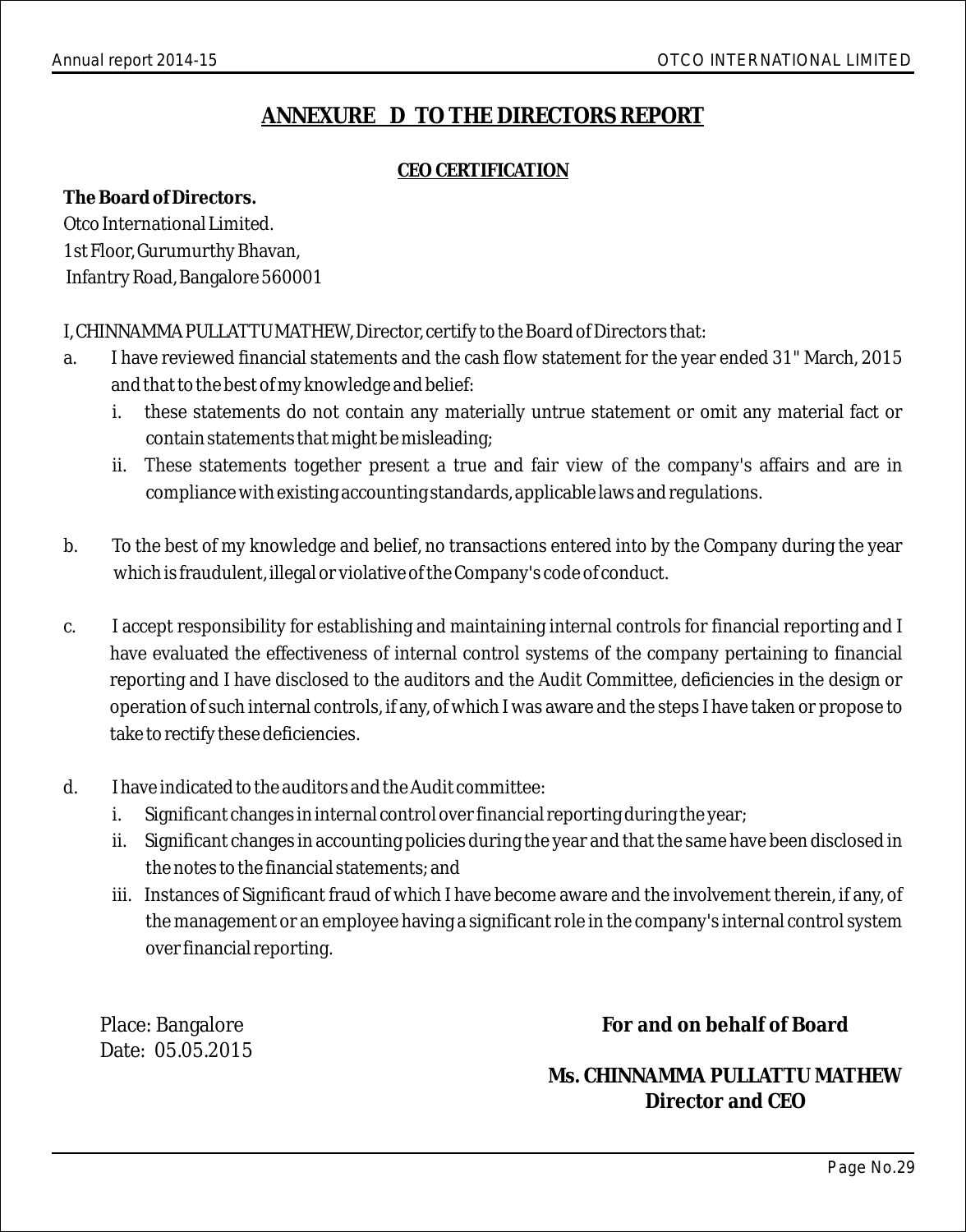# ANNEXURE D TO THE DIRECTORS REPORT

## CEO CERTIFICATION

**The Board of Directors.**
Otco International Limited.
1st Floor, Gurumurthy Bhavan,
Infantry Road, Bangalore 560001

I, CHINNAMMA PULLATTU MATHEW, Director, certify to the Board of Directors that:

a. I have reviewed financial statements and the cash flow statement for the year ended 31" March, 2015 and that to the best of my knowledge and belief:
   i. these statements do not contain any materially untrue statement or omit any material fact or contain statements that might be misleading;
   ii. These statements together present a true and fair view of the company's affairs and are in compliance with existing accounting standards, applicable laws and regulations.

b. To the best of my knowledge and belief, no transactions entered into by the Company during the year which is fraudulent, illegal or violative of the Company's code of conduct.

c. I accept responsibility for establishing and maintaining internal controls for financial reporting and I have evaluated the effectiveness of internal control systems of the company pertaining to financial reporting and I have disclosed to the auditors and the Audit Committee, deficiencies in the design or operation of such internal controls, if any, of which I was aware and the steps I have taken or propose to take to rectify these deficiencies.

d. I have indicated to the auditors and the Audit committee:
   i. Significant changes in internal control over financial reporting during the year;
   ii. Significant changes in accounting policies during the year and that the same have been disclosed in the notes to the financial statements; and
   iii. Instances of Significant fraud of which I have become aware and the involvement therein, if any, of the management or an employee having a significant role in the company's internal control system over financial reporting.

Place: Bangalore
Date: 05.05.2015

**For and on behalf of Board**

**Ms. CHINNAMMA PULLATTU MATHEW**
**Director and CEO**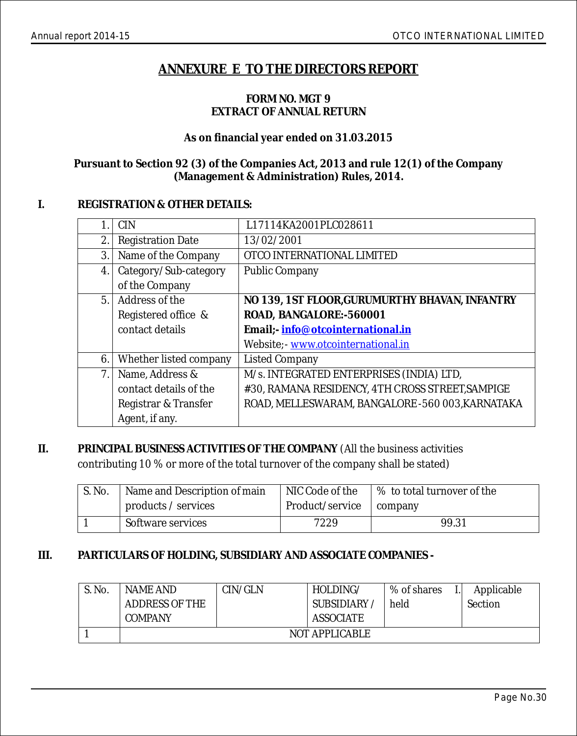# ANNEXURE E TO THE DIRECTORS REPORT

**FORM NO. MGT 9**
**EXTRACT OF ANNUAL RETURN**

**As on financial year ended on 31.03.2015**

**Pursuant to Section 92 (3) of the Companies Act, 2013 and rule 12(1) of the Company (Management & Administration) Rules, 2014.**

## I. REGISTRATION & OTHER DETAILS:

| | | |
|---|---|---|
| 1. | CIN | L17114KA2001PLC028611 |
| 2. | Registration Date | 13/02/2001 |
| 3. | Name of the Company | OTCO INTERNATIONAL LIMITED |
| 4. | Category/Sub-category of the Company | Public Company |
| 5. | Address of the Registered office & contact details | **NO 139, 1ST FLOOR,GURUMURTHY BHAVAN, INFANTRY ROAD, BANGALORE:-560001** **Email;- info@otcointernational.in** Website;- www.otcointernational.in |
| 6. | Whether listed company | Listed Company |
| 7. | Name, Address & contact details of the Registrar & Transfer Agent, if any. | M/s. INTEGRATED ENTERPRISES (INDIA) LTD, #30, RAMANA RESIDENCY, 4TH CROSS STREET,SAMPIGE ROAD, MELLESWARAM, BANGALORE-560 003,KARNATAKA |

## II. PRINCIPAL BUSINESS ACTIVITIES OF THE COMPANY (All the business activities contributing 10 % or more of the total turnover of the company shall be stated)

| S. No. | Name and Description of main products / services | NIC Code of the Product/service | % to total turnover of the company |
|---|---|---|---|
| 1 | Software services | 7229 | 99.31 |

## III. PARTICULARS OF HOLDING, SUBSIDIARY AND ASSOCIATE COMPANIES -

| S. No. | NAME AND ADDRESS OF THE COMPANY | CIN/GLN | HOLDING/ SUBSIDIARY / ASSOCIATE | % of shares held | Applicable Section |
|---|---|---|---|---|---|
| 1 | NOT APPLICABLE | | | | |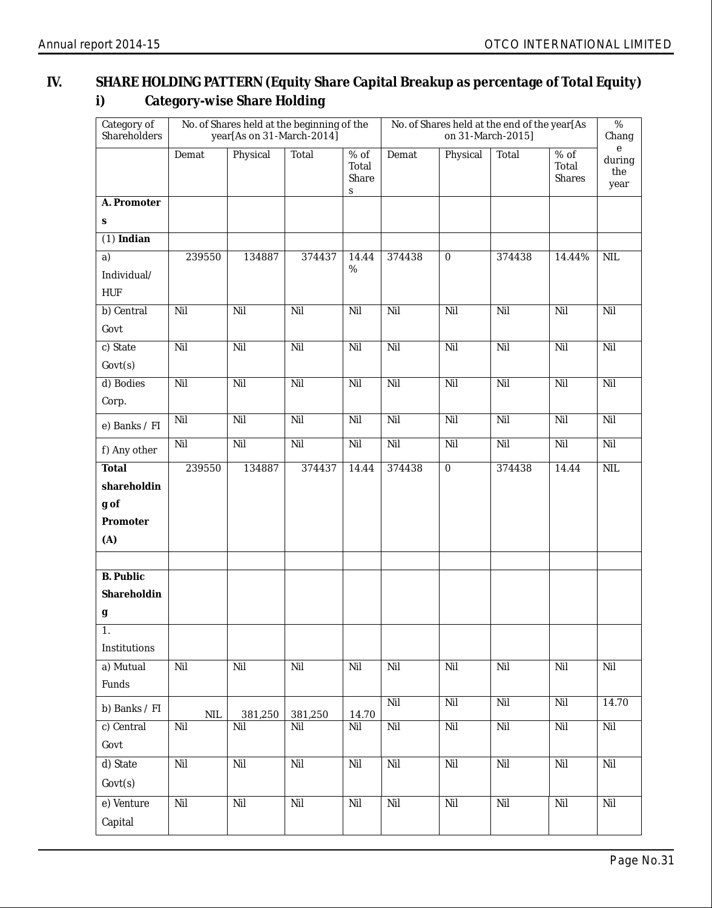## IV. SHARE HOLDING PATTERN (Equity Share Capital Breakup as percentage of Total Equity)

### i) Category-wise Share Holding

| Category of Shareholders | No. of Shares held at the beginning of the year[As on 31-March-2014] | | | | No. of Shares held at the end of the year[As on 31-March-2015] | | | | % Change during the year |
|---|---|---|---|---|---|---|---|---|---|
| | Demat | Physical | Total | % of Total Shares | Demat | Physical | Total | % of Total Shares | |
| **A. Promoters** | | | | | | | | | |
| (1) **Indian** | | | | | | | | | |
| a) Individual/ HUF | 239550 | 134887 | 374437 | 14.44 % | 374438 | 0 | 374438 | 14.44% | NIL |
| b) Central Govt | Nil | Nil | Nil | Nil | Nil | Nil | Nil | Nil | Nil |
| c) State Govt(s) | Nil | Nil | Nil | Nil | Nil | Nil | Nil | Nil | Nil |
| d) Bodies Corp. | Nil | Nil | Nil | Nil | Nil | Nil | Nil | Nil | Nil |
| e) Banks / FI | Nil | Nil | Nil | Nil | Nil | Nil | Nil | Nil | Nil |
| f) Any other | Nil | Nil | Nil | Nil | Nil | Nil | Nil | Nil | Nil |
| **Total shareholding of Promoter (A)** | 239550 | 134887 | 374437 | 14.44 | 374438 | 0 | 374438 | 14.44 | NIL |
| | | | | | | | | | |
| **B. Public Shareholding** | | | | | | | | | |
| 1. Institutions | | | | | | | | | |
| a) Mutual Funds | Nil | Nil | Nil | Nil | Nil | Nil | Nil | Nil | Nil |
| b) Banks / FI | NIL | 381,250 | 381,250 | 14.70 | Nil | Nil | Nil | Nil | 14.70 |
| c) Central Govt | Nil | Nil | Nil | Nil | Nil | Nil | Nil | Nil | Nil |
| d) State Govt(s) | Nil | Nil | Nil | Nil | Nil | Nil | Nil | Nil | Nil |
| e) Venture Capital | Nil | Nil | Nil | Nil | Nil | Nil | Nil | Nil | Nil |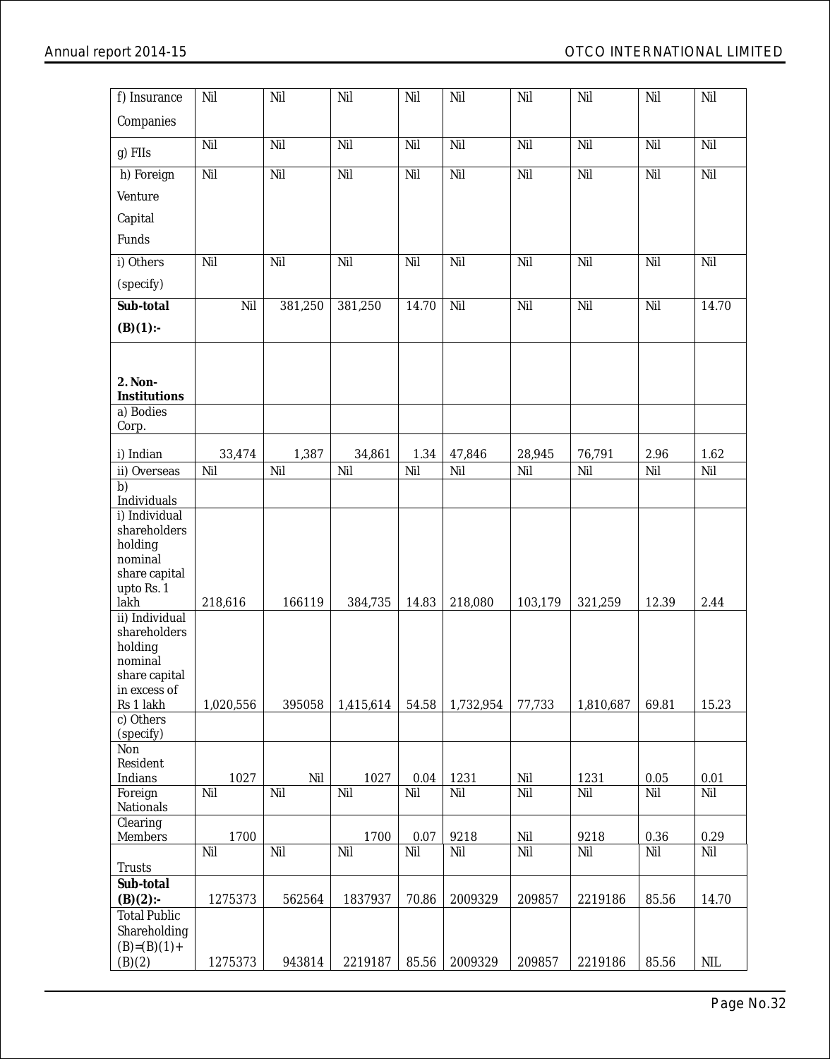| f) Insurance Companies | Nil | Nil | Nil | Nil | Nil | Nil | Nil | Nil | Nil |
|---|---|---|---|---|---|---|---|---|---|
| g) FIIs | Nil | Nil | Nil | Nil | Nil | Nil | Nil | Nil | Nil |
| h) Foreign Venture Capital Funds | Nil | Nil | Nil | Nil | Nil | Nil | Nil | Nil | Nil |
| i) Others (specify) | Nil | Nil | Nil | Nil | Nil | Nil | Nil | Nil | Nil |
| **Sub-total (B)(1):-** | Nil | 381,250 | 381,250 | 14.70 | Nil | Nil | Nil | Nil | 14.70 |
| **2. Non-Institutions** | | | | | | | | | |
| a) Bodies Corp. | | | | | | | | | |
| i) Indian | 33,474 | 1,387 | 34,861 | 1.34 | 47,846 | 28,945 | 76,791 | 2.96 | 1.62 |
| ii) Overseas | Nil | Nil | Nil | Nil | Nil | Nil | Nil | Nil | Nil |
| b) Individuals | | | | | | | | | |
| i) Individual shareholders holding nominal share capital upto Rs. 1 lakh | 218,616 | 166119 | 384,735 | 14.83 | 218,080 | 103,179 | 321,259 | 12.39 | 2.44 |
| ii) Individual shareholders holding nominal share capital in excess of Rs 1 lakh | 1,020,556 | 395058 | 1,415,614 | 54.58 | 1,732,954 | 77,733 | 1,810,687 | 69.81 | 15.23 |
| c) Others (specify) | | | | | | | | | |
| Non Resident Indians | 1027 | Nil | 1027 | 0.04 | 1231 | Nil | 1231 | 0.05 | 0.01 |
| Foreign Nationals | Nil | Nil | Nil | Nil | Nil | Nil | Nil | Nil | Nil |
| Clearing Members | 1700 | | 1700 | 0.07 | 9218 | Nil | 9218 | 0.36 | 0.29 |
| Trusts | Nil | Nil | Nil | Nil | Nil | Nil | Nil | Nil | Nil |
| **Sub-total (B)(2):-** | 1275373 | 562564 | 1837937 | 70.86 | 2009329 | 209857 | 2219186 | 85.56 | 14.70 |
| Total Public Shareholding (B)=(B)(1)+ (B)(2) | 1275373 | 943814 | 2219187 | 85.56 | 2009329 | 209857 | 2219186 | 85.56 | NIL |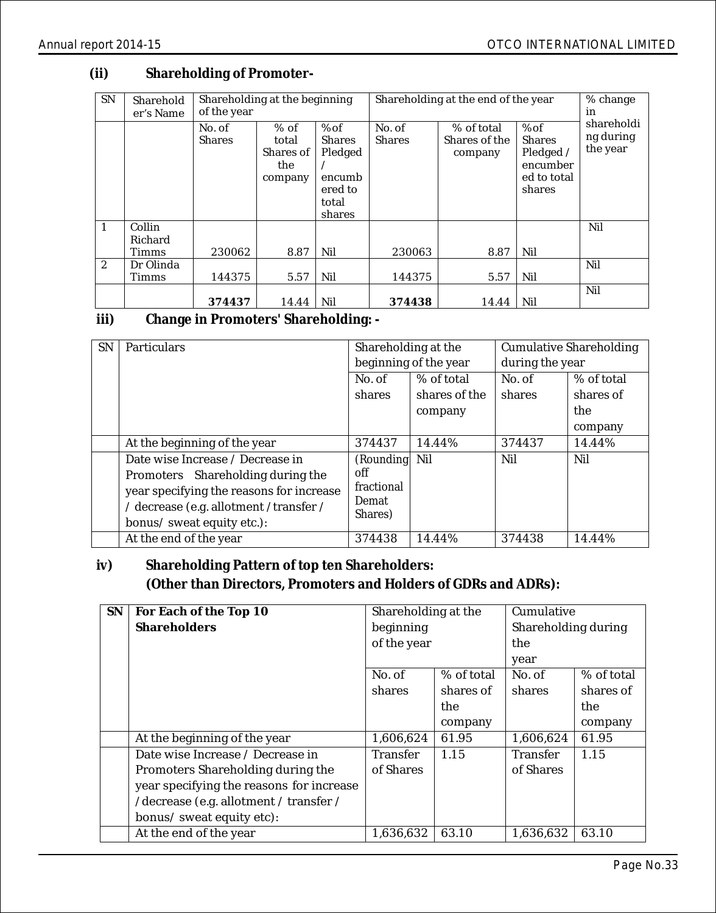### (ii) Shareholding of Promoter-

| SN | Shareholder's Name | Shareholding at the beginning of the year | | | Shareholding at the end of the year | | | % change in shareholding during the year |
|---|---|---|---|---|---|---|---|---|
| | | No. of Shares | % of total Shares of the company | %of Shares Pledged / encumbered to total shares | No. of Shares | % of total Shares of the company | %of Shares Pledged / encumbered to total shares | |
| 1 | Collin Richard Timms | 230062 | 8.87 | Nil | 230063 | 8.87 | Nil | Nil |
| 2 | Dr Olinda Timms | 144375 | 5.57 | Nil | 144375 | 5.57 | Nil | Nil |
| | | **374437** | 14.44 | Nil | **374438** | 14.44 | Nil | Nil |

### iii) Change in Promoters' Shareholding: -

| SN | Particulars | Shareholding at the beginning of the year | | Cumulative Shareholding during the year | |
|---|---|---|---|---|---|
| | | No. of shares | % of total shares of the company | No. of shares | % of total shares of the company |
| | At the beginning of the year | 374437 | 14.44% | 374437 | 14.44% |
| | Date wise Increase / Decrease in Promoters Shareholding during the year specifying the reasons for increase / decrease (e.g. allotment / transfer / bonus/ sweat equity etc.): | (Rounding off fractional Demat Shares) | Nil | Nil | Nil |
| | At the end of the year | 374438 | 14.44% | 374438 | 14.44% |

### iv) Shareholding Pattern of top ten Shareholders:
### (Other than Directors, Promoters and Holders of GDRs and ADRs):

| SN | For Each of the Top 10 Shareholders | Shareholding at the beginning of the year | | Cumulative Shareholding during the year | |
|---|---|---|---|---|---|
| | | No. of shares | % of total shares of the company | No. of shares | % of total shares of the company |
| | At the beginning of the year | 1,606,624 | 61.95 | 1,606,624 | 61.95 |
| | Date wise Increase / Decrease in Promoters Shareholding during the year specifying the reasons for increase /decrease (e.g. allotment / transfer / bonus/ sweat equity etc): | Transfer of Shares | 1.15 | Transfer of Shares | 1.15 |
| | At the end of the year | 1,636,632 | 63.10 | 1,636,632 | 63.10 |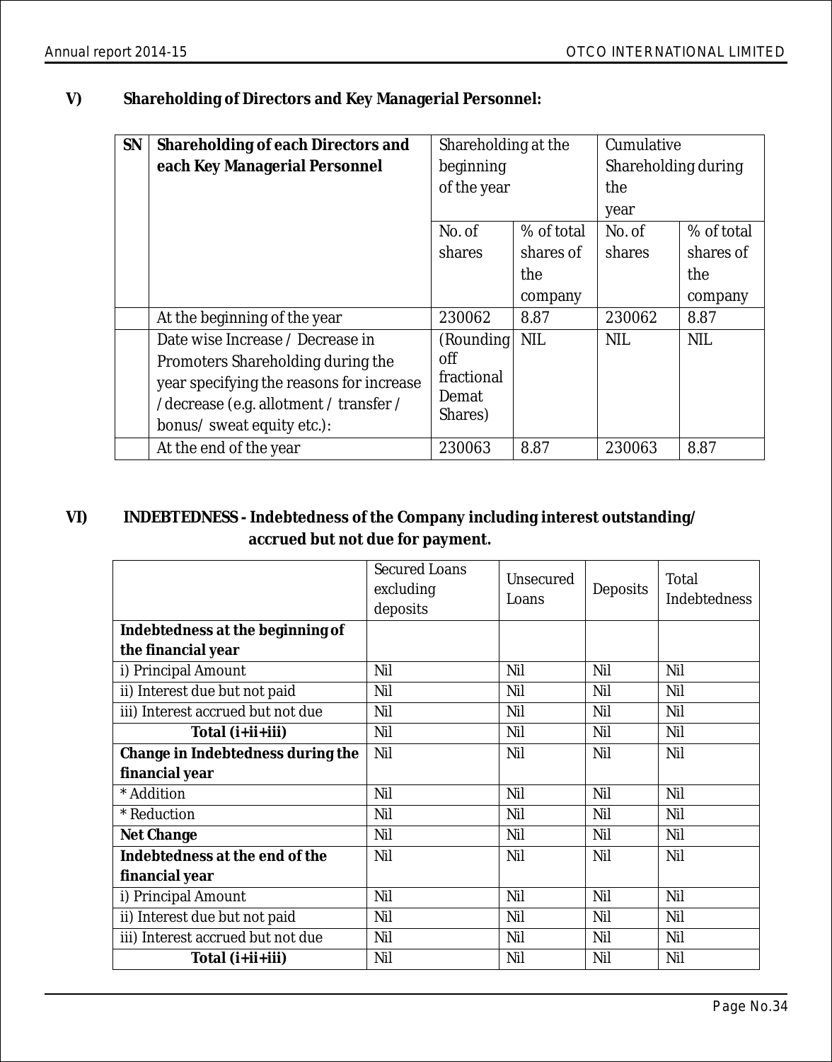### V) Shareholding of Directors and Key Managerial Personnel:

| SN | Shareholding of each Directors and each Key Managerial Personnel | Shareholding at the beginning of the year | | Cumulative Shareholding during the year | |
|---|---|---|---|---|---|
| | | No. of shares | % of total shares of the company | No. of shares | % of total shares of the company |
| | At the beginning of the year | 230062 | 8.87 | 230062 | 8.87 |
| | Date wise Increase / Decrease in Promoters Shareholding during the year specifying the reasons for increase /decrease (e.g. allotment / transfer / bonus/ sweat equity etc.): | (Rounding off fractional Demat Shares) | NIL | NIL | NIL |
| | At the end of the year | 230063 | 8.87 | 230063 | 8.87 |

### VI) INDEBTEDNESS - Indebtedness of the Company including interest outstanding/ accrued but not due for payment.

| | Secured Loans excluding deposits | Unsecured Loans | Deposits | Total Indebtedness |
|---|---|---|---|---|
| **Indebtedness at the beginning of the financial year** | | | | |
| i) Principal Amount | Nil | Nil | Nil | Nil |
| ii) Interest due but not paid | Nil | Nil | Nil | Nil |
| iii) Interest accrued but not due | Nil | Nil | Nil | Nil |
| **Total (i+ii+iii)** | Nil | Nil | Nil | Nil |
| **Change in Indebtedness during the financial year** | Nil | Nil | Nil | Nil |
| * Addition | Nil | Nil | Nil | Nil |
| * Reduction | Nil | Nil | Nil | Nil |
| **Net Change** | Nil | Nil | Nil | Nil |
| **Indebtedness at the end of the financial year** | Nil | Nil | Nil | Nil |
| i) Principal Amount | Nil | Nil | Nil | Nil |
| ii) Interest due but not paid | Nil | Nil | Nil | Nil |
| iii) Interest accrued but not due | Nil | Nil | Nil | Nil |
| **Total (i+ii+iii)** | Nil | Nil | Nil | Nil |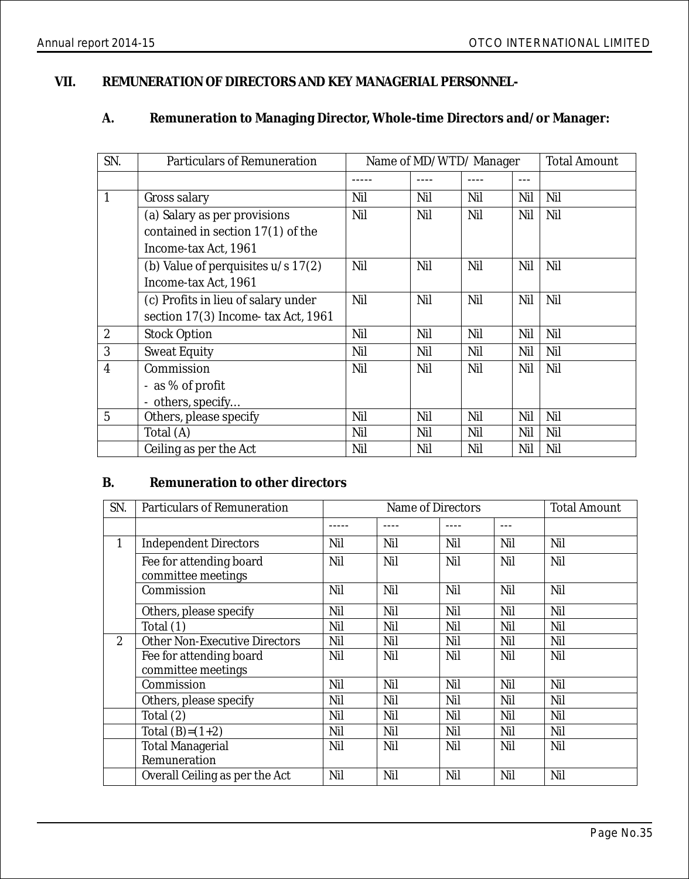## VII. REMUNERATION OF DIRECTORS AND KEY MANAGERIAL PERSONNEL-

### A. Remuneration to Managing Director, Whole-time Directors and/or Manager:

| SN. | Particulars of Remuneration | Name of MD/WTD/ Manager | | | | Total Amount |
|---|---|---|---|---|---|---|
| | | ----- | ---- | ---- | --- | |
| 1 | Gross salary | Nil | Nil | Nil | Nil | Nil |
| | (a) Salary as per provisions contained in section 17(1) of the Income-tax Act, 1961 | Nil | Nil | Nil | Nil | Nil |
| | (b) Value of perquisites u/s 17(2) Income-tax Act, 1961 | Nil | Nil | Nil | Nil | Nil |
| | (c) Profits in lieu of salary under section 17(3) Income- tax Act, 1961 | Nil | Nil | Nil | Nil | Nil |
| 2 | Stock Option | Nil | Nil | Nil | Nil | Nil |
| 3 | Sweat Equity | Nil | Nil | Nil | Nil | Nil |
| 4 | Commission<br>- as % of profit<br>- others, specify… | Nil | Nil | Nil | Nil | Nil |
| 5 | Others, please specify | Nil | Nil | Nil | Nil | Nil |
| | Total (A) | Nil | Nil | Nil | Nil | Nil |
| | Ceiling as per the Act | Nil | Nil | Nil | Nil | Nil |

### B. Remuneration to other directors

| SN. | Particulars of Remuneration | Name of Directors | | | | Total Amount |
|---|---|---|---|---|---|---|
| | | ----- | ---- | ---- | --- | |
| 1 | Independent Directors | Nil | Nil | Nil | Nil | Nil |
| | Fee for attending board committee meetings | Nil | Nil | Nil | Nil | Nil |
| | Commission | Nil | Nil | Nil | Nil | Nil |
| | Others, please specify | Nil | Nil | Nil | Nil | Nil |
| | Total (1) | Nil | Nil | Nil | Nil | Nil |
| 2 | Other Non-Executive Directors | Nil | Nil | Nil | Nil | Nil |
| | Fee for attending board committee meetings | Nil | Nil | Nil | Nil | Nil |
| | Commission | Nil | Nil | Nil | Nil | Nil |
| | Others, please specify | Nil | Nil | Nil | Nil | Nil |
| | Total (2) | Nil | Nil | Nil | Nil | Nil |
| | Total (B)=(1+2) | Nil | Nil | Nil | Nil | Nil |
| | Total Managerial Remuneration | Nil | Nil | Nil | Nil | Nil |
| | Overall Ceiling as per the Act | Nil | Nil | Nil | Nil | Nil |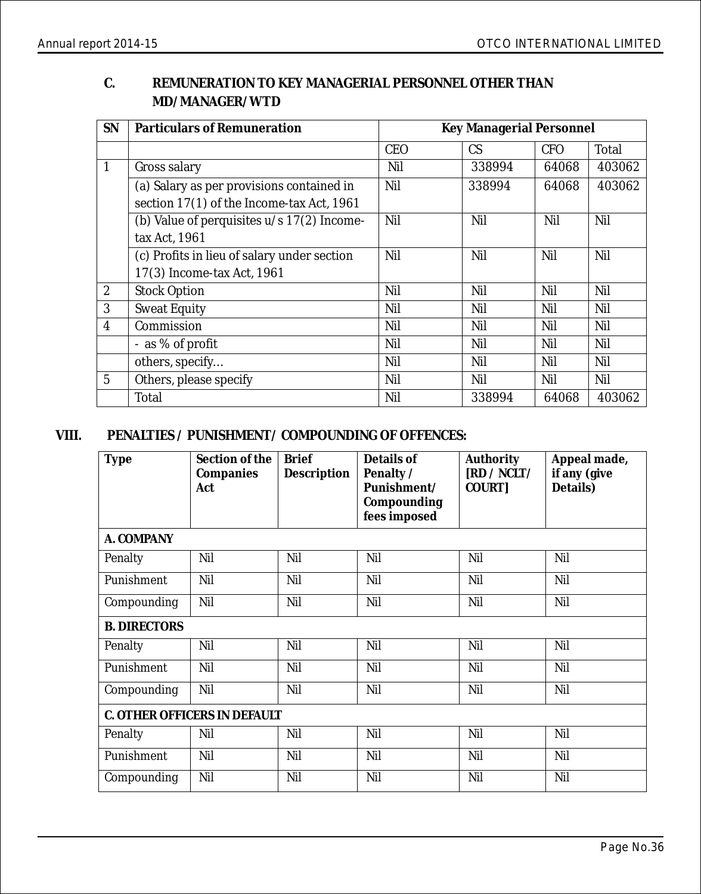### C. REMUNERATION TO KEY MANAGERIAL PERSONNEL OTHER THAN MD/MANAGER/WTD

| SN | Particulars of Remuneration | Key Managerial Personnel | | | |
|---|---|---|---|---|---|
| | | CEO | CS | CFO | Total |
| 1 | Gross salary | Nil | 338994 | 64068 | 403062 |
| | (a) Salary as per provisions contained in section 17(1) of the Income-tax Act, 1961 | Nil | 338994 | 64068 | 403062 |
| | (b) Value of perquisites u/s 17(2) Income-tax Act, 1961 | Nil | Nil | Nil | Nil |
| | (c) Profits in lieu of salary under section 17(3) Income-tax Act, 1961 | Nil | Nil | Nil | Nil |
| 2 | Stock Option | Nil | Nil | Nil | Nil |
| 3 | Sweat Equity | Nil | Nil | Nil | Nil |
| 4 | Commission | Nil | Nil | Nil | Nil |
| | - as % of profit | Nil | Nil | Nil | Nil |
| | others, specify… | Nil | Nil | Nil | Nil |
| 5 | Others, please specify | Nil | Nil | Nil | Nil |
| | Total | Nil | 338994 | 64068 | 403062 |

## VIII. PENALTIES / PUNISHMENT/ COMPOUNDING OF OFFENCES:

| Type | Section of the Companies Act | Brief Description | Details of Penalty / Punishment/ Compounding fees imposed | Authority [RD / NCLT/ COURT] | Appeal made, if any (give Details) |
|---|---|---|---|---|---|
| **A. COMPANY** | | | | | |
| Penalty | Nil | Nil | Nil | Nil | Nil |
| Punishment | Nil | Nil | Nil | Nil | Nil |
| Compounding | Nil | Nil | Nil | Nil | Nil |
| **B. DIRECTORS** | | | | | |
| Penalty | Nil | Nil | Nil | Nil | Nil |
| Punishment | Nil | Nil | Nil | Nil | Nil |
| Compounding | Nil | Nil | Nil | Nil | Nil |
| **C. OTHER OFFICERS IN DEFAULT** | | | | | |
| Penalty | Nil | Nil | Nil | Nil | Nil |
| Punishment | Nil | Nil | Nil | Nil | Nil |
| Compounding | Nil | Nil | Nil | Nil | Nil |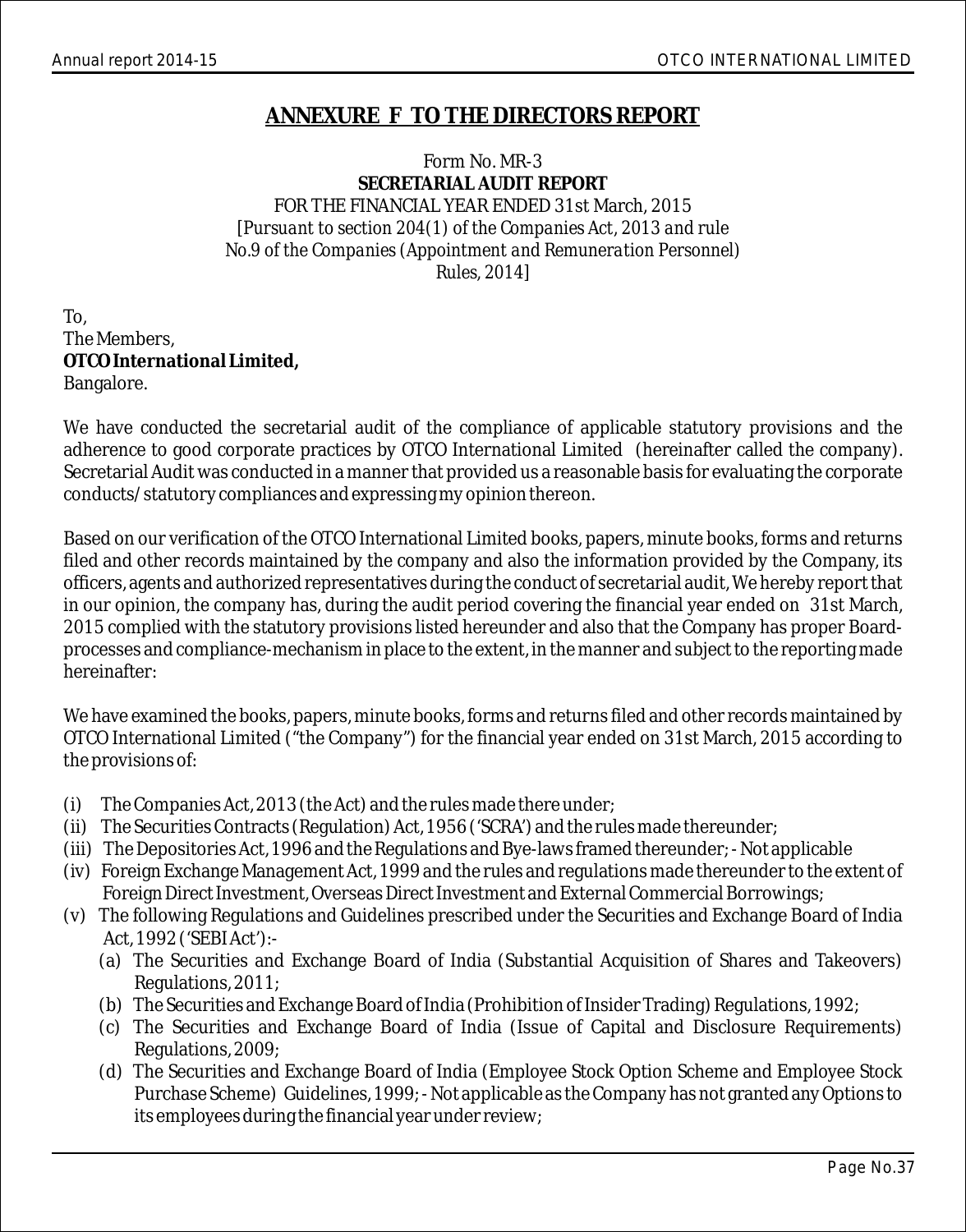# ANNEXURE F TO THE DIRECTORS REPORT

Form No. MR-3

**SECRETARIAL AUDIT REPORT**

FOR THE FINANCIAL YEAR ENDED 31st March, 2015

*[Pursuant to section 204(1) of the Companies Act, 2013 and rule No.9 of the Companies (Appointment and Remuneration Personnel) Rules, 2014]*

To,
The Members,
**OTCO International Limited,**
Bangalore.

We have conducted the secretarial audit of the compliance of applicable statutory provisions and the adherence to good corporate practices by OTCO International Limited (hereinafter called the company). Secretarial Audit was conducted in a manner that provided us a reasonable basis for evaluating the corporate conducts/statutory compliances and expressing my opinion thereon.

Based on our verification of the OTCO International Limited books, papers, minute books, forms and returns filed and other records maintained by the company and also the information provided by the Company, its officers, agents and authorized representatives during the conduct of secretarial audit, We hereby report that in our opinion, the company has, during the audit period covering the financial year ended on 31st March, 2015 complied with the statutory provisions listed hereunder and also that the Company has proper Board-processes and compliance-mechanism in place to the extent, in the manner and subject to the reporting made hereinafter:

We have examined the books, papers, minute books, forms and returns filed and other records maintained by OTCO International Limited ("the Company") for the financial year ended on 31st March, 2015 according to the provisions of:

(i) The Companies Act, 2013 (the Act) and the rules made there under;

(ii) The Securities Contracts (Regulation) Act, 1956 ('SCRA') and the rules made thereunder;

(iii) The Depositories Act, 1996 and the Regulations and Bye-laws framed thereunder; - Not applicable

(iv) Foreign Exchange Management Act, 1999 and the rules and regulations made thereunder to the extent of Foreign Direct Investment, Overseas Direct Investment and External Commercial Borrowings;

(v) The following Regulations and Guidelines prescribed under the Securities and Exchange Board of India Act, 1992 ('SEBI Act'):-

   (a) The Securities and Exchange Board of India (Substantial Acquisition of Shares and Takeovers) Regulations, 2011;

   (b) The Securities and Exchange Board of India (Prohibition of Insider Trading) Regulations, 1992;

   (c) The Securities and Exchange Board of India (Issue of Capital and Disclosure Requirements) Regulations, 2009;

   (d) The Securities and Exchange Board of India (Employee Stock Option Scheme and Employee Stock Purchase Scheme) Guidelines, 1999; - Not applicable as the Company has not granted any Options to its employees during the financial year under review;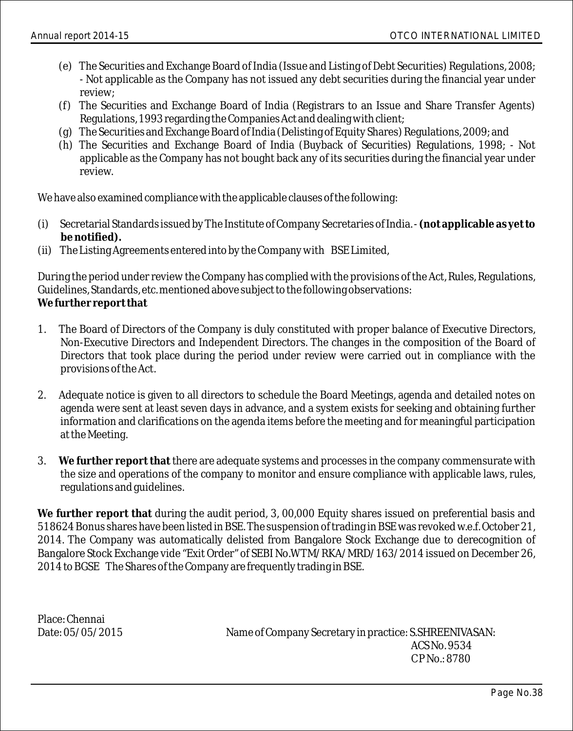(e) The Securities and Exchange Board of India (Issue and Listing of Debt Securities) Regulations, 2008; - Not applicable as the Company has not issued any debt securities during the financial year under review;

(f) The Securities and Exchange Board of India (Registrars to an Issue and Share Transfer Agents) Regulations, 1993 regarding the Companies Act and dealing with client;

(g) The Securities and Exchange Board of India (Delisting of Equity Shares) Regulations, 2009; and

(h) The Securities and Exchange Board of India (Buyback of Securities) Regulations, 1998; - Not applicable as the Company has not bought back any of its securities during the financial year under review.

We have also examined compliance with the applicable clauses of the following:

(i) Secretarial Standards issued by The Institute of Company Secretaries of India. - **(not applicable as yet to be notified).**

(ii) The Listing Agreements entered into by the Company with BSE Limited,

During the period under review the Company has complied with the provisions of the Act, Rules, Regulations, Guidelines, Standards, etc. mentioned above subject to the following observations:

**We further report that**

1. The Board of Directors of the Company is duly constituted with proper balance of Executive Directors, Non-Executive Directors and Independent Directors. The changes in the composition of the Board of Directors that took place during the period under review were carried out in compliance with the provisions of the Act.

2. Adequate notice is given to all directors to schedule the Board Meetings, agenda and detailed notes on agenda were sent at least seven days in advance, and a system exists for seeking and obtaining further information and clarifications on the agenda items before the meeting and for meaningful participation at the Meeting.

3. **We further report that** there are adequate systems and processes in the company commensurate with the size and operations of the company to monitor and ensure compliance with applicable laws, rules, regulations and guidelines.

**We further report that** during the audit period, 3, 00,000 Equity shares issued on preferential basis and 518624 Bonus shares have been listed in BSE. The suspension of trading in BSE was revoked w.e.f. October 21, 2014. The Company was automatically delisted from Bangalore Stock Exchange due to derecognition of Bangalore Stock Exchange vide "Exit Order" of SEBI No.WTM/RKA/MRD/163/2014 issued on December 26, 2014 to BGSE The Shares of the Company are frequently trading in BSE.

Place: Chennai
Date: 05/05/2015

Name of Company Secretary in practice: S.SHREENIVASAN:
ACS No. 9534
CP No.: 8780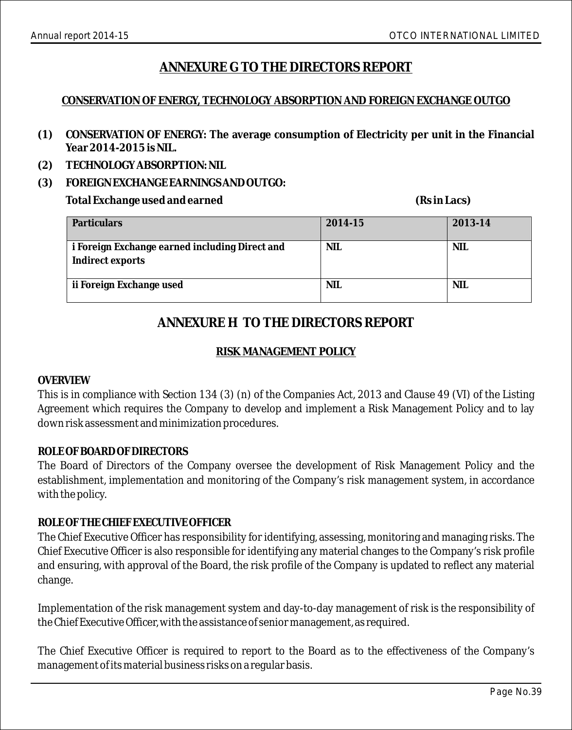# ANNEXURE G TO THE DIRECTORS REPORT

## CONSERVATION OF ENERGY, TECHNOLOGY ABSORPTION AND FOREIGN EXCHANGE OUTGO

**(1) CONSERVATION OF ENERGY: The average consumption of Electricity per unit in the Financial Year 2014-2015 is NIL.**

**(2) TECHNOLOGY ABSORPTION: NIL**

**(3) FOREIGN EXCHANGE EARNINGS AND OUTGO:**

**Total Exchange used and earned** **(Rs in Lacs)**

| Particulars | 2014-15 | 2013-14 |
|---|---|---|
| i Foreign Exchange earned including Direct and Indirect exports | NIL | NIL |
| ii Foreign Exchange used | NIL | NIL |

# ANNEXURE H TO THE DIRECTORS REPORT

## RISK MANAGEMENT POLICY

**OVERVIEW**

This is in compliance with Section 134 (3) (n) of the Companies Act, 2013 and Clause 49 (VI) of the Listing Agreement which requires the Company to develop and implement a Risk Management Policy and to lay down risk assessment and minimization procedures.

**ROLE OF BOARD OF DIRECTORS**

The Board of Directors of the Company oversee the development of Risk Management Policy and the establishment, implementation and monitoring of the Company's risk management system, in accordance with the policy.

**ROLE OF THE CHIEF EXECUTIVE OFFICER**

The Chief Executive Officer has responsibility for identifying, assessing, monitoring and managing risks. The Chief Executive Officer is also responsible for identifying any material changes to the Company's risk profile and ensuring, with approval of the Board, the risk profile of the Company is updated to reflect any material change.

Implementation of the risk management system and day-to-day management of risk is the responsibility of the Chief Executive Officer, with the assistance of senior management, as required.

The Chief Executive Officer is required to report to the Board as to the effectiveness of the Company's management of its material business risks on a regular basis.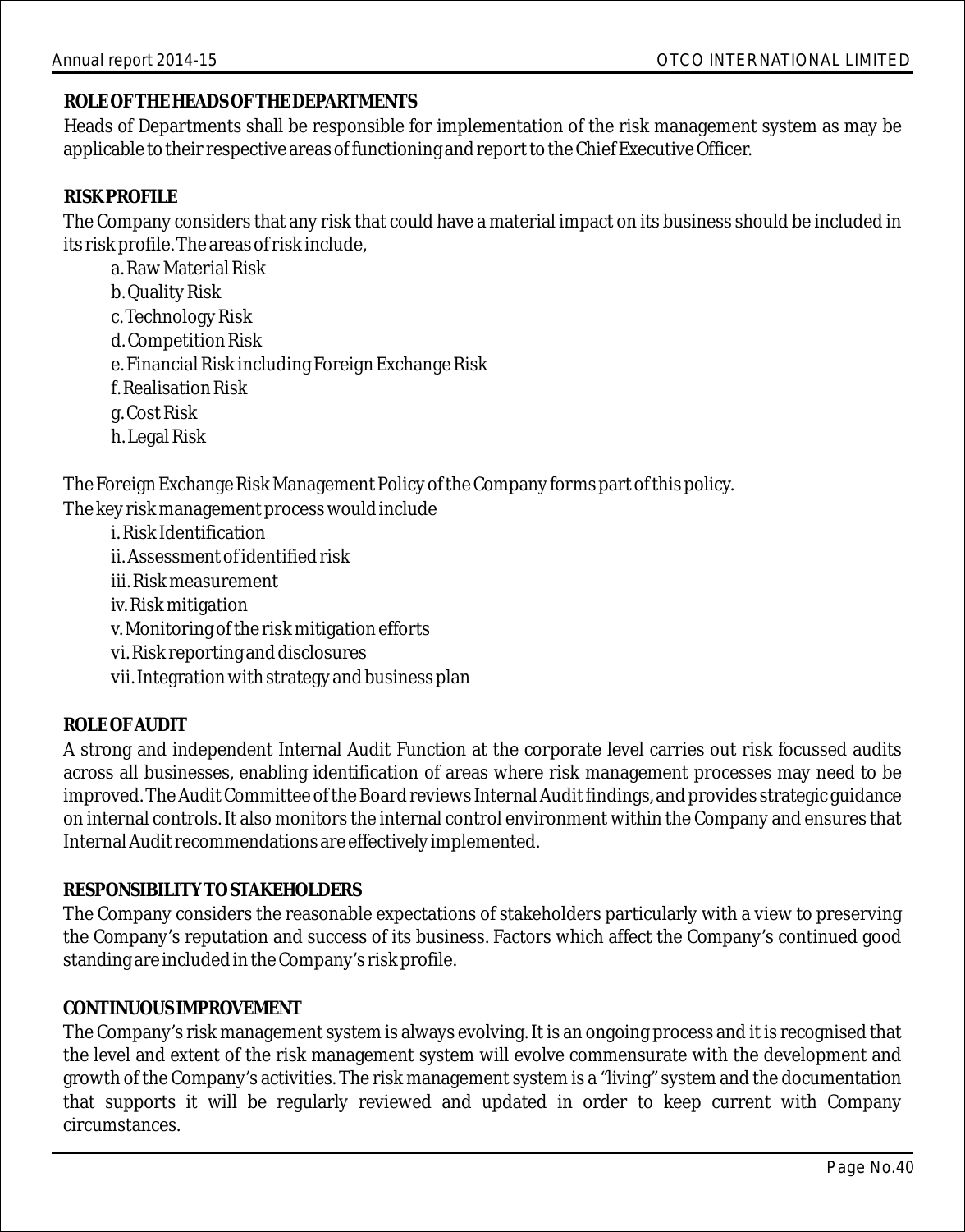**ROLE OF THE HEADS OF THE DEPARTMENTS**

Heads of Departments shall be responsible for implementation of the risk management system as may be applicable to their respective areas of functioning and report to the Chief Executive Officer.

**RISK PROFILE**

The Company considers that any risk that could have a material impact on its business should be included in its risk profile. The areas of risk include,

a. Raw Material Risk
b. Quality Risk
c. Technology Risk
d. Competition Risk
e. Financial Risk including Foreign Exchange Risk
f. Realisation Risk
g. Cost Risk
h. Legal Risk

The Foreign Exchange Risk Management Policy of the Company forms part of this policy.

The key risk management process would include

i. Risk Identification
ii. Assessment of identified risk
iii. Risk measurement
iv. Risk mitigation
v. Monitoring of the risk mitigation efforts
vi. Risk reporting and disclosures
vii. Integration with strategy and business plan

**ROLE OF AUDIT**

A strong and independent Internal Audit Function at the corporate level carries out risk focussed audits across all businesses, enabling identification of areas where risk management processes may need to be improved. The Audit Committee of the Board reviews Internal Audit findings, and provides strategic guidance on internal controls. It also monitors the internal control environment within the Company and ensures that Internal Audit recommendations are effectively implemented.

**RESPONSIBILITY TO STAKEHOLDERS**

The Company considers the reasonable expectations of stakeholders particularly with a view to preserving the Company's reputation and success of its business. Factors which affect the Company's continued good standing are included in the Company's risk profile.

**CONTINUOUS IMPROVEMENT**

The Company's risk management system is always evolving. It is an ongoing process and it is recognised that the level and extent of the risk management system will evolve commensurate with the development and growth of the Company's activities. The risk management system is a "living" system and the documentation that supports it will be regularly reviewed and updated in order to keep current with Company circumstances.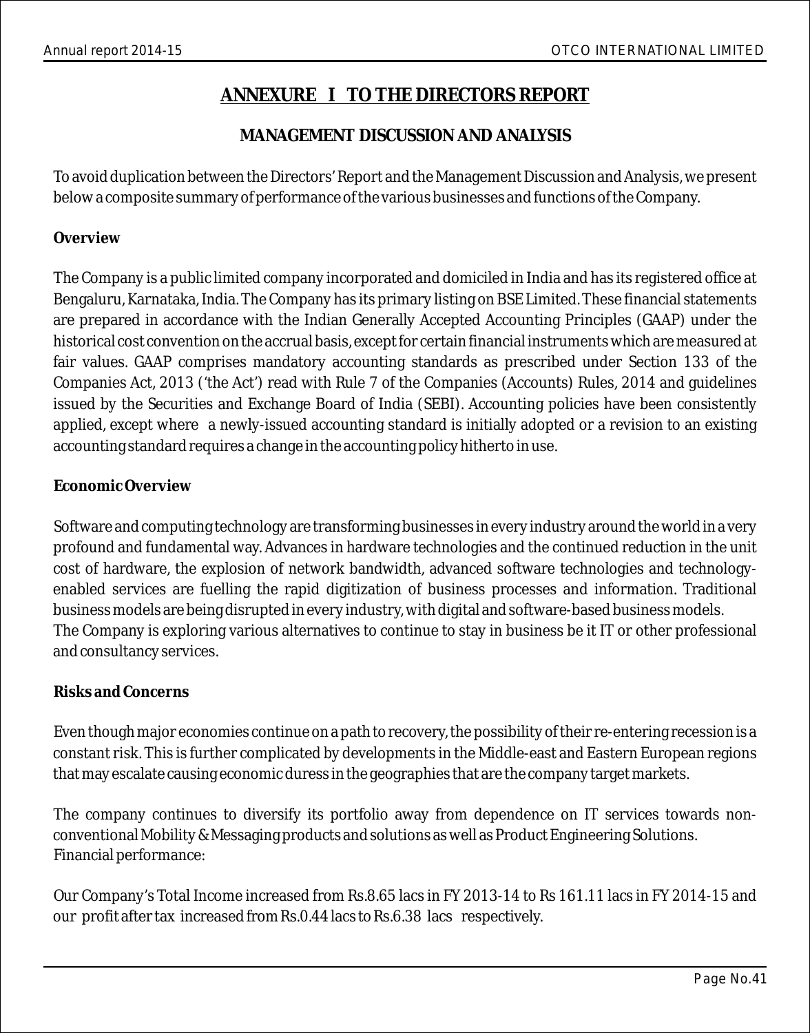# ANNEXURE I TO THE DIRECTORS REPORT

## MANAGEMENT DISCUSSION AND ANALYSIS

To avoid duplication between the Directors' Report and the Management Discussion and Analysis, we present below a composite summary of performance of the various businesses and functions of the Company.

**Overview**

The Company is a public limited company incorporated and domiciled in India and has its registered office at Bengaluru, Karnataka, India. The Company has its primary listing on BSE Limited. These financial statements are prepared in accordance with the Indian Generally Accepted Accounting Principles (GAAP) under the historical cost convention on the accrual basis, except for certain financial instruments which are measured at fair values. GAAP comprises mandatory accounting standards as prescribed under Section 133 of the Companies Act, 2013 ('the Act') read with Rule 7 of the Companies (Accounts) Rules, 2014 and guidelines issued by the Securities and Exchange Board of India (SEBI). Accounting policies have been consistently applied, except where a newly-issued accounting standard is initially adopted or a revision to an existing accounting standard requires a change in the accounting policy hitherto in use.

**Economic Overview**

Software and computing technology are transforming businesses in every industry around the world in a very profound and fundamental way. Advances in hardware technologies and the continued reduction in the unit cost of hardware, the explosion of network bandwidth, advanced software technologies and technology-enabled services are fuelling the rapid digitization of business processes and information. Traditional business models are being disrupted in every industry, with digital and software-based business models.
The Company is exploring various alternatives to continue to stay in business be it IT or other professional and consultancy services.

**Risks and Concerns**

Even though major economies continue on a path to recovery, the possibility of their re-entering recession is a constant risk. This is further complicated by developments in the Middle-east and Eastern European regions that may escalate causing economic duress in the geographies that are the company target markets.

The company continues to diversify its portfolio away from dependence on IT services towards non-conventional Mobility & Messaging products and solutions as well as Product Engineering Solutions.
Financial performance:

Our Company's Total Income increased from Rs.8.65 lacs in FY 2013-14 to Rs 161.11 lacs in FY 2014-15 and our profit after tax increased from Rs.0.44 lacs to Rs.6.38 lacs respectively.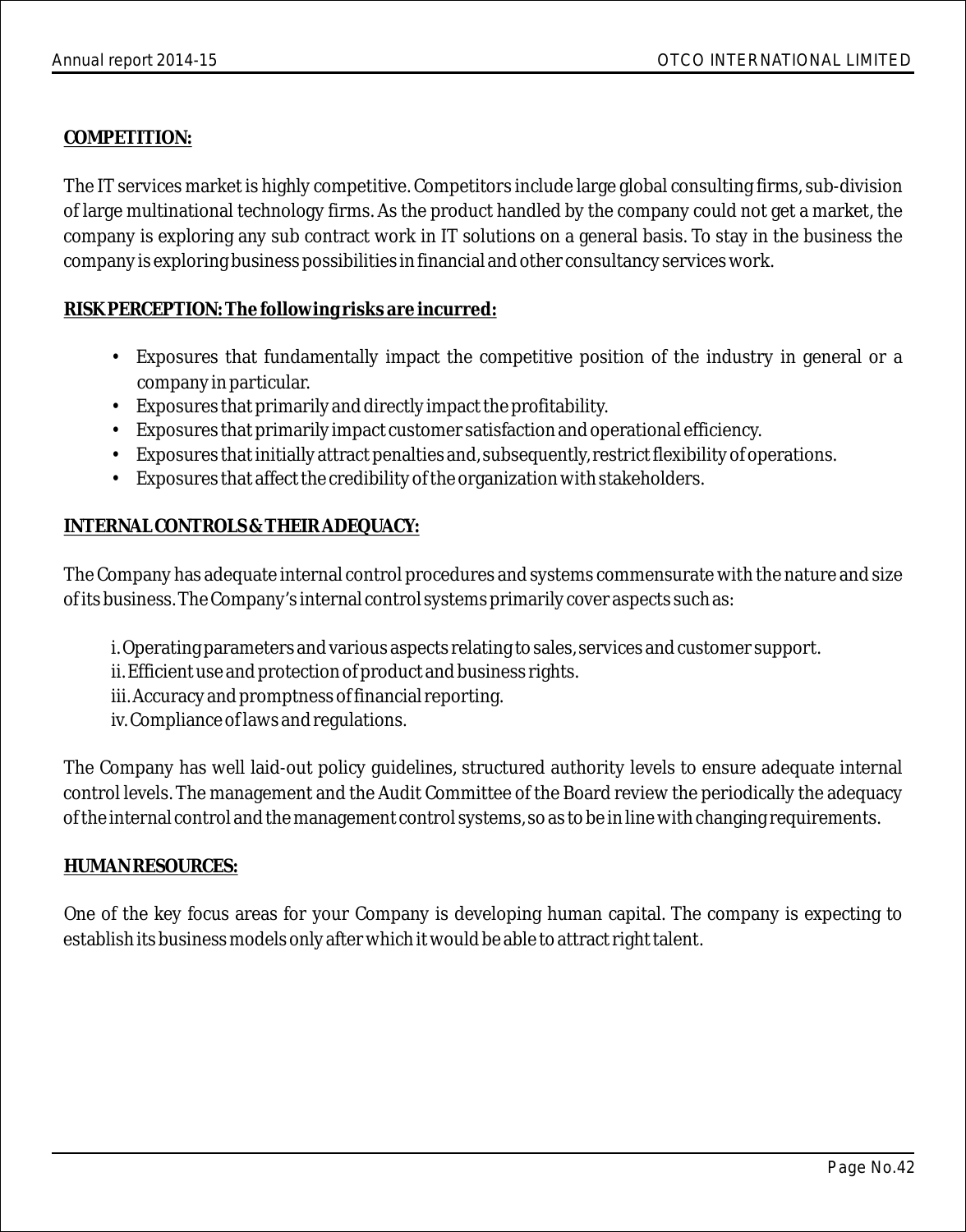**COMPETITION:**

The IT services market is highly competitive. Competitors include large global consulting firms, sub-division of large multinational technology firms. As the product handled by the company could not get a market, the company is exploring any sub contract work in IT solutions on a general basis. To stay in the business the company is exploring business possibilities in financial and other consultancy services work.

**RISK PERCEPTION: The following risks are incurred:**

- Exposures that fundamentally impact the competitive position of the industry in general or a company in particular.
- Exposures that primarily and directly impact the profitability.
- Exposures that primarily impact customer satisfaction and operational efficiency.
- Exposures that initially attract penalties and, subsequently, restrict flexibility of operations.
- Exposures that affect the credibility of the organization with stakeholders.

**INTERNAL CONTROLS & THEIR ADEQUACY:**

The Company has adequate internal control procedures and systems commensurate with the nature and size of its business. The Company's internal control systems primarily cover aspects such as:

i. Operating parameters and various aspects relating to sales, services and customer support.
ii. Efficient use and protection of product and business rights.
iii. Accuracy and promptness of financial reporting.
iv. Compliance of laws and regulations.

The Company has well laid-out policy guidelines, structured authority levels to ensure adequate internal control levels. The management and the Audit Committee of the Board review the periodically the adequacy of the internal control and the management control systems, so as to be in line with changing requirements.

**HUMAN RESOURCES:**

One of the key focus areas for your Company is developing human capital. The company is expecting to establish its business models only after which it would be able to attract right talent.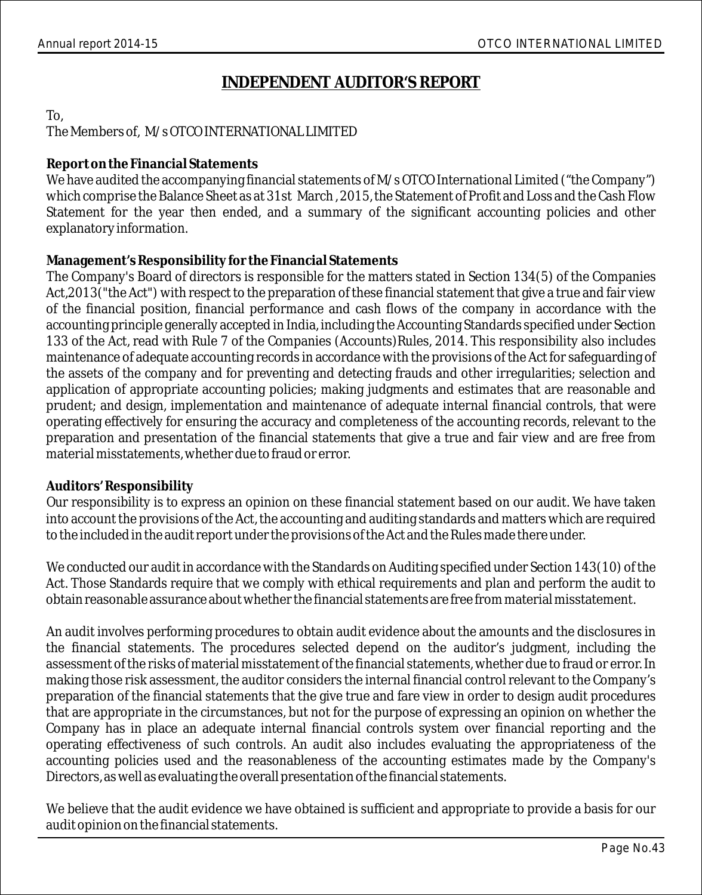# INDEPENDENT AUDITOR'S REPORT

To,
The Members of, M/s OTCO INTERNATIONAL LIMITED

**Report on the Financial Statements**

We have audited the accompanying financial statements of M/s OTCO International Limited ("the Company") which comprise the Balance Sheet as at 31st March , 2015, the Statement of Profit and Loss and the Cash Flow Statement for the year then ended, and a summary of the significant accounting policies and other explanatory information.

**Management's Responsibility for the Financial Statements**

The Company's Board of directors is responsible for the matters stated in Section 134(5) of the Companies Act,2013("the Act") with respect to the preparation of these financial statement that give a true and fair view of the financial position, financial performance and cash flows of the company in accordance with the accounting principle generally accepted in India, including the Accounting Standards specified under Section 133 of the Act, read with Rule 7 of the Companies (Accounts)Rules, 2014. This responsibility also includes maintenance of adequate accounting records in accordance with the provisions of the Act for safeguarding of the assets of the company and for preventing and detecting frauds and other irregularities; selection and application of appropriate accounting policies; making judgments and estimates that are reasonable and prudent; and design, implementation and maintenance of adequate internal financial controls, that were operating effectively for ensuring the accuracy and completeness of the accounting records, relevant to the preparation and presentation of the financial statements that give a true and fair view and are free from material misstatements, whether due to fraud or error.

**Auditors' Responsibility**

Our responsibility is to express an opinion on these financial statement based on our audit. We have taken into account the provisions of the Act, the accounting and auditing standards and matters which are required to the included in the audit report under the provisions of the Act and the Rules made there under.

We conducted our audit in accordance with the Standards on Auditing specified under Section 143(10) of the Act. Those Standards require that we comply with ethical requirements and plan and perform the audit to obtain reasonable assurance about whether the financial statements are free from material misstatement.

An audit involves performing procedures to obtain audit evidence about the amounts and the disclosures in the financial statements. The procedures selected depend on the auditor's judgment, including the assessment of the risks of material misstatement of the financial statements, whether due to fraud or error. In making those risk assessment, the auditor considers the internal financial control relevant to the Company's preparation of the financial statements that the give true and fare view in order to design audit procedures that are appropriate in the circumstances, but not for the purpose of expressing an opinion on whether the Company has in place an adequate internal financial controls system over financial reporting and the operating effectiveness of such controls. An audit also includes evaluating the appropriateness of the accounting policies used and the reasonableness of the accounting estimates made by the Company's Directors, as well as evaluating the overall presentation of the financial statements.

We believe that the audit evidence we have obtained is sufficient and appropriate to provide a basis for our audit opinion on the financial statements.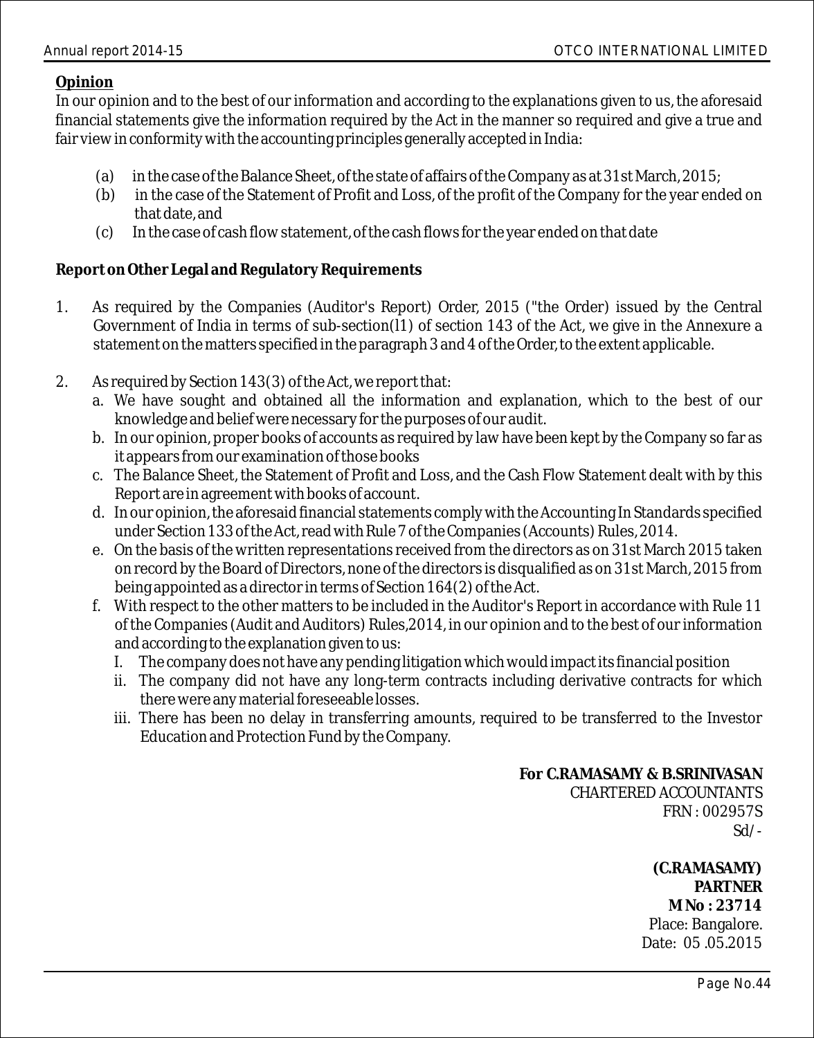**Opinion**

In our opinion and to the best of our information and according to the explanations given to us, the aforesaid financial statements give the information required by the Act in the manner so required and give a true and fair view in conformity with the accounting principles generally accepted in India:

(a) in the case of the Balance Sheet, of the state of affairs of the Company as at 31st March, 2015;

(b) in the case of the Statement of Profit and Loss, of the profit of the Company for the year ended on that date, and

(c) In the case of cash flow statement, of the cash flows for the year ended on that date

**Report on Other Legal and Regulatory Requirements**

1. As required by the Companies (Auditor's Report) Order, 2015 ("the Order) issued by the Central Government of India in terms of sub-section(l1) of section 143 of the Act, we give in the Annexure a statement on the matters specified in the paragraph 3 and 4 of the Order, to the extent applicable.

2. As required by Section 143(3) of the Act, we report that:
   a. We have sought and obtained all the information and explanation, which to the best of our knowledge and belief were necessary for the purposes of our audit.
   b. In our opinion, proper books of accounts as required by law have been kept by the Company so far as it appears from our examination of those books
   c. The Balance Sheet, the Statement of Profit and Loss, and the Cash Flow Statement dealt with by this Report are in agreement with books of account.
   d. In our opinion, the aforesaid financial statements comply with the Accounting In Standards specified under Section 133 of the Act, read with Rule 7 of the Companies (Accounts) Rules, 2014.
   e. On the basis of the written representations received from the directors as on 31st March 2015 taken on record by the Board of Directors, none of the directors is disqualified as on 31st March, 2015 from being appointed as a director in terms of Section 164(2) of the Act.
   f. With respect to the other matters to be included in the Auditor's Report in accordance with Rule 11 of the Companies (Audit and Auditors) Rules,2014, in our opinion and to the best of our information and according to the explanation given to us:
      I. The company does not have any pending litigation which would impact its financial position
      ii. The company did not have any long-term contracts including derivative contracts for which there were any material foreseeable losses.
      iii. There has been no delay in transferring amounts, required to be transferred to the Investor Education and Protection Fund by the Company.

**For C.RAMASAMY & B.SRINIVASAN**
CHARTERED ACCOUNTANTS
FRN : 002957S
Sd/-

**(C.RAMASAMY)**
**PARTNER**
**M No : 23714**
Place: Bangalore.
Date: 05 .05.2015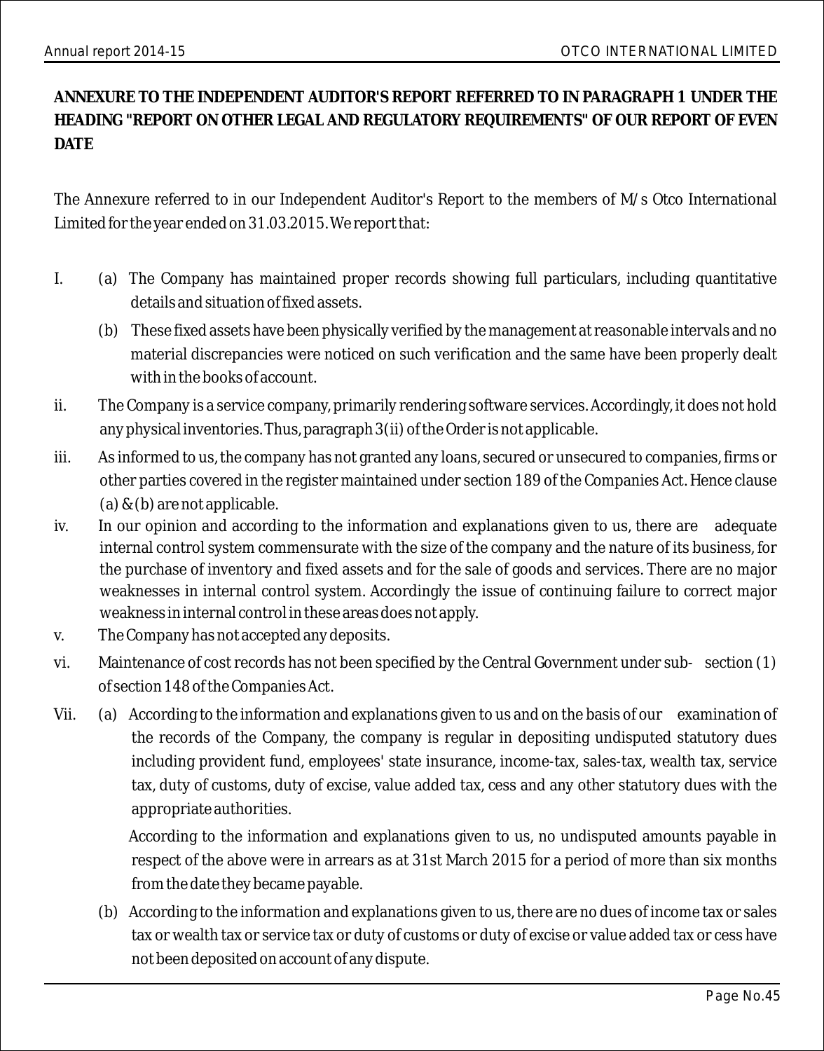**ANNEXURE TO THE INDEPENDENT AUDITOR'S REPORT REFERRED TO IN PARAGRAPH 1 UNDER THE HEADING "REPORT ON OTHER LEGAL AND REGULATORY REQUIREMENTS" OF OUR REPORT OF EVEN DATE**

The Annexure referred to in our Independent Auditor's Report to the members of M/s Otco International Limited for the year ended on 31.03.2015. We report that:

I. (a) The Company has maintained proper records showing full particulars, including quantitative details and situation of fixed assets.

   (b) These fixed assets have been physically verified by the management at reasonable intervals and no material discrepancies were noticed on such verification and the same have been properly dealt with in the books of account.

ii. The Company is a service company, primarily rendering software services. Accordingly, it does not hold any physical inventories. Thus, paragraph 3(ii) of the Order is not applicable.

iii. As informed to us, the company has not granted any loans, secured or unsecured to companies, firms or other parties covered in the register maintained under section 189 of the Companies Act. Hence clause (a) & (b) are not applicable.

iv. In our opinion and according to the information and explanations given to us, there are adequate internal control system commensurate with the size of the company and the nature of its business, for the purchase of inventory and fixed assets and for the sale of goods and services. There are no major weaknesses in internal control system. Accordingly the issue of continuing failure to correct major weakness in internal control in these areas does not apply.

v. The Company has not accepted any deposits.

vi. Maintenance of cost records has not been specified by the Central Government under sub- section (1) of section 148 of the Companies Act.

Vii. (a) According to the information and explanations given to us and on the basis of our examination of the records of the Company, the company is regular in depositing undisputed statutory dues including provident fund, employees' state insurance, income-tax, sales-tax, wealth tax, service tax, duty of customs, duty of excise, value added tax, cess and any other statutory dues with the appropriate authorities.

   According to the information and explanations given to us, no undisputed amounts payable in respect of the above were in arrears as at 31st March 2015 for a period of more than six months from the date they became payable.

   (b) According to the information and explanations given to us, there are no dues of income tax or sales tax or wealth tax or service tax or duty of customs or duty of excise or value added tax or cess have not been deposited on account of any dispute.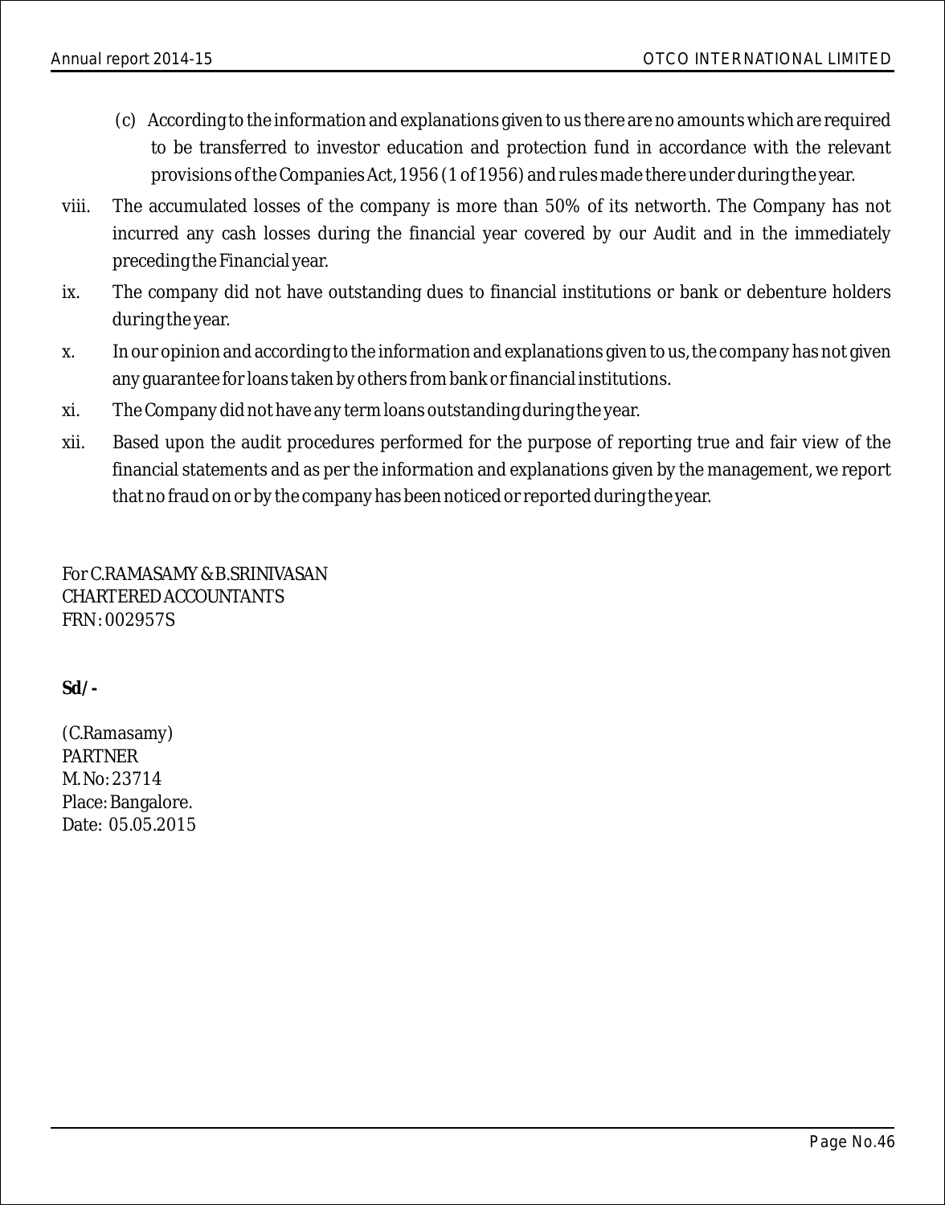(c) According to the information and explanations given to us there are no amounts which are required to be transferred to investor education and protection fund in accordance with the relevant provisions of the Companies Act, 1956 (1 of 1956) and rules made there under during the year.

viii. The accumulated losses of the company is more than 50% of its networth. The Company has not incurred any cash losses during the financial year covered by our Audit and in the immediately preceding the Financial year.

ix. The company did not have outstanding dues to financial institutions or bank or debenture holders during the year.

x. In our opinion and according to the information and explanations given to us, the company has not given any guarantee for loans taken by others from bank or financial institutions.

xi. The Company did not have any term loans outstanding during the year.

xii. Based upon the audit procedures performed for the purpose of reporting true and fair view of the financial statements and as per the information and explanations given by the management, we report that no fraud on or by the company has been noticed or reported during the year.

For C.RAMASAMY & B.SRINIVASAN
CHARTERED ACCOUNTANTS
FRN : 002957S

**Sd/-**

(C.Ramasamy)
PARTNER
M. No: 23714
Place: Bangalore.
Date: 05.05.2015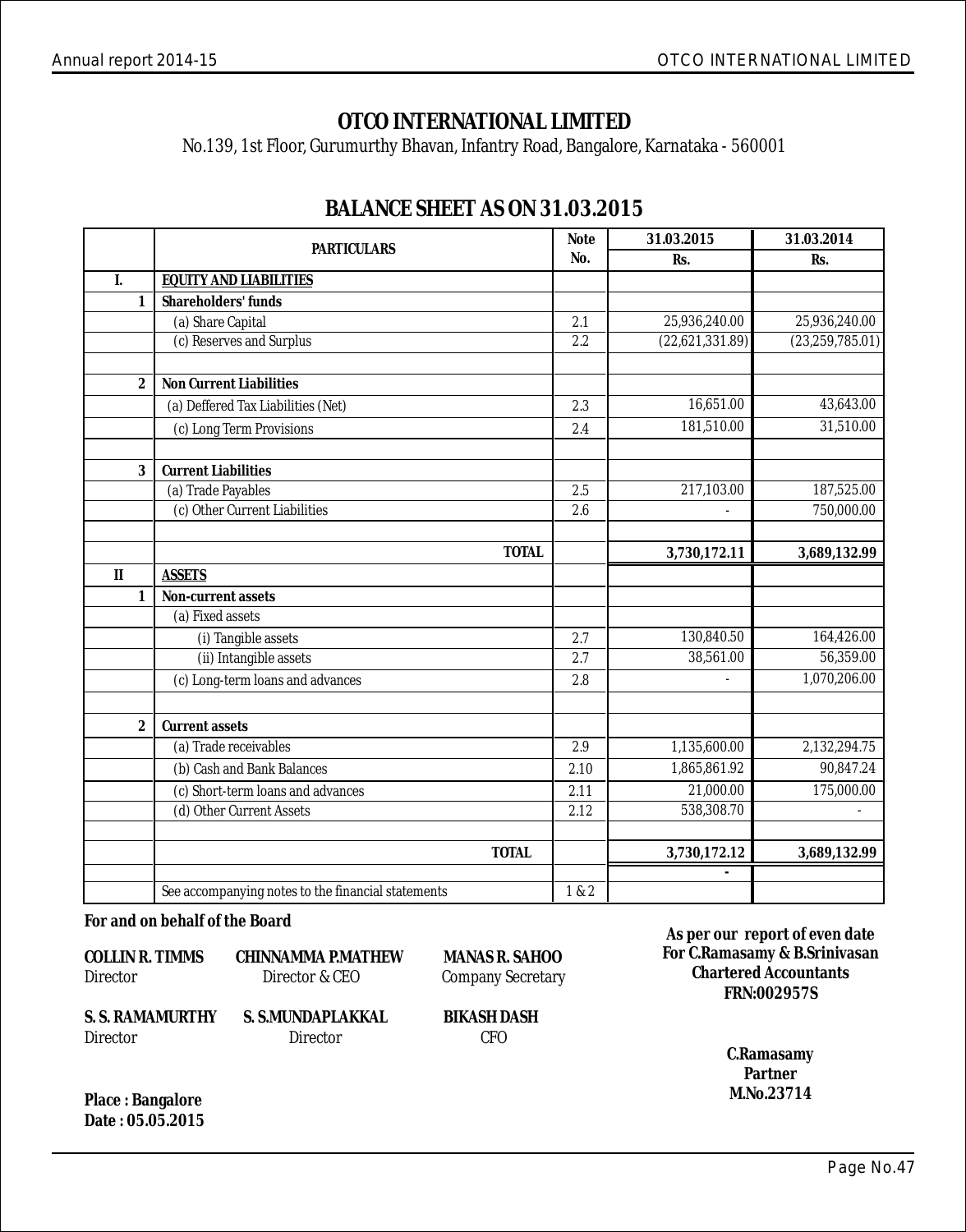# OTCO INTERNATIONAL LIMITED

No.139, 1st Floor, Gurumurthy Bhavan, Infantry Road, Bangalore, Karnataka - 560001

## BALANCE SHEET AS ON 31.03.2015

| | PARTICULARS | Note No. | 31.03.2015 Rs. | 31.03.2014 Rs. |
|---|---|---|---|---|
| I. | **EQUITY AND LIABILITIES** | | | |
| 1 | **Shareholders' funds** | | | |
| | (a) Share Capital | 2.1 | 25,936,240.00 | 25,936,240.00 |
| | (c) Reserves and Surplus | 2.2 | (22,621,331.89) | (23,259,785.01) |
| | | | | |
| 2 | **Non Current Liabilities** | | | |
| | (a) Deffered Tax Liabilities (Net) | 2.3 | 16,651.00 | 43,643.00 |
| | (c) Long Term Provisions | 2.4 | 181,510.00 | 31,510.00 |
| | | | | |
| 3 | **Current Liabilities** | | | |
| | (a) Trade Payables | 2.5 | 217,103.00 | 187,525.00 |
| | (c) Other Current Liabilities | 2.6 | - | 750,000.00 |
| | | | | |
| | **TOTAL** | | **3,730,172.11** | **3,689,132.99** |
| II | **ASSETS** | | | |
| 1 | **Non-current assets** | | | |
| | (a) Fixed assets | | | |
| | (i) Tangible assets | 2.7 | 130,840.50 | 164,426.00 |
| | (ii) Intangible assets | 2.7 | 38,561.00 | 56,359.00 |
| | (c) Long-term loans and advances | 2.8 | - | 1,070,206.00 |
| | | | | |
| 2 | **Current assets** | | | |
| | (a) Trade receivables | 2.9 | 1,135,600.00 | 2,132,294.75 |
| | (b) Cash and Bank Balances | 2.10 | 1,865,861.92 | 90,847.24 |
| | (c) Short-term loans and advances | 2.11 | 21,000.00 | 175,000.00 |
| | (d) Other Current Assets | 2.12 | 538,308.70 | - |
| | | | | |
| | **TOTAL** | | **3,730,172.12** | **3,689,132.99** |
| | | | - | |
| | See accompanying notes to the financial statements | 1 & 2 | | |

**For and on behalf of the Board**

| | | |
|---|---|---|
| **COLLIN R. TIMMS** Director | **CHINNAMMA P.MATHEW** Director & CEO | **MANAS R. SAHOO** Company Secretary |
| **S. S. RAMAMURTHY** Director | **S. S.MUNDAPLAKKAL** Director | **BIKASH DASH** CFO |

**As per our report of even date**
**For C.Ramasamy & B.Srinivasan**
**Chartered Accountants**
**FRN:002957S**

**C.Ramasamy**
**Partner**
**M.No.23714**

**Place : Bangalore**
**Date : 05.05.2015**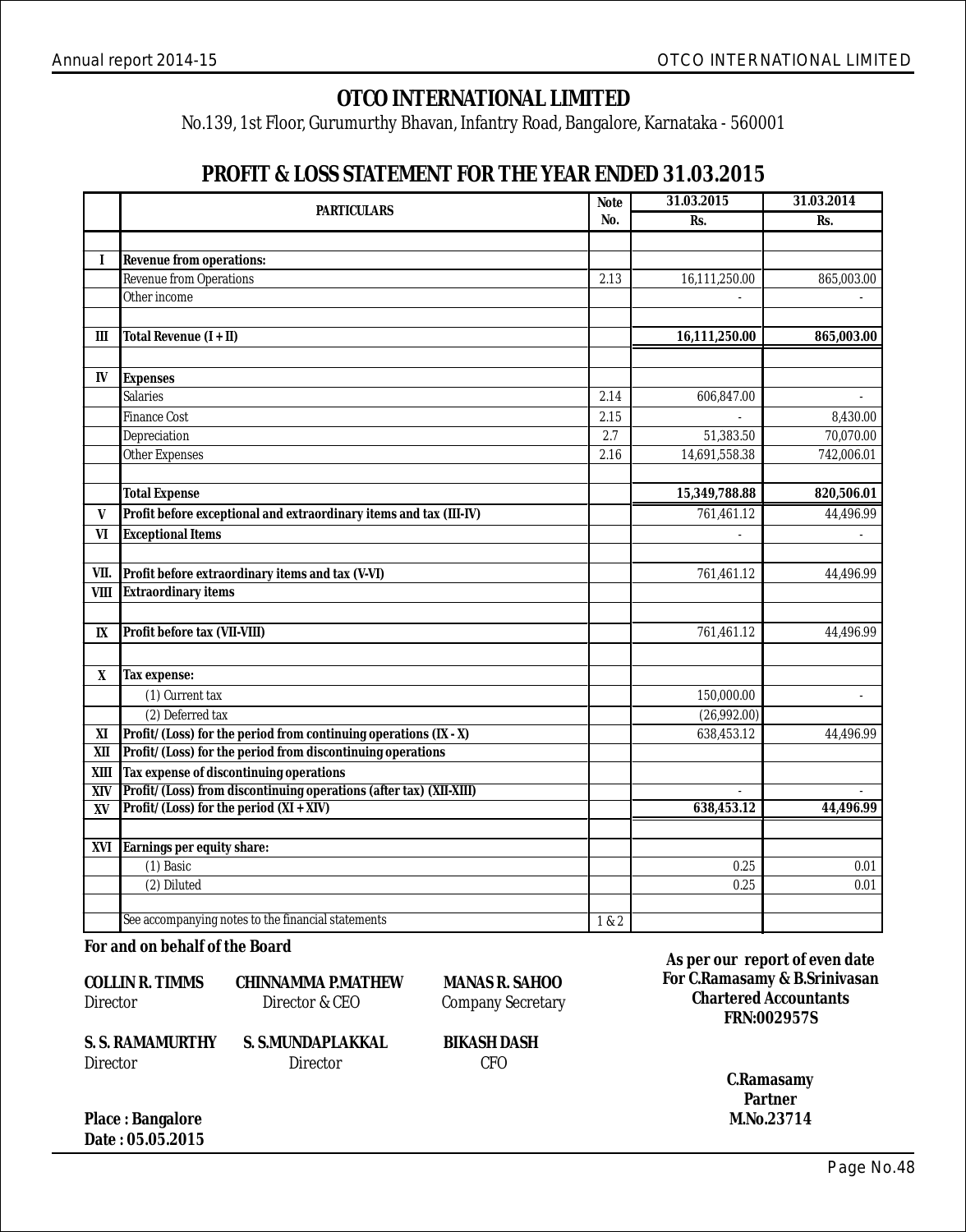# OTCO INTERNATIONAL LIMITED

No.139, 1st Floor, Gurumurthy Bhavan, Infantry Road, Bangalore, Karnataka - 560001

## PROFIT & LOSS STATEMENT FOR THE YEAR ENDED 31.03.2015

| | PARTICULARS | Note No. | 31.03.2015 Rs. | 31.03.2014 Rs. |
|---|---|---|---|---|
| I | **Revenue from operations:** | | | |
| | Revenue from Operations | 2.13 | 16,111,250.00 | 865,003.00 |
| | Other income | | - | - |
| III | **Total Revenue (I + II)** | | **16,111,250.00** | **865,003.00** |
| IV | **Expenses** | | | |
| | Salaries | 2.14 | 606,847.00 | - |
| | Finance Cost | 2.15 | - | 8,430.00 |
| | Depreciation | 2.7 | 51,383.50 | 70,070.00 |
| | Other Expenses | 2.16 | 14,691,558.38 | 742,006.01 |
| | **Total Expense** | | **15,349,788.88** | **820,506.01** |
| V | **Profit before exceptional and extraordinary items and tax (III-IV)** | | 761,461.12 | 44,496.99 |
| VI | **Exceptional Items** | | - | - |
| VII. | **Profit before extraordinary items and tax (V-VI)** | | 761,461.12 | 44,496.99 |
| VIII | **Extraordinary items** | | | |
| IX | **Profit before tax (VII-VIII)** | | 761,461.12 | 44,496.99 |
| X | **Tax expense:** | | | |
| | (1) Current tax | | 150,000.00 | - |
| | (2) Deferred tax | | (26,992.00) | |
| XI | **Profit/(Loss) for the period from continuing operations (IX - X)** | | 638,453.12 | 44,496.99 |
| XII | **Profit/(Loss) for the period from discontinuing operations** | | | |
| XIII | **Tax expense of discontinuing operations** | | | |
| XIV | **Profit/(Loss) from discontinuing operations (after tax) (XII-XIII)** | | - | - |
| XV | **Profit/(Loss) for the period (XI + XIV)** | | **638,453.12** | **44,496.99** |
| XVI | **Earnings per equity share:** | | | |
| | (1) Basic | | 0.25 | 0.01 |
| | (2) Diluted | | 0.25 | 0.01 |
| | See accompanying notes to the financial statements | 1 & 2 | | |

**For and on behalf of the Board**

**COLLIN R. TIMMS**
Director

**CHINNAMMA P.MATHEW**
Director & CEO

**MANAS R. SAHOO**
Company Secretary

**S. S. RAMAMURTHY**
Director

**S. S.MUNDAPLAKKAL**
Director

**BIKASH DASH**
CFO

**As per our report of even date**
**For C.Ramasamy & B.Srinivasan**
**Chartered Accountants**
**FRN:002957S**

**C.Ramasamy**
**Partner**
**M.No.23714**

**Place : Bangalore**
**Date : 05.05.2015**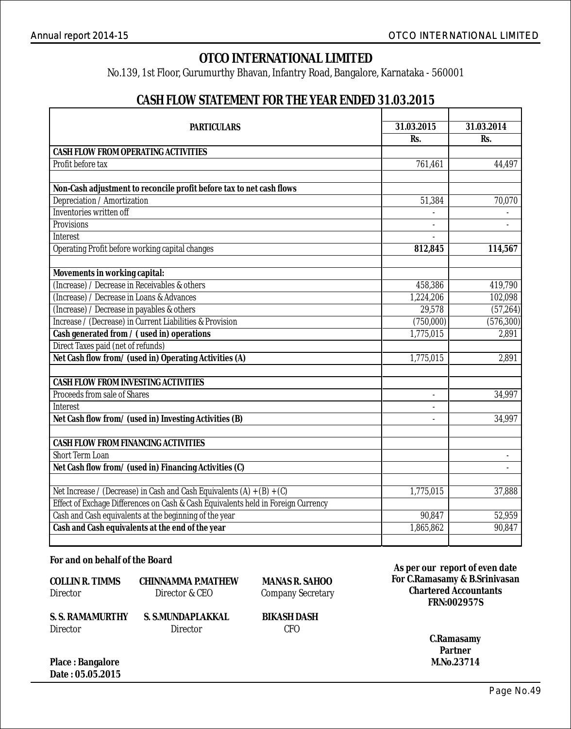# OTCO INTERNATIONAL LIMITED

No.139, 1st Floor, Gurumurthy Bhavan, Infantry Road, Bangalore, Karnataka - 560001

## CASH FLOW STATEMENT FOR THE YEAR ENDED 31.03.2015

| PARTICULARS | 31.03.2015 Rs. | 31.03.2014 Rs. |
|---|---|---|
| **CASH FLOW FROM OPERATING ACTIVITIES** | | |
| Profit before tax | 761,461 | 44,497 |
| | | |
| **Non-Cash adjustment to reconcile profit before tax to net cash flows** | | |
| Depreciation / Amortization | 51,384 | 70,070 |
| Inventories written off | - | - |
| Provisions | - | - |
| Interest | - | |
| Operating Profit before working capital changes | **812,845** | **114,567** |
| | | |
| **Movements in working capital:** | | |
| (Increase) / Decrease in Receivables & others | 458,386 | 419,790 |
| (Increase) / Decrease in Loans & Advances | 1,224,206 | 102,098 |
| (Increase) / Decrease in payables & others | 29,578 | (57,264) |
| Increase / (Decrease) in Current Liabilities & Provision | (750,000) | (576,300) |
| **Cash generated from / ( used in) operations** | 1,775,015 | 2,891 |
| Direct Taxes paid (net of refunds) | | |
| **Net Cash flow from/ (used in) Operating Activities (A)** | 1,775,015 | 2,891 |
| | | |
| **CASH FLOW FROM INVESTING ACTIVITIES** | | |
| Proceeds from sale of Shares | - | 34,997 |
| Interest | - | |
| **Net Cash flow from/ (used in) Investing Activities (B)** | - | 34,997 |
| | | |
| **CASH FLOW FROM FINANCING ACTIVITIES** | | |
| Short Term Loan | | - |
| **Net Cash flow from/ (used in) Financing Activities (C)** | | - |
| | | |
| Net Increase / (Decrease) in Cash and Cash Equivalents (A) + (B) + (C) | 1,775,015 | 37,888 |
| Effect of Exchage Differences on Cash & Cash Equivalents held in Foreign Currency | | |
| Cash and Cash equivalents at the beginning of the year | 90,847 | 52,959 |
| **Cash and Cash equivalents at the end of the year** | 1,865,862 | 90,847 |

**For and on behalf of the Board**

**COLLIN R. TIMMS**
Director

**CHINNAMMA P.MATHEW**
Director & CEO

**MANAS R. SAHOO**
Company Secretary

**S. S. RAMAMURTHY**
Director

**S. S.MUNDAPLAKKAL**
Director

**BIKASH DASH**
CFO

**Place : Bangalore**
**Date : 05.05.2015**

**As per our report of even date**
**For C.Ramasamy & B.Srinivasan**
**Chartered Accountants**
**FRN:002957S**

**C.Ramasamy**
**Partner**
**M.No.23714**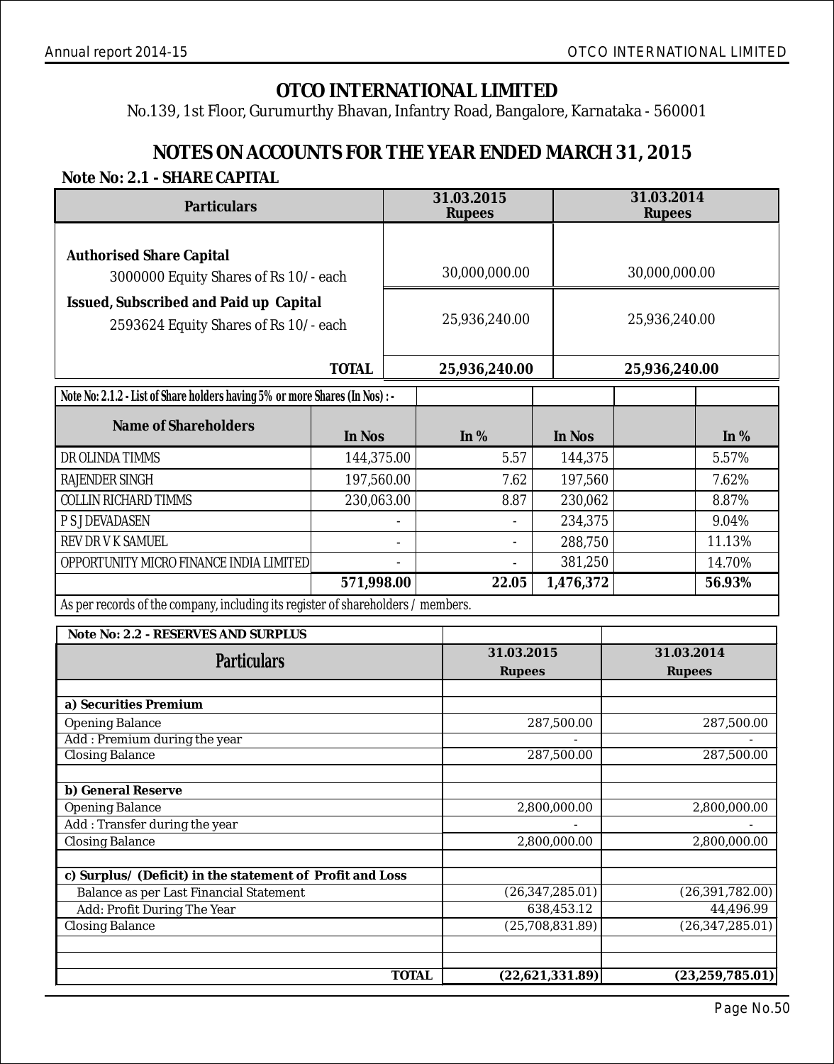# OTCO INTERNATIONAL LIMITED

No.139, 1st Floor, Gurumurthy Bhavan, Infantry Road, Bangalore, Karnataka - 560001

## NOTES ON ACCOUNTS FOR THE YEAR ENDED MARCH 31, 2015

### Note No: 2.1 - SHARE CAPITAL

| Particulars | 31.03.2015 Rupees | 31.03.2014 Rupees |
|---|---|---|
| **Authorised Share Capital** | | |
| 3000000 Equity Shares of Rs 10/- each | 30,000,000.00 | 30,000,000.00 |
| **Issued, Subscribed and Paid up Capital** | | |
| 2593624 Equity Shares of Rs 10/- each | 25,936,240.00 | 25,936,240.00 |
| **TOTAL** | **25,936,240.00** | **25,936,240.00** |

**Note No: 2.1.2 - List of Share holders having 5% or more Shares (In Nos) : -**

| Name of Shareholders | In Nos | In % | In Nos | | In % |
|---|---|---|---|---|---|
| DR OLINDA TIMMS | 144,375.00 | 5.57 | 144,375 | | 5.57% |
| RAJENDER SINGH | 197,560.00 | 7.62 | 197,560 | | 7.62% |
| COLLIN RICHARD TIMMS | 230,063.00 | 8.87 | 230,062 | | 8.87% |
| P S J DEVADASEN | - | - | 234,375 | | 9.04% |
| REV DR V K SAMUEL | - | - | 288,750 | | 11.13% |
| OPPORTUNITY MICRO FINANCE INDIA LIMITED | - | - | 381,250 | | 14.70% |
| | **571,998.00** | **22.05** | **1,476,372** | | **56.93%** |

As per records of the company, including its register of shareholders / members.

### Note No: 2.2 - RESERVES AND SURPLUS

| Particulars | 31.03.2015 Rupees | 31.03.2014 Rupees |
|---|---|---|
| **a) Securities Premium** | | |
| Opening Balance | 287,500.00 | 287,500.00 |
| Add : Premium during the year | - | - |
| Closing Balance | 287,500.00 | 287,500.00 |
| **b) General Reserve** | | |
| Opening Balance | 2,800,000.00 | 2,800,000.00 |
| Add : Transfer during the year | - | - |
| Closing Balance | 2,800,000.00 | 2,800,000.00 |
| **c) Surplus/ (Deficit) in the statement of Profit and Loss** | | |
| Balance as per Last Financial Statement | (26,347,285.01) | (26,391,782.00) |
| Add: Profit During The Year | 638,453.12 | 44,496.99 |
| Closing Balance | (25,708,831.89) | (26,347,285.01) |
| **TOTAL** | **(22,621,331.89)** | **(23,259,785.01)** |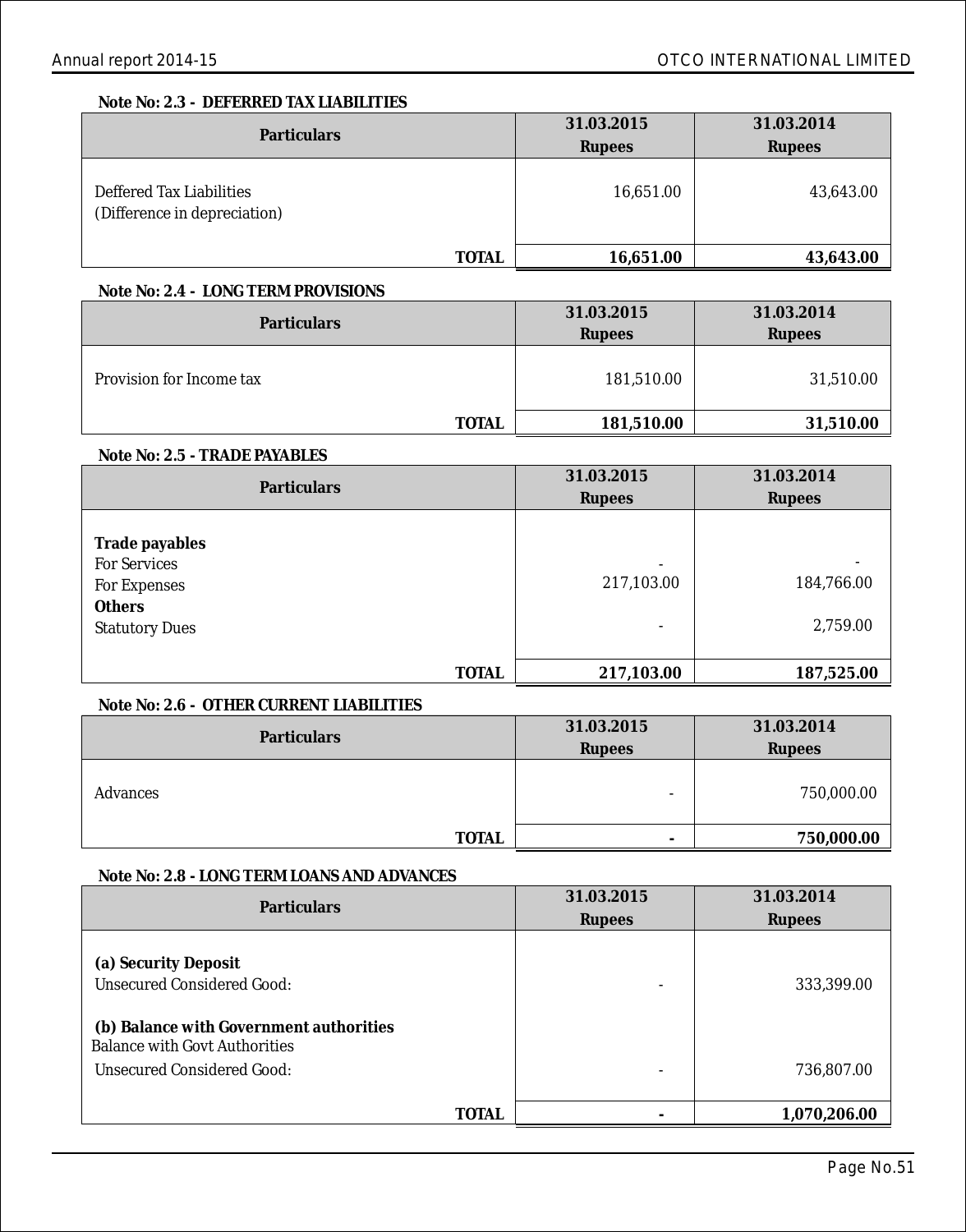**Note No: 2.3 - DEFERRED TAX LIABILITIES**

| Particulars | 31.03.2015 Rupees | 31.03.2014 Rupees |
|---|---|---|
| Deffered Tax Liabilities (Difference in depreciation) | 16,651.00 | 43,643.00 |
| **TOTAL** | **16,651.00** | **43,643.00** |

**Note No: 2.4 - LONG TERM PROVISIONS**

| Particulars | 31.03.2015 Rupees | 31.03.2014 Rupees |
|---|---|---|
| Provision for Income tax | 181,510.00 | 31,510.00 |
| **TOTAL** | **181,510.00** | **31,510.00** |

**Note No: 2.5 - TRADE PAYABLES**

| Particulars | 31.03.2015 Rupees | 31.03.2014 Rupees |
|---|---|---|
| **Trade payables** | | |
| For Services | - | - |
| For Expenses | 217,103.00 | 184,766.00 |
| **Others** | | |
| Statutory Dues | - | 2,759.00 |
| **TOTAL** | **217,103.00** | **187,525.00** |

**Note No: 2.6 - OTHER CURRENT LIABILITIES**

| Particulars | 31.03.2015 Rupees | 31.03.2014 Rupees |
|---|---|---|
| Advances | - | 750,000.00 |
| **TOTAL** | **-** | **750,000.00** |

**Note No: 2.8 - LONG TERM LOANS AND ADVANCES**

| Particulars | 31.03.2015 Rupees | 31.03.2014 Rupees |
|---|---|---|
| **(a) Security Deposit** | | |
| Unsecured Considered Good: | - | 333,399.00 |
| **(b) Balance with Government authorities** | | |
| Balance with Govt Authorities | | |
| Unsecured Considered Good: | - | 736,807.00 |
| **TOTAL** | **-** | **1,070,206.00** |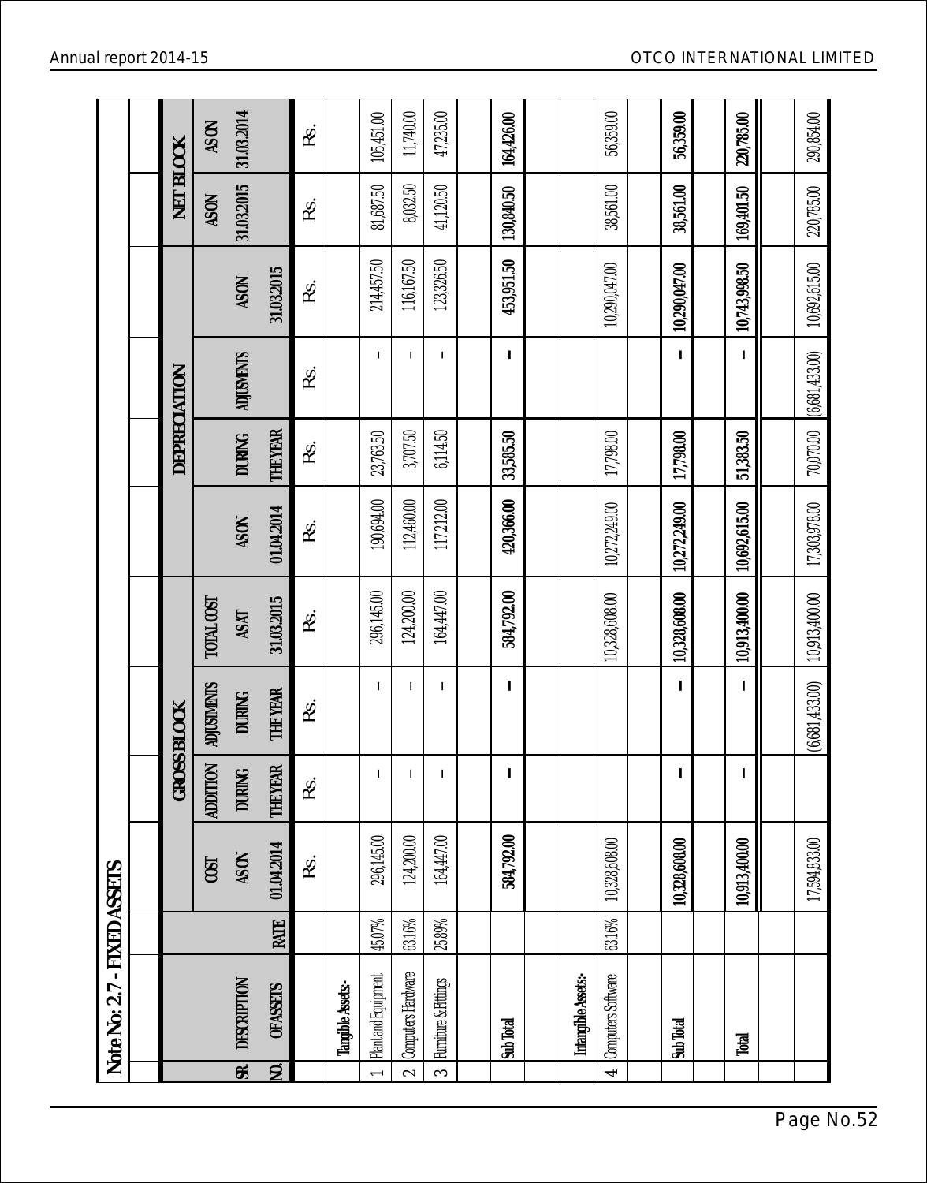## Note No: 2.7 - FIXED ASSETS

| SR. NO. | DESCRIPTION OF ASSETS | RATE | GROSS BLOCK | | | | DEPRECIATION | | | | NET BLOCK | |
|---|---|---|---|---|---|---|---|---|---|---|---|---|
| | | | COST AS ON 01.04.2014 | ADDITION DURING THE YEAR | ADJUSTMENTS DURING THE YEAR | TOTAL COST AS AT 31.03.2015 | AS ON 01.04.2014 | DURING THE YEAR | ADJUSMENTS | AS ON 31.03.2015 | AS ON 31.03.2015 | AS ON 31.03.2014 |
| | | | Rs. | Rs. | Rs. | Rs. | Rs. | Rs. | Rs. | Rs. | Rs. | Rs. |
| | **Tangible Assets:-** | | | | | | | | | | | |
| 1 | Plant and Equipment | 45.07% | 296,145.00 | - | - | 296,145.00 | 190,694.00 | 23,763.50 | - | 214,457.50 | 81,687.50 | 105,451.00 |
| 2 | Computers Hardware | 63.16% | 124,200.00 | - | - | 124,200.00 | 112,460.00 | 3,707.50 | - | 116,167.50 | 8,032.50 | 11,740.00 |
| 3 | Furniture & Fittings | 25.89% | 164,447.00 | - | - | 164,447.00 | 117,212.00 | 6,114.50 | - | 123,326.50 | 41,120.50 | 47,235.00 |
| | **Sub Total** | | **584,792.00** | **-** | **-** | **584,792.00** | **420,366.00** | **33,585.50** | **-** | **453,951.50** | **130,840.50** | **164,426.00** |
| | **Intangible Assets:-** | | | | | | | | | | | |
| 4 | Computers Software | 63.16% | 10,328,608.00 | | | 10,328,608.00 | 10,272,249.00 | 17,798.00 | | 10,290,047.00 | 38,561.00 | 56,359.00 |
| | **Sub Total** | | **10,328,608.00** | **-** | **-** | **10,328,608.00** | **10,272,249.00** | **17,798.00** | **-** | **10,290,047.00** | **38,561.00** | **56,359.00** |
| | **Total** | | **10,913,400.00** | **-** | **-** | **10,913,400.00** | **10,692,615.00** | **51,383.50** | **-** | **10,743,998.50** | **169,401.50** | **220,785.00** |
| | | | 17,594,833.00 | | (6,681,433.00) | 10,913,400.00 | 17,303,978.00 | 70,070.00 | (6,681,433.00) | 10,692,615.00 | 220,785.00 | 290,854.00 |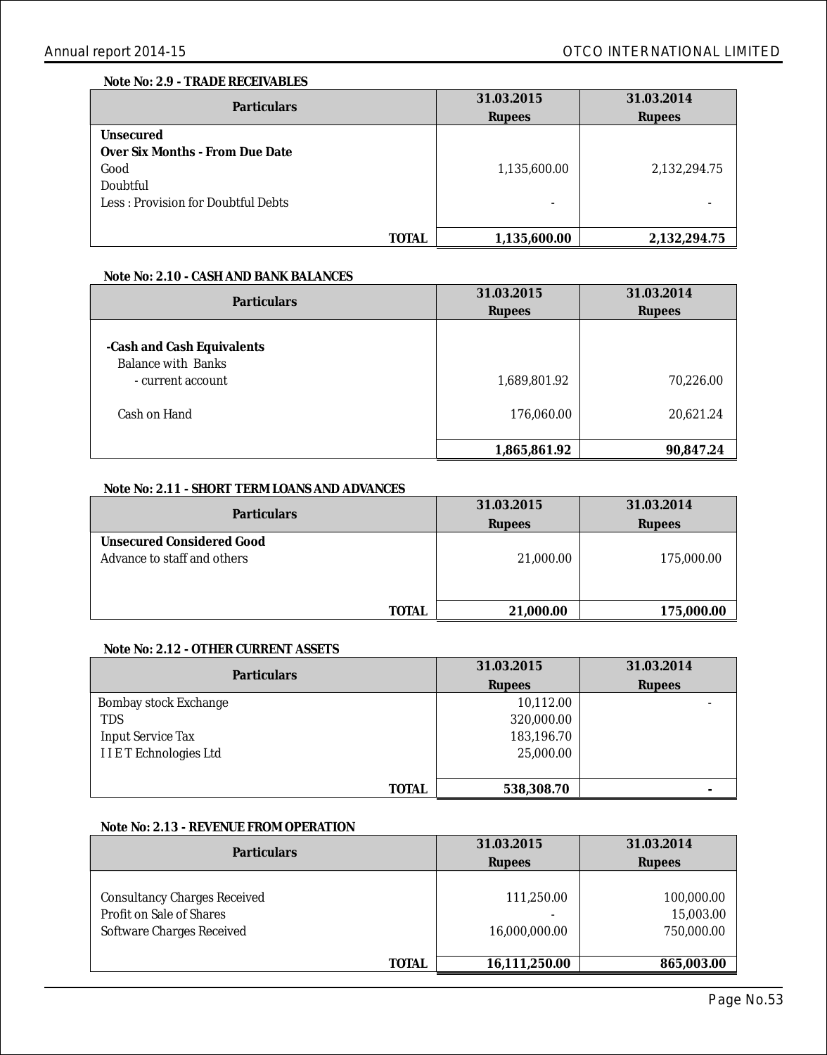**Note No: 2.9 - TRADE RECEIVABLES**

| Particulars | 31.03.2015 Rupees | 31.03.2014 Rupees |
|---|---|---|
| **Unsecured** | | |
| **Over Six Months - From Due Date** | | |
| Good | 1,135,600.00 | 2,132,294.75 |
| Doubtful | | |
| Less : Provision for Doubtful Debts | - | - |
| **TOTAL** | **1,135,600.00** | **2,132,294.75** |

**Note No: 2.10 - CASH AND BANK BALANCES**

| Particulars | 31.03.2015 Rupees | 31.03.2014 Rupees |
|---|---|---|
| **-Cash and Cash Equivalents** | | |
| Balance with Banks | | |
| - current account | 1,689,801.92 | 70,226.00 |
| Cash on Hand | 176,060.00 | 20,621.24 |
| | **1,865,861.92** | **90,847.24** |

**Note No: 2.11 - SHORT TERM LOANS AND ADVANCES**

| Particulars | 31.03.2015 Rupees | 31.03.2014 Rupees |
|---|---|---|
| **Unsecured Considered Good** | | |
| Advance to staff and others | 21,000.00 | 175,000.00 |
| **TOTAL** | **21,000.00** | **175,000.00** |

**Note No: 2.12 - OTHER CURRENT ASSETS**

| Particulars | 31.03.2015 Rupees | 31.03.2014 Rupees |
|---|---|---|
| Bombay stock Exchange | 10,112.00 | - |
| TDS | 320,000.00 | |
| Input Service Tax | 183,196.70 | |
| I I E T Echnologies Ltd | 25,000.00 | |
| **TOTAL** | **538,308.70** | **-** |

**Note No: 2.13 - REVENUE FROM OPERATION**

| Particulars | 31.03.2015 Rupees | 31.03.2014 Rupees |
|---|---|---|
| Consultancy Charges Received | 111,250.00 | 100,000.00 |
| Profit on Sale of Shares | - | 15,003.00 |
| Software Charges Received | 16,000,000.00 | 750,000.00 |
| **TOTAL** | **16,111,250.00** | **865,003.00** |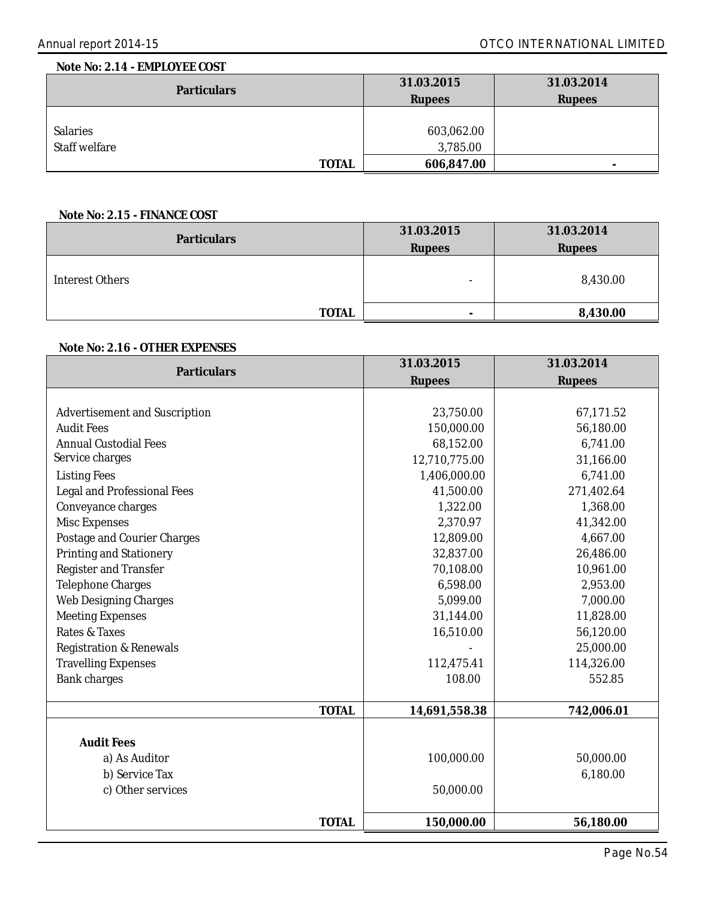**Note No: 2.14 - EMPLOYEE COST**

| Particulars | 31.03.2015 Rupees | 31.03.2014 Rupees |
|---|---|---|
| Salaries | 603,062.00 | |
| Staff welfare | 3,785.00 | |
| **TOTAL** | **606,847.00** | **-** |

**Note No: 2.15 - FINANCE COST**

| Particulars | 31.03.2015 Rupees | 31.03.2014 Rupees |
|---|---|---|
| Interest Others | - | 8,430.00 |
| **TOTAL** | **-** | **8,430.00** |

**Note No: 2.16 - OTHER EXPENSES**

| Particulars | 31.03.2015 Rupees | 31.03.2014 Rupees |
|---|---|---|
| Advertisement and Suscription | 23,750.00 | 67,171.52 |
| Audit Fees | 150,000.00 | 56,180.00 |
| Annual Custodial Fees | 68,152.00 | 6,741.00 |
| Service charges | 12,710,775.00 | 31,166.00 |
| Listing Fees | 1,406,000.00 | 6,741.00 |
| Legal and Professional Fees | 41,500.00 | 271,402.64 |
| Conveyance charges | 1,322.00 | 1,368.00 |
| Misc Expenses | 2,370.97 | 41,342.00 |
| Postage and Courier Charges | 12,809.00 | 4,667.00 |
| Printing and Stationery | 32,837.00 | 26,486.00 |
| Register and Transfer | 70,108.00 | 10,961.00 |
| Telephone Charges | 6,598.00 | 2,953.00 |
| Web Designing Charges | 5,099.00 | 7,000.00 |
| Meeting Expenses | 31,144.00 | 11,828.00 |
| Rates & Taxes | 16,510.00 | 56,120.00 |
| Registration & Renewals | - | 25,000.00 |
| Travelling Expenses | 112,475.41 | 114,326.00 |
| Bank charges | 108.00 | 552.85 |
| **TOTAL** | **14,691,558.38** | **742,006.01** |
| **Audit Fees** | | |
| a) As Auditor | 100,000.00 | 50,000.00 |
| b) Service Tax | | 6,180.00 |
| c) Other services | 50,000.00 | |
| **TOTAL** | **150,000.00** | **56,180.00** |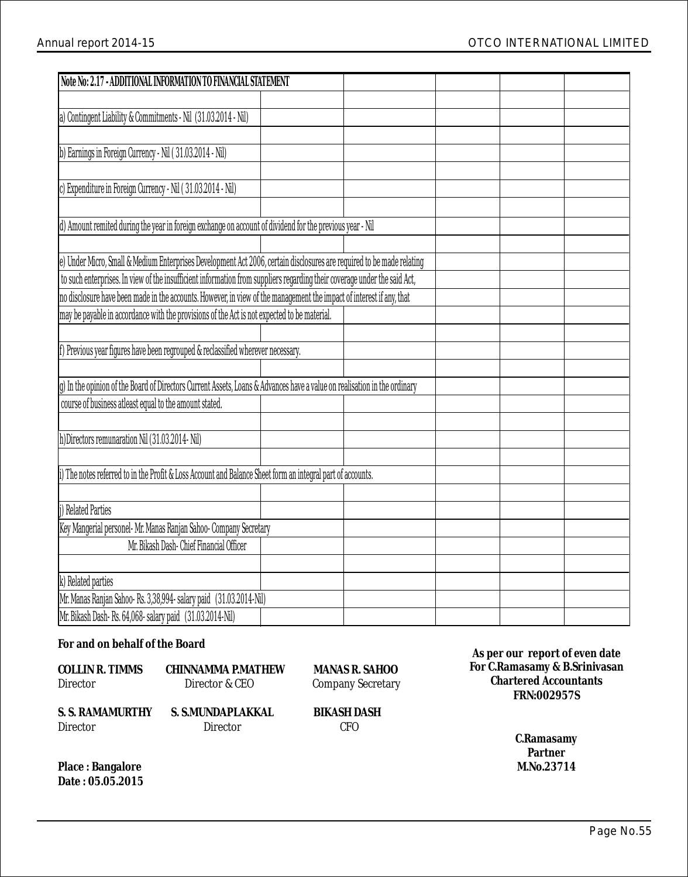## Note No: 2.17 - ADDITIONAL INFORMATION TO FINANCIAL STATEMENT

a) Contingent Liability & Commitments - Nil (31.03.2014 - Nil)

b) Earnings in Foreign Currency - Nil ( 31.03.2014 - Nil)

c) Expenditure in Foreign Currency - Nil ( 31.03.2014 - Nil)

d) Amount remited during the year in foreign exchange on account of dividend for the previous year - Nil

e) Under Micro, Small & Medium Enterprises Development Act 2006, certain disclosures are required to be made relating to such enterprises. In view of the insufficient information from suppliers regarding their coverage under the said Act, no disclosure have been made in the accounts. However, in view of the management the impact of interest if any, that may be payable in accordance with the provisions of the Act is not expected to be material.

f) Previous year figures have been regrouped & reclassified wherever necessary.

g) In the opinion of the Board of Directors Current Assets, Loans & Advances have a value on realisation in the ordinary course of business atleast equal to the amount stated.

h)Directors remunaration Nil (31.03.2014- Nil)

i) The notes referred to in the Profit & Loss Account and Balance Sheet form an integral part of accounts.

j) Related Parties

Key Mangerial personel- Mr. Manas Ranjan Sahoo- Company Secretary

Mr. Bikash Dash- Chief Financial Officer

k) Related parties

Mr. Manas Ranjan Sahoo- Rs. 3,38,994- salary paid (31.03.2014-Nil)

Mr. Bikash Dash- Rs. 64,068- salary paid (31.03.2014-Nil)

**For and on behalf of the Board**

| | | |
|---|---|---|
| **COLLIN R. TIMMS**<br>Director | **CHINNAMMA P.MATHEW**<br>Director & CEO | **MANAS R. SAHOO**<br>Company Secretary |
| **S. S. RAMAMURTHY**<br>Director | **S. S.MUNDAPLAKKAL**<br>Director | **BIKASH DASH**<br>CFO |

**As per our report of even date**
**For C.Ramasamy & B.Srinivasan**
**Chartered Accountants**
**FRN:002957S**

**C.Ramasamy**
**Partner**
**M.No.23714**

**Place : Bangalore**
**Date : 05.05.2015**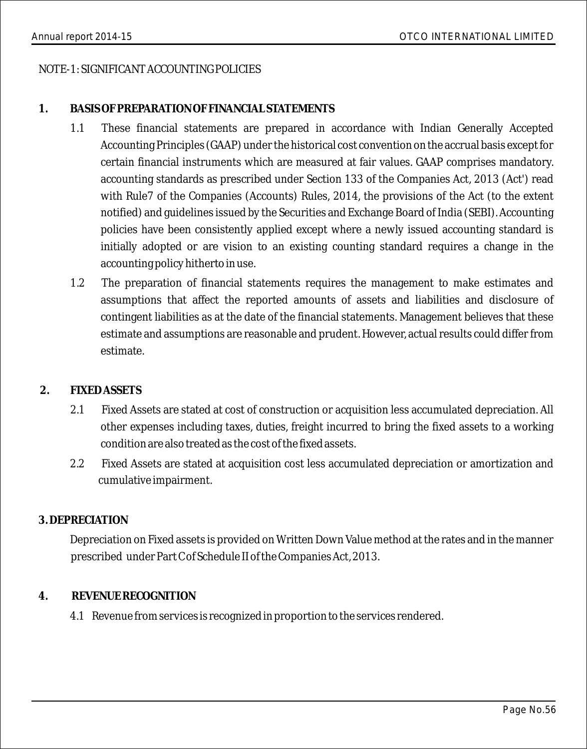NOTE-1: SIGNIFICANT ACCOUNTING POLICIES

**1. BASIS OF PREPARATION OF FINANCIAL STATEMENTS**

1.1 These financial statements are prepared in accordance with Indian Generally Accepted Accounting Principles (GAAP) under the historical cost convention on the accrual basis except for certain financial instruments which are measured at fair values. GAAP comprises mandatory. accounting standards as prescribed under Section 133 of the Companies Act, 2013 (Act') read with Rule7 of the Companies (Accounts) Rules, 2014, the provisions of the Act (to the extent notified) and guidelines issued by the Securities and Exchange Board of India (SEBI). Accounting policies have been consistently applied except where a newly issued accounting standard is initially adopted or are vision to an existing counting standard requires a change in the accounting policy hitherto in use.

1.2 The preparation of financial statements requires the management to make estimates and assumptions that affect the reported amounts of assets and liabilities and disclosure of contingent liabilities as at the date of the financial statements. Management believes that these estimate and assumptions are reasonable and prudent. However, actual results could differ from estimate.

**2. FIXED ASSETS**

2.1 Fixed Assets are stated at cost of construction or acquisition less accumulated depreciation. All other expenses including taxes, duties, freight incurred to bring the fixed assets to a working condition are also treated as the cost of the fixed assets.

2.2 Fixed Assets are stated at acquisition cost less accumulated depreciation or amortization and cumulative impairment.

**3. DEPRECIATION**

Depreciation on Fixed assets is provided on Written Down Value method at the rates and in the manner prescribed under Part C of Schedule II of the Companies Act, 2013.

**4. REVENUE RECOGNITION**

4.1 Revenue from services is recognized in proportion to the services rendered.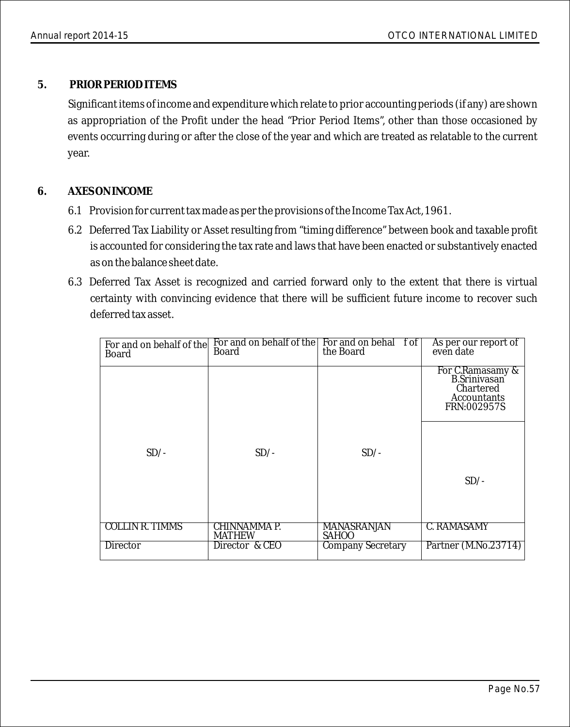## 5. PRIOR PERIOD ITEMS

Significant items of income and expenditure which relate to prior accounting periods (if any) are shown as appropriation of the Profit under the head "Prior Period Items", other than those occasioned by events occurring during or after the close of the year and which are treated as relatable to the current year.

## 6. AXES ON INCOME

6.1 Provision for current tax made as per the provisions of the Income Tax Act, 1961.

6.2 Deferred Tax Liability or Asset resulting from "timing difference" between book and taxable profit is accounted for considering the tax rate and laws that have been enacted or substantively enacted as on the balance sheet date.

6.3 Deferred Tax Asset is recognized and carried forward only to the extent that there is virtual certainty with convincing evidence that there will be sufficient future income to recover such deferred tax asset.

| For and on behalf of the Board | For and on behalf of the Board | For and on behal f of the Board | As per our report of even date |
|---|---|---|---|
| | | | For C.Ramasamy & B.Srinivasan Chartered Accountants FRN:002957S |
| SD/- | SD/- | SD/- | SD/- |
| COLLIN R. TIMMS | CHINNAMMA P. MATHEW | MANASRANJAN SAHOO | C. RAMASAMY |
| Director | Director & CEO | Company Secretary | Partner (M.No.23714) |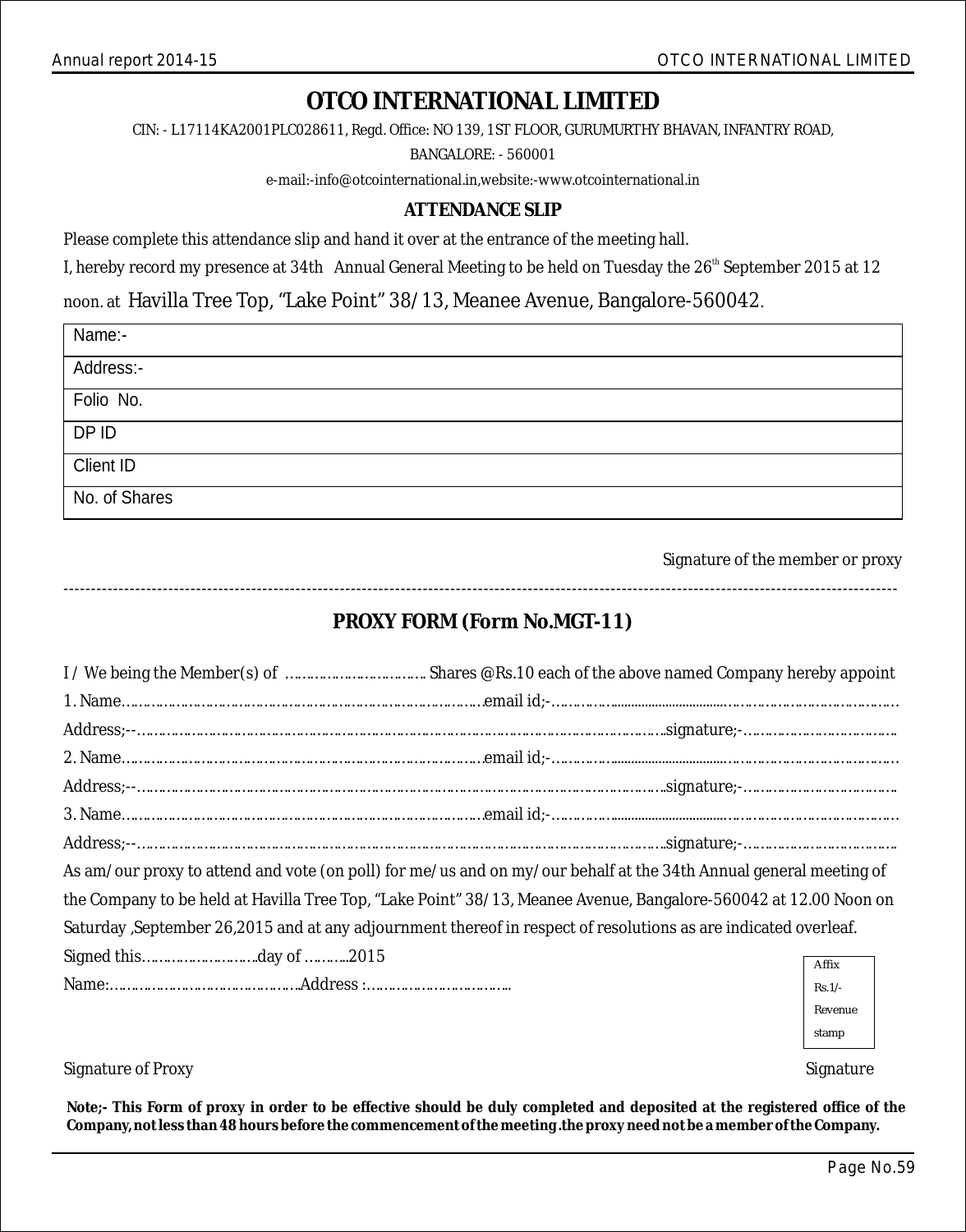# OTCO INTERNATIONAL LIMITED

CIN: - L17114KA2001PLC028611, Regd. Office: NO 139, 1ST FLOOR, GURUMURTHY BHAVAN, INFANTRY ROAD, BANGALORE: - 560001

e-mail:-info@otcointernational.in,website:-www.otcointernational.in

## ATTENDANCE SLIP

Please complete this attendance slip and hand it over at the entrance of the meeting hall.

I, hereby record my presence at 34th Annual General Meeting to be held on Tuesday the 26th September 2015 at 12 noon. at Havilla Tree Top, "Lake Point" 38/13, Meanee Avenue, Bangalore-560042.

| Name:- |
|---|
| Address:- |
| Folio No. |
| DP ID |
| Client ID |
| No. of Shares |

Signature of the member or proxy

---

## PROXY FORM (Form No.MGT-11)

I / We being the Member(s) of …………………………… Shares @Rs.10 each of the above named Company hereby appoint

1. Name………………………………………………………………………email id;-……………………………………………………
Address;--……………………………………………………………………………………………….signature;-………………………………

2. Name………………………………………………………………………email id;-……………………………………………………
Address;--……………………………………………………………………………………………….signature;-………………………………

3. Name………………………………………………………………………email id;-……………………………………………………
Address;--……………………………………………………………………………………………….signature;-………………………………

As am/our proxy to attend and vote (on poll) for me/us and on my/our behalf at the 34th Annual general meeting of the Company to be held at Havilla Tree Top, "Lake Point" 38/13, Meanee Avenue, Bangalore-560042 at 12.00 Noon on Saturday ,September 26,2015 and at any adjournment thereof in respect of resolutions as are indicated overleaf.

Signed this……………………..day of ……….2015

Name:……………………………………….Address :……………………………..

Affix Rs.1/- Revenue stamp

Signature of Proxy

Signature

**Note;- This Form of proxy in order to be effective should be duly completed and deposited at the registered office of the Company, not less than 48 hours before the commencement of the meeting .the proxy need not be a member of the Company.**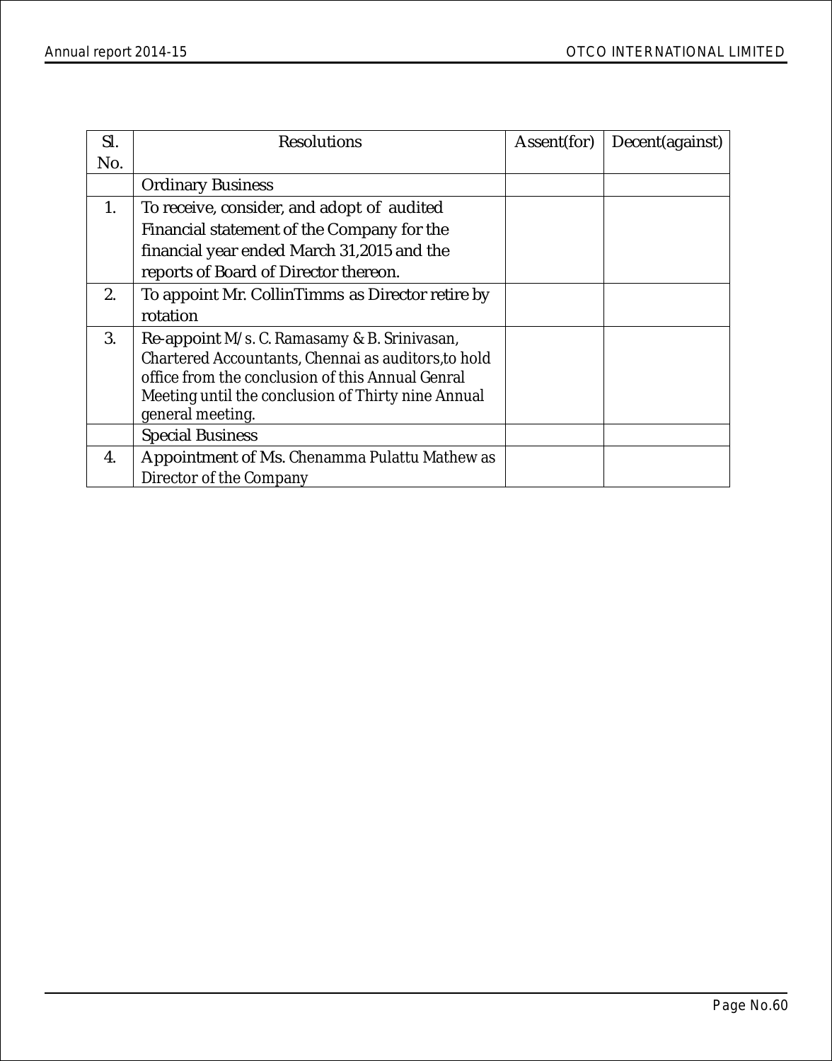| Sl. No. | Resolutions | Assent(for) | Decent(against) |
|---|---|---|---|
| | Ordinary Business | | |
| 1. | To receive, consider, and adopt of audited Financial statement of the Company for the financial year ended March 31,2015 and the reports of Board of Director thereon. | | |
| 2. | To appoint Mr. CollinTimms as Director retire by rotation | | |
| 3. | Re-appoint M/s. C. Ramasamy & B. Srinivasan, Chartered Accountants, Chennai as auditors,to hold office from the conclusion of this Annual Genral Meeting until the conclusion of Thirty nine Annual general meeting. | | |
| | Special Business | | |
| 4. | Appointment of Ms. Chenamma Pulattu Mathew as Director of the Company | | |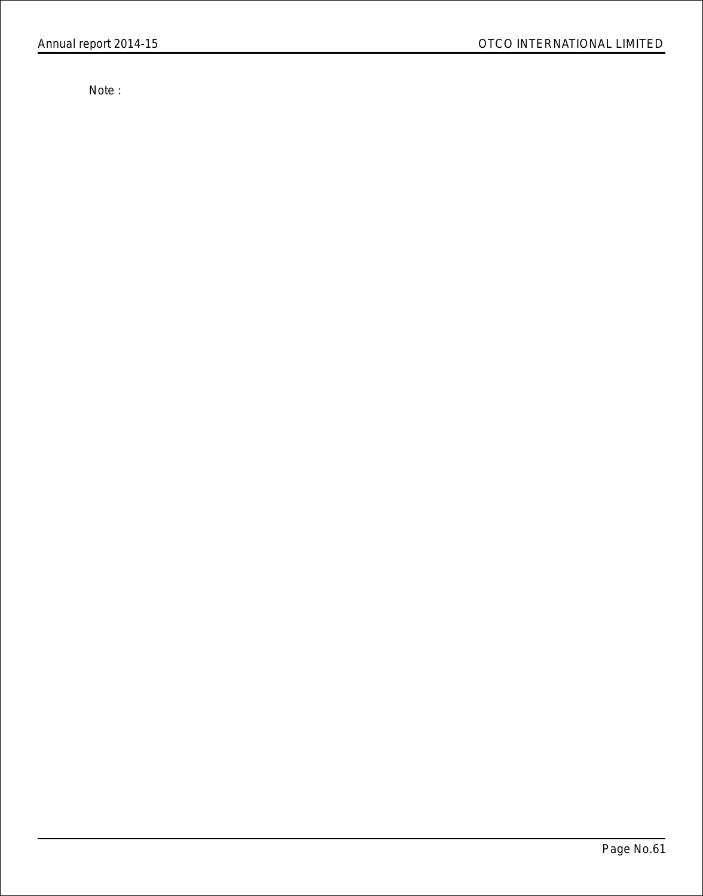Note :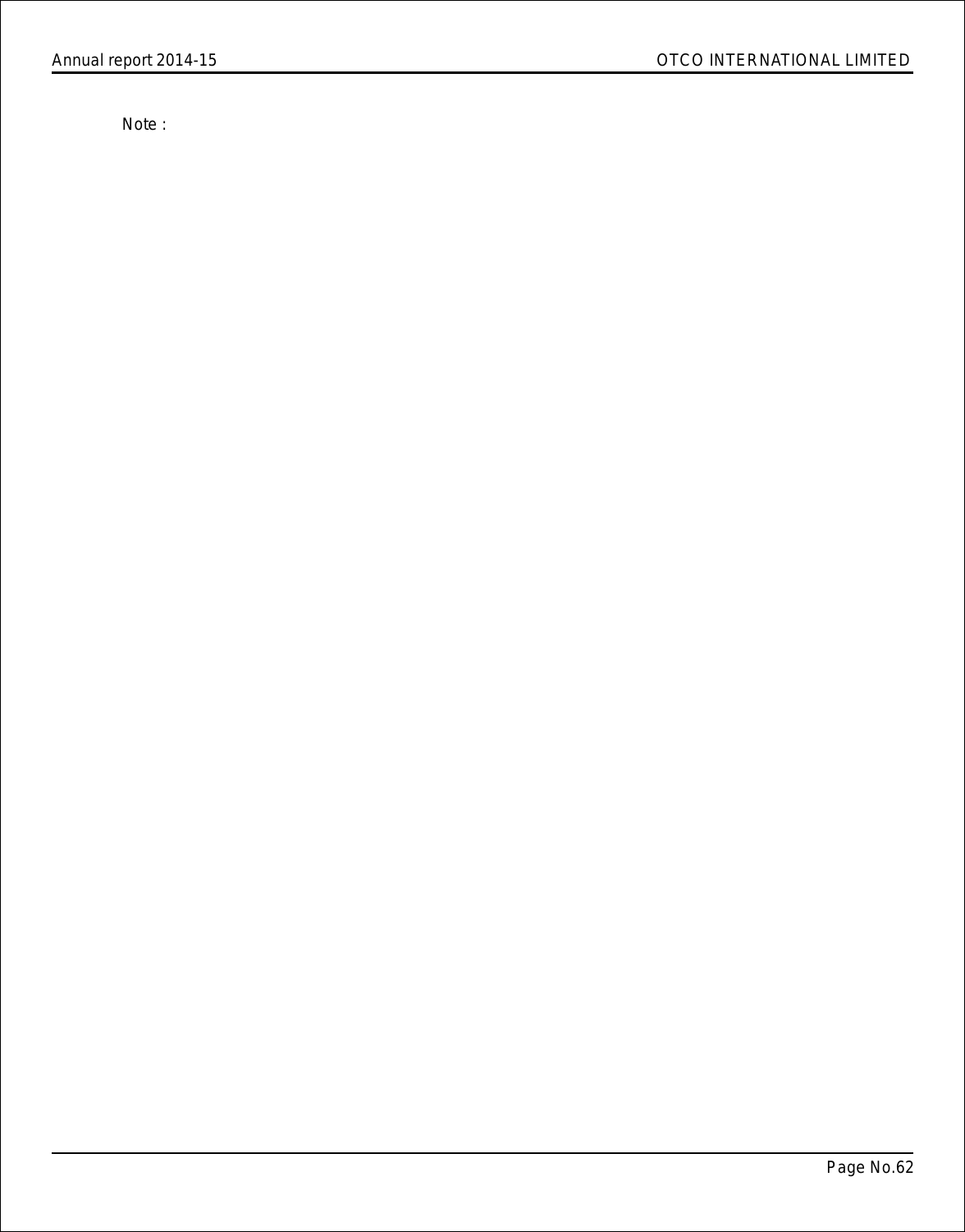Note :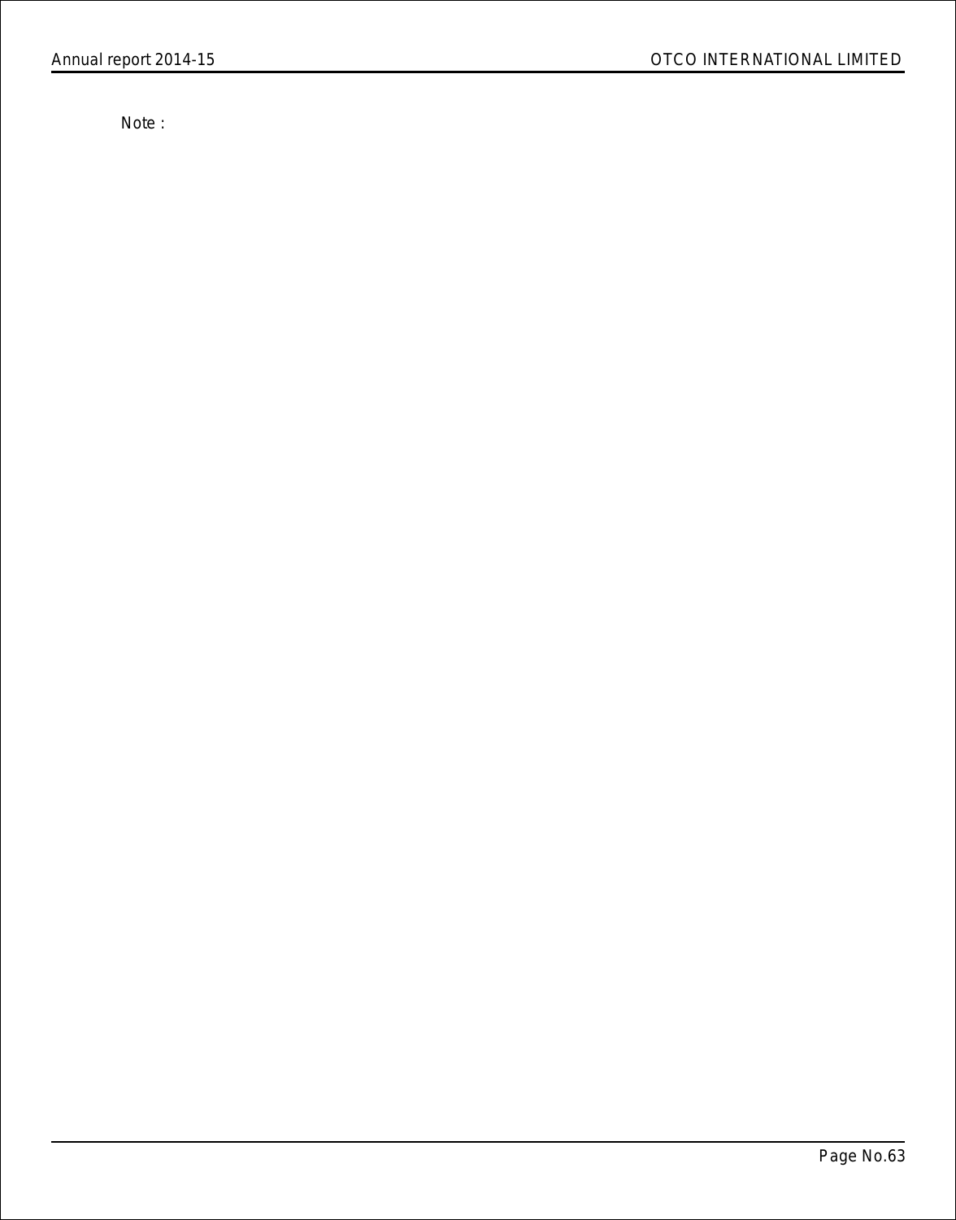Note :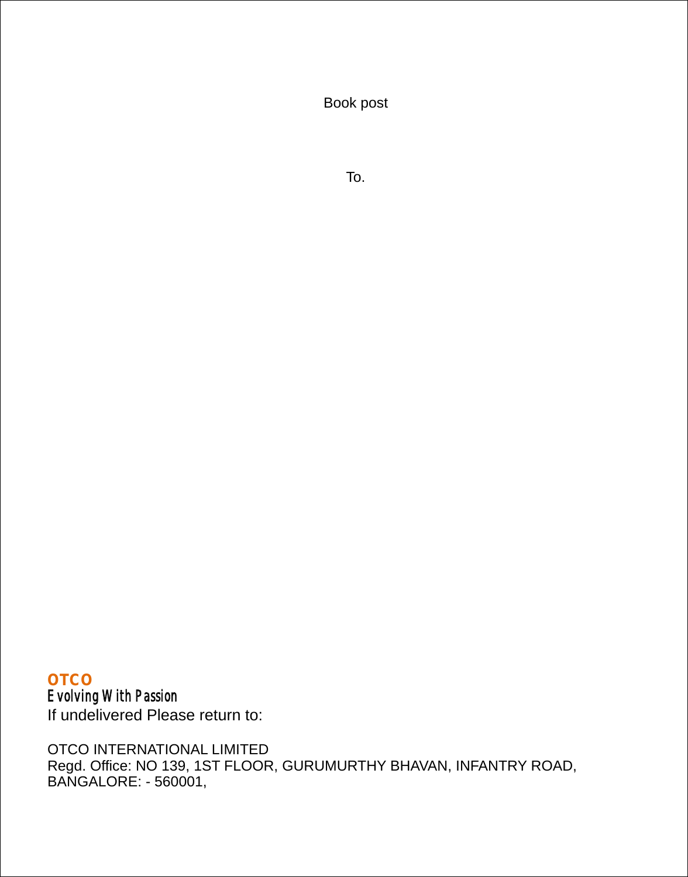Book post

To.

**OTCO**
**Evolving With Passion**

If undelivered Please return to:

OTCO INTERNATIONAL LIMITED
Regd. Office: NO 139, 1ST FLOOR, GURUMURTHY BHAVAN, INFANTRY ROAD,
BANGALORE: - 560001,